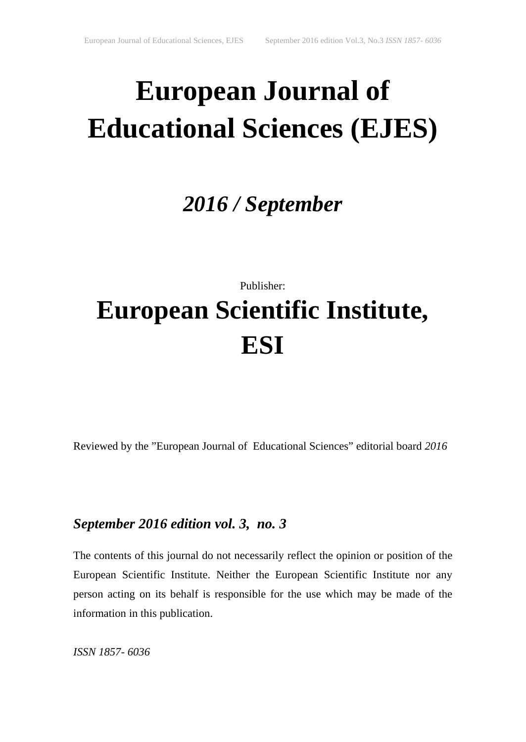# European Journal of Educational Sciences (EJES)

## *2016 / September*

Publisher:

# European Scientific Institute, ESI

Reviewed by the ”European Journal of Educational Sciences” editorial board *2016*

***September 2016 edition vol. 3, no. 3***

The contents of this journal do not necessarily reflect the opinion or position of the European Scientific Institute. Neither the European Scientific Institute nor any person acting on its behalf is responsible for the use which may be made of the information in this publication.

*ISSN 1857- 6036*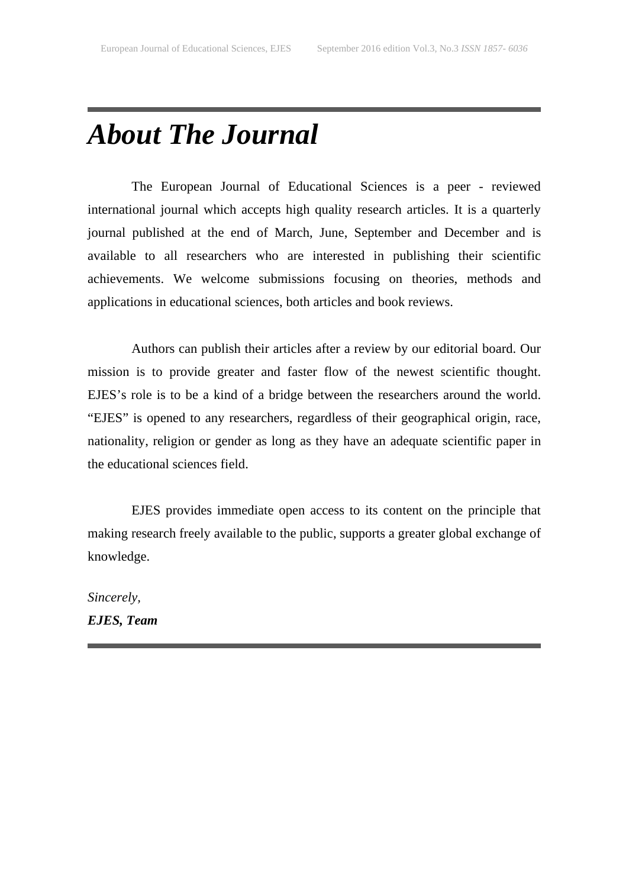# *About The Journal*

The European Journal of Educational Sciences is a peer - reviewed international journal which accepts high quality research articles. It is a quarterly journal published at the end of March, June, September and December and is available to all researchers who are interested in publishing their scientific achievements. We welcome submissions focusing on theories, methods and applications in educational sciences, both articles and book reviews.

Authors can publish their articles after a review by our editorial board. Our mission is to provide greater and faster flow of the newest scientific thought. EJES's role is to be a kind of a bridge between the researchers around the world. "EJES" is opened to any researchers, regardless of their geographical origin, race, nationality, religion or gender as long as they have an adequate scientific paper in the educational sciences field.

EJES provides immediate open access to its content on the principle that making research freely available to the public, supports a greater global exchange of knowledge.

*Sincerely,*

***EJES, Team***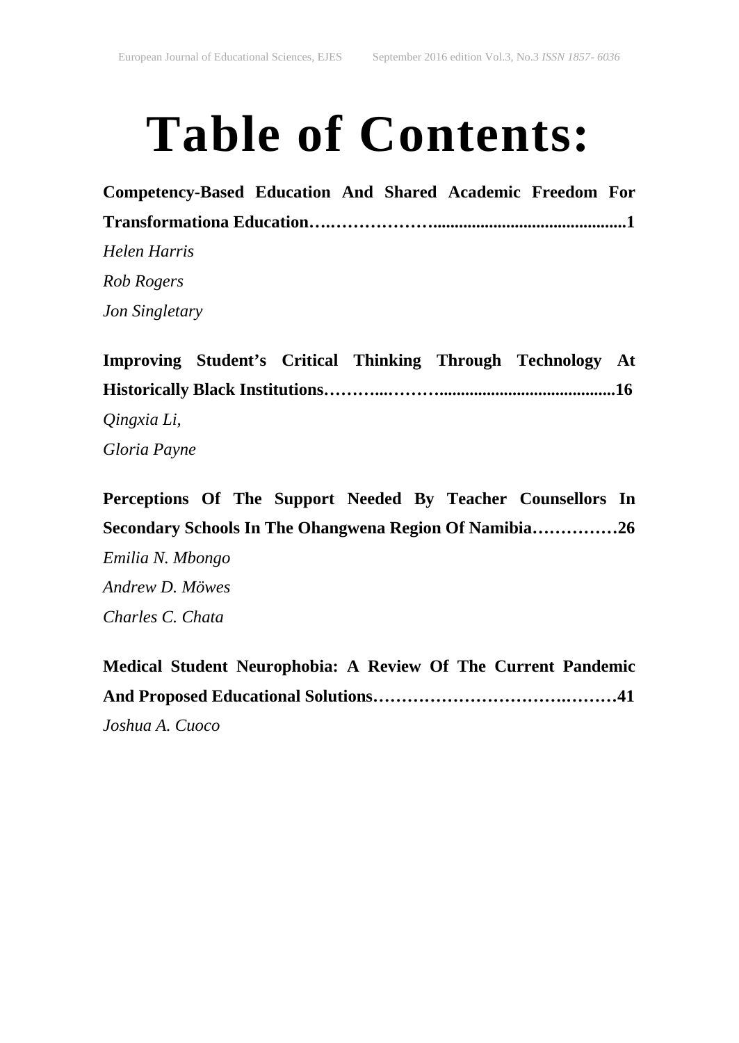# Table of Contents:

**Competency-Based Education And Shared Academic Freedom For Transformationa Education….………………............................................1**

*Helen Harris*

*Rob Rogers*

*Jon Singletary*

**Improving Student's Critical Thinking Through Technology At Historically Black Institutions………..………..........................................16**

*Qingxia Li,*

*Gloria Payne*

**Perceptions Of The Support Needed By Teacher Counsellors In Secondary Schools In The Ohangwena Region Of Namibia……………26**

*Emilia N. Mbongo*

*Andrew D. Möwes*

*Charles C. Chata*

**Medical Student Neurophobia: A Review Of The Current Pandemic And Proposed Educational Solutions……………………………….………41**

*Joshua A. Cuoco*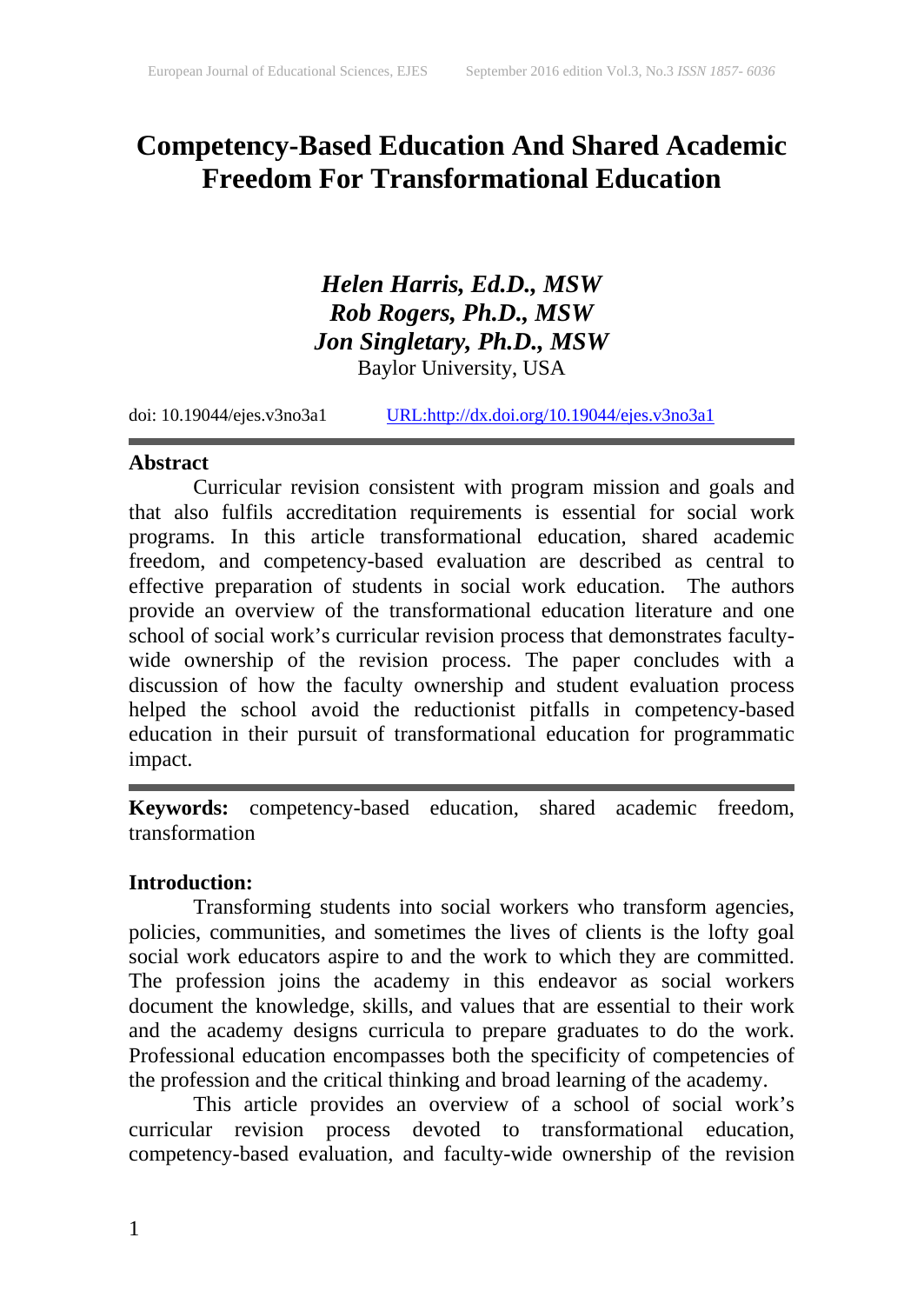# Competency-Based Education And Shared Academic Freedom For Transformational Education

***Helen Harris, Ed.D., MSW***
***Rob Rogers, Ph.D., MSW***
***Jon Singletary, Ph.D., MSW***
Baylor University, USA

doi: 10.19044/ejes.v3no3a1 URL:http://dx.doi.org/10.19044/ejes.v3no3a1

---

**Abstract**

Curricular revision consistent with program mission and goals and that also fulfils accreditation requirements is essential for social work programs. In this article transformational education, shared academic freedom, and competency-based evaluation are described as central to effective preparation of students in social work education. The authors provide an overview of the transformational education literature and one school of social work's curricular revision process that demonstrates faculty-wide ownership of the revision process. The paper concludes with a discussion of how the faculty ownership and student evaluation process helped the school avoid the reductionist pitfalls in competency-based education in their pursuit of transformational education for programmatic impact.

---

**Keywords:** competency-based education, shared academic freedom, transformation

**Introduction:**

Transforming students into social workers who transform agencies, policies, communities, and sometimes the lives of clients is the lofty goal social work educators aspire to and the work to which they are committed. The profession joins the academy in this endeavor as social workers document the knowledge, skills, and values that are essential to their work and the academy designs curricula to prepare graduates to do the work. Professional education encompasses both the specificity of competencies of the profession and the critical thinking and broad learning of the academy.

This article provides an overview of a school of social work's curricular revision process devoted to transformational education, competency-based evaluation, and faculty-wide ownership of the revision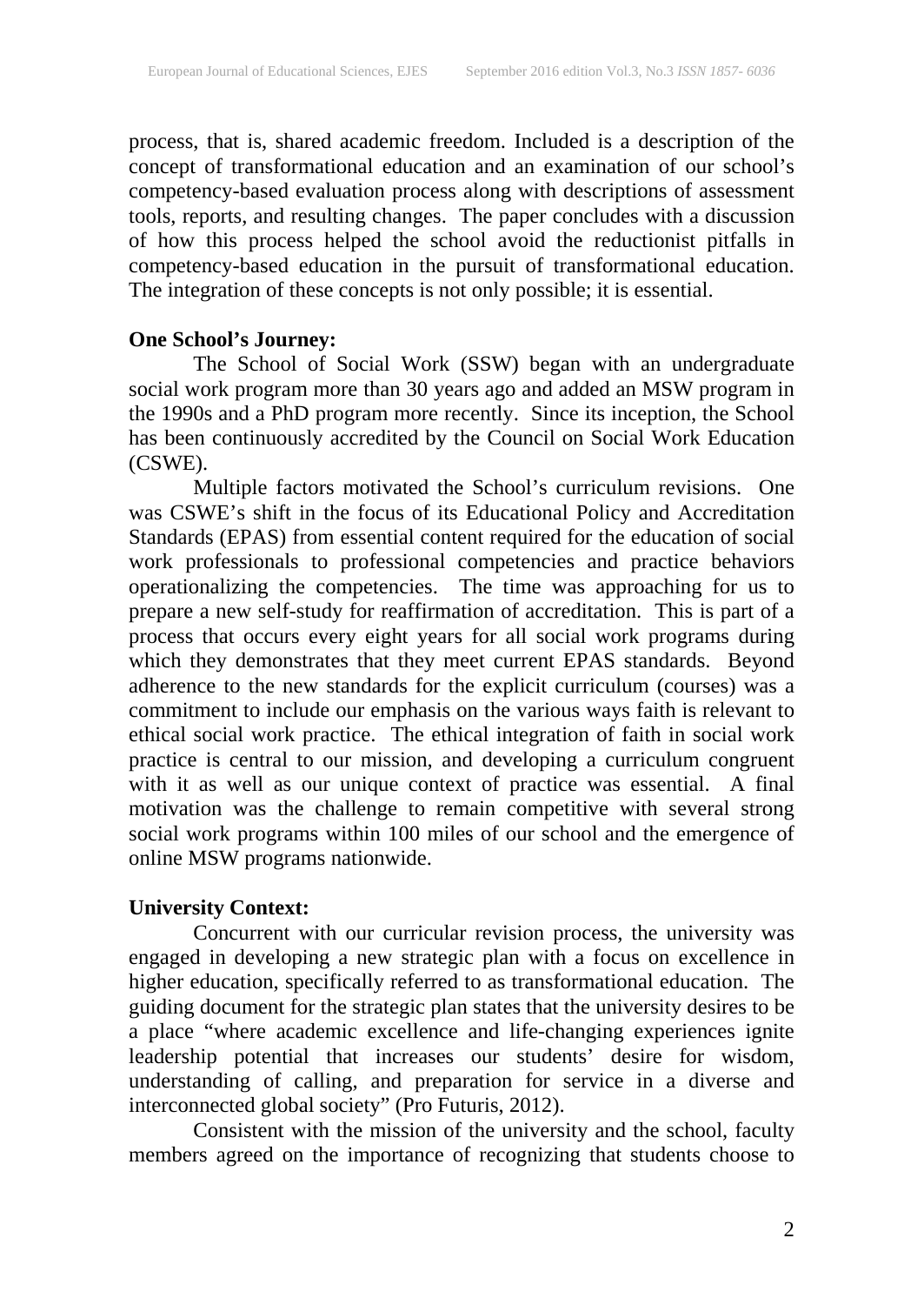process, that is, shared academic freedom. Included is a description of the concept of transformational education and an examination of our school's competency-based evaluation process along with descriptions of assessment tools, reports, and resulting changes. The paper concludes with a discussion of how this process helped the school avoid the reductionist pitfalls in competency-based education in the pursuit of transformational education. The integration of these concepts is not only possible; it is essential.

**One School's Journey:**

The School of Social Work (SSW) began with an undergraduate social work program more than 30 years ago and added an MSW program in the 1990s and a PhD program more recently. Since its inception, the School has been continuously accredited by the Council on Social Work Education (CSWE).

Multiple factors motivated the School's curriculum revisions. One was CSWE's shift in the focus of its Educational Policy and Accreditation Standards (EPAS) from essential content required for the education of social work professionals to professional competencies and practice behaviors operationalizing the competencies. The time was approaching for us to prepare a new self-study for reaffirmation of accreditation. This is part of a process that occurs every eight years for all social work programs during which they demonstrates that they meet current EPAS standards. Beyond adherence to the new standards for the explicit curriculum (courses) was a commitment to include our emphasis on the various ways faith is relevant to ethical social work practice. The ethical integration of faith in social work practice is central to our mission, and developing a curriculum congruent with it as well as our unique context of practice was essential. A final motivation was the challenge to remain competitive with several strong social work programs within 100 miles of our school and the emergence of online MSW programs nationwide.

**University Context:**

Concurrent with our curricular revision process, the university was engaged in developing a new strategic plan with a focus on excellence in higher education, specifically referred to as transformational education. The guiding document for the strategic plan states that the university desires to be a place "where academic excellence and life-changing experiences ignite leadership potential that increases our students' desire for wisdom, understanding of calling, and preparation for service in a diverse and interconnected global society" (Pro Futuris, 2012).

Consistent with the mission of the university and the school, faculty members agreed on the importance of recognizing that students choose to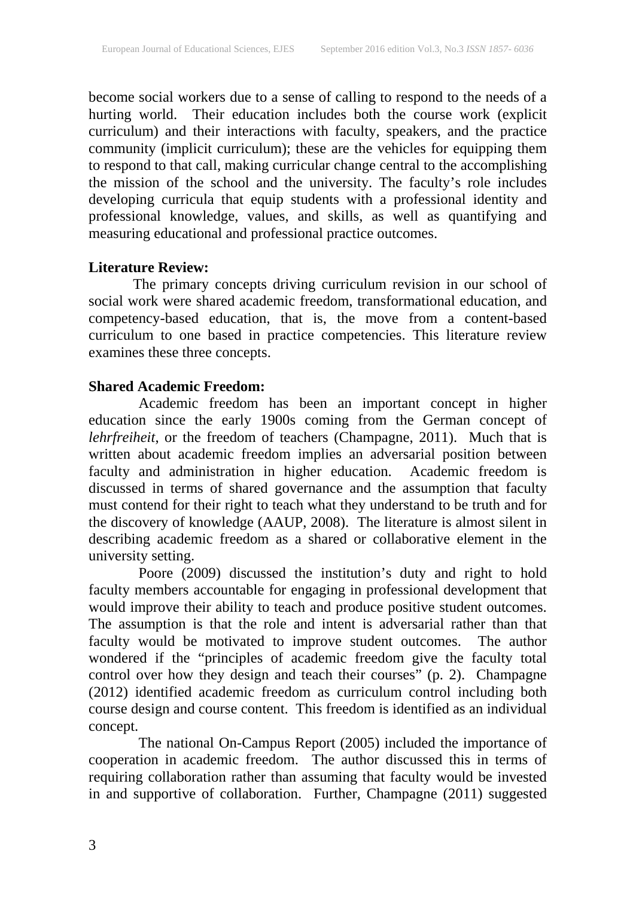become social workers due to a sense of calling to respond to the needs of a hurting world. Their education includes both the course work (explicit curriculum) and their interactions with faculty, speakers, and the practice community (implicit curriculum); these are the vehicles for equipping them to respond to that call, making curricular change central to the accomplishing the mission of the school and the university. The faculty's role includes developing curricula that equip students with a professional identity and professional knowledge, values, and skills, as well as quantifying and measuring educational and professional practice outcomes.

**Literature Review:**

The primary concepts driving curriculum revision in our school of social work were shared academic freedom, transformational education, and competency-based education, that is, the move from a content-based curriculum to one based in practice competencies. This literature review examines these three concepts.

**Shared Academic Freedom:**

Academic freedom has been an important concept in higher education since the early 1900s coming from the German concept of *lehrfreiheit*, or the freedom of teachers (Champagne, 2011). Much that is written about academic freedom implies an adversarial position between faculty and administration in higher education. Academic freedom is discussed in terms of shared governance and the assumption that faculty must contend for their right to teach what they understand to be truth and for the discovery of knowledge (AAUP, 2008). The literature is almost silent in describing academic freedom as a shared or collaborative element in the university setting.

Poore (2009) discussed the institution's duty and right to hold faculty members accountable for engaging in professional development that would improve their ability to teach and produce positive student outcomes. The assumption is that the role and intent is adversarial rather than that faculty would be motivated to improve student outcomes. The author wondered if the "principles of academic freedom give the faculty total control over how they design and teach their courses" (p. 2). Champagne (2012) identified academic freedom as curriculum control including both course design and course content. This freedom is identified as an individual concept.

The national On-Campus Report (2005) included the importance of cooperation in academic freedom. The author discussed this in terms of requiring collaboration rather than assuming that faculty would be invested in and supportive of collaboration. Further, Champagne (2011) suggested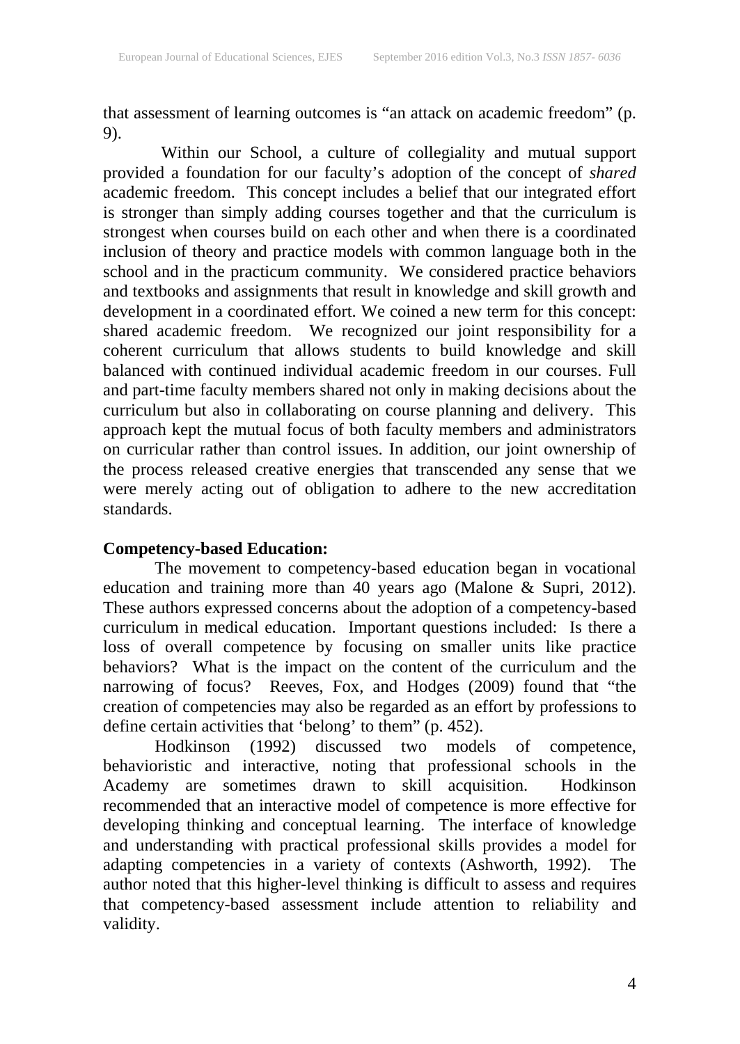that assessment of learning outcomes is “an attack on academic freedom” (p. 9).

Within our School, a culture of collegiality and mutual support provided a foundation for our faculty’s adoption of the concept of *shared* academic freedom. This concept includes a belief that our integrated effort is stronger than simply adding courses together and that the curriculum is strongest when courses build on each other and when there is a coordinated inclusion of theory and practice models with common language both in the school and in the practicum community. We considered practice behaviors and textbooks and assignments that result in knowledge and skill growth and development in a coordinated effort. We coined a new term for this concept: shared academic freedom. We recognized our joint responsibility for a coherent curriculum that allows students to build knowledge and skill balanced with continued individual academic freedom in our courses. Full and part-time faculty members shared not only in making decisions about the curriculum but also in collaborating on course planning and delivery. This approach kept the mutual focus of both faculty members and administrators on curricular rather than control issues. In addition, our joint ownership of the process released creative energies that transcended any sense that we were merely acting out of obligation to adhere to the new accreditation standards.

**Competency-based Education:**

The movement to competency-based education began in vocational education and training more than 40 years ago (Malone & Supri, 2012). These authors expressed concerns about the adoption of a competency-based curriculum in medical education. Important questions included: Is there a loss of overall competence by focusing on smaller units like practice behaviors? What is the impact on the content of the curriculum and the narrowing of focus? Reeves, Fox, and Hodges (2009) found that “the creation of competencies may also be regarded as an effort by professions to define certain activities that ‘belong’ to them” (p. 452).

Hodkinson (1992) discussed two models of competence, behavioristic and interactive, noting that professional schools in the Academy are sometimes drawn to skill acquisition. Hodkinson recommended that an interactive model of competence is more effective for developing thinking and conceptual learning. The interface of knowledge and understanding with practical professional skills provides a model for adapting competencies in a variety of contexts (Ashworth, 1992). The author noted that this higher-level thinking is difficult to assess and requires that competency-based assessment include attention to reliability and validity.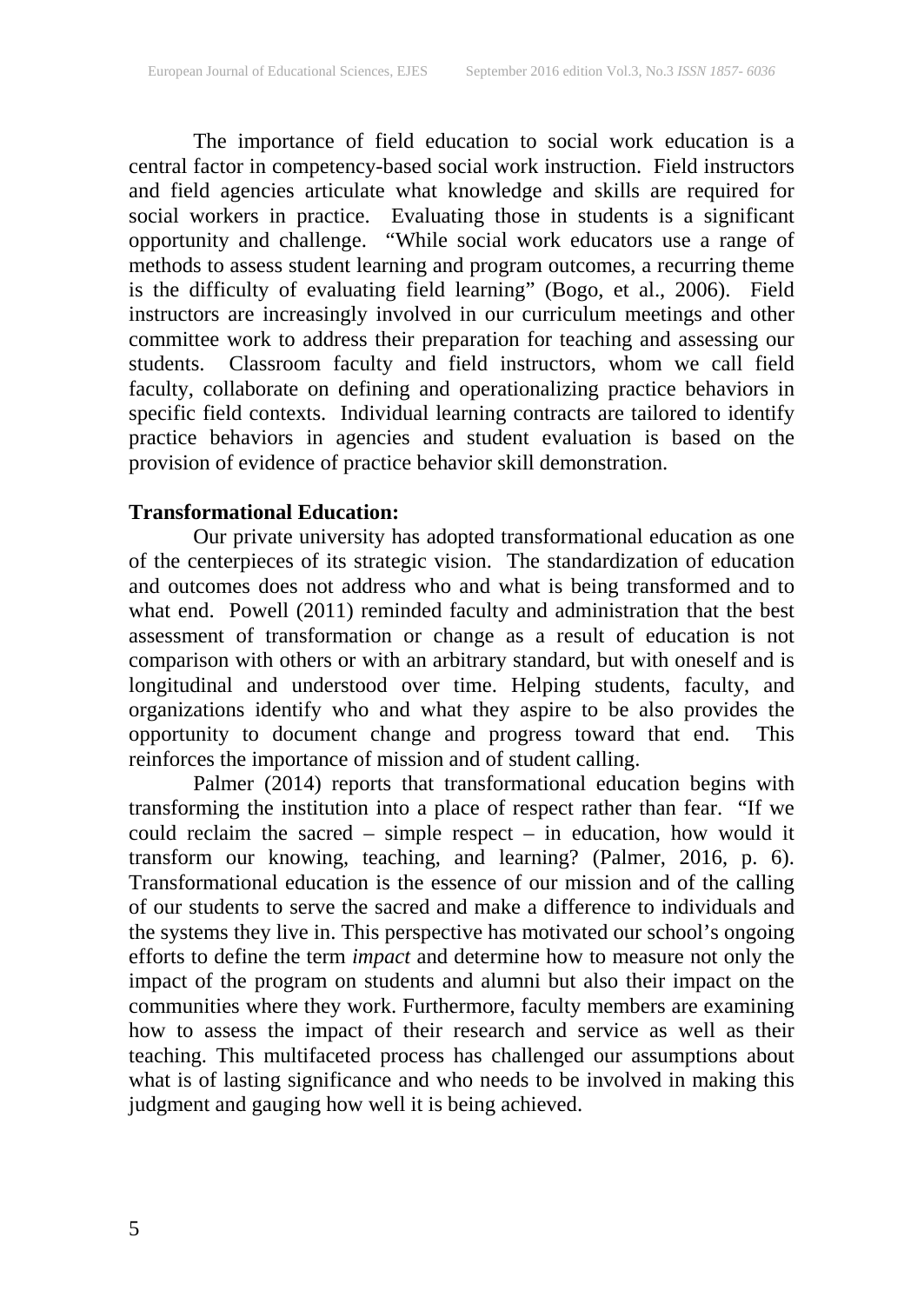The importance of field education to social work education is a central factor in competency-based social work instruction. Field instructors and field agencies articulate what knowledge and skills are required for social workers in practice. Evaluating those in students is a significant opportunity and challenge. "While social work educators use a range of methods to assess student learning and program outcomes, a recurring theme is the difficulty of evaluating field learning" (Bogo, et al., 2006). Field instructors are increasingly involved in our curriculum meetings and other committee work to address their preparation for teaching and assessing our students. Classroom faculty and field instructors, whom we call field faculty, collaborate on defining and operationalizing practice behaviors in specific field contexts. Individual learning contracts are tailored to identify practice behaviors in agencies and student evaluation is based on the provision of evidence of practice behavior skill demonstration.

**Transformational Education:**

Our private university has adopted transformational education as one of the centerpieces of its strategic vision. The standardization of education and outcomes does not address who and what is being transformed and to what end. Powell (2011) reminded faculty and administration that the best assessment of transformation or change as a result of education is not comparison with others or with an arbitrary standard, but with oneself and is longitudinal and understood over time. Helping students, faculty, and organizations identify who and what they aspire to be also provides the opportunity to document change and progress toward that end. This reinforces the importance of mission and of student calling.

Palmer (2014) reports that transformational education begins with transforming the institution into a place of respect rather than fear. "If we could reclaim the sacred – simple respect – in education, how would it transform our knowing, teaching, and learning? (Palmer, 2016, p. 6). Transformational education is the essence of our mission and of the calling of our students to serve the sacred and make a difference to individuals and the systems they live in. This perspective has motivated our school's ongoing efforts to define the term *impact* and determine how to measure not only the impact of the program on students and alumni but also their impact on the communities where they work. Furthermore, faculty members are examining how to assess the impact of their research and service as well as their teaching. This multifaceted process has challenged our assumptions about what is of lasting significance and who needs to be involved in making this judgment and gauging how well it is being achieved.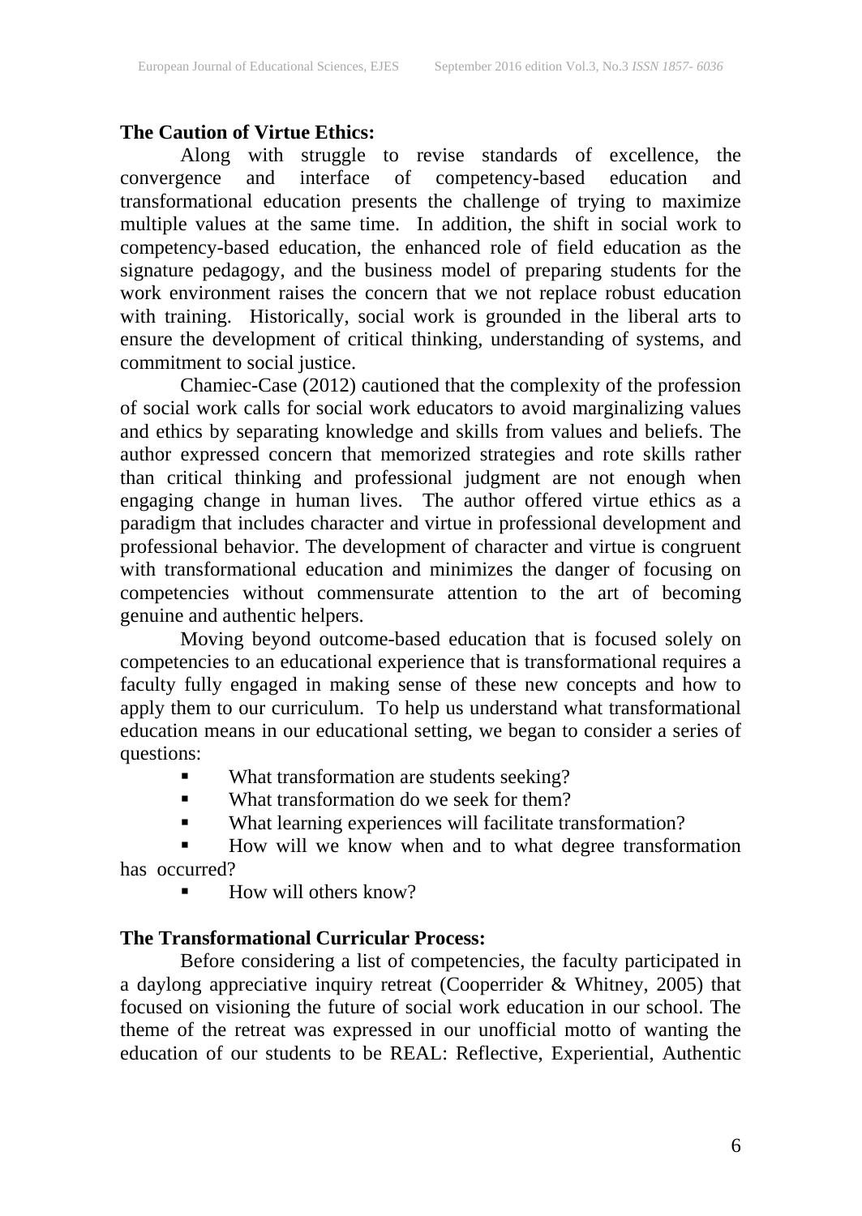**The Caution of Virtue Ethics:**

Along with struggle to revise standards of excellence, the convergence and interface of competency-based education and transformational education presents the challenge of trying to maximize multiple values at the same time. In addition, the shift in social work to competency-based education, the enhanced role of field education as the signature pedagogy, and the business model of preparing students for the work environment raises the concern that we not replace robust education with training. Historically, social work is grounded in the liberal arts to ensure the development of critical thinking, understanding of systems, and commitment to social justice.

Chamiec-Case (2012) cautioned that the complexity of the profession of social work calls for social work educators to avoid marginalizing values and ethics by separating knowledge and skills from values and beliefs. The author expressed concern that memorized strategies and rote skills rather than critical thinking and professional judgment are not enough when engaging change in human lives. The author offered virtue ethics as a paradigm that includes character and virtue in professional development and professional behavior. The development of character and virtue is congruent with transformational education and minimizes the danger of focusing on competencies without commensurate attention to the art of becoming genuine and authentic helpers.

Moving beyond outcome-based education that is focused solely on competencies to an educational experience that is transformational requires a faculty fully engaged in making sense of these new concepts and how to apply them to our curriculum. To help us understand what transformational education means in our educational setting, we began to consider a series of questions:

- What transformation are students seeking?
- What transformation do we seek for them?
- What learning experiences will facilitate transformation?
- How will we know when and to what degree transformation has occurred?
- How will others know?

**The Transformational Curricular Process:**

Before considering a list of competencies, the faculty participated in a daylong appreciative inquiry retreat (Cooperrider & Whitney, 2005) that focused on visioning the future of social work education in our school. The theme of the retreat was expressed in our unofficial motto of wanting the education of our students to be REAL: Reflective, Experiential, Authentic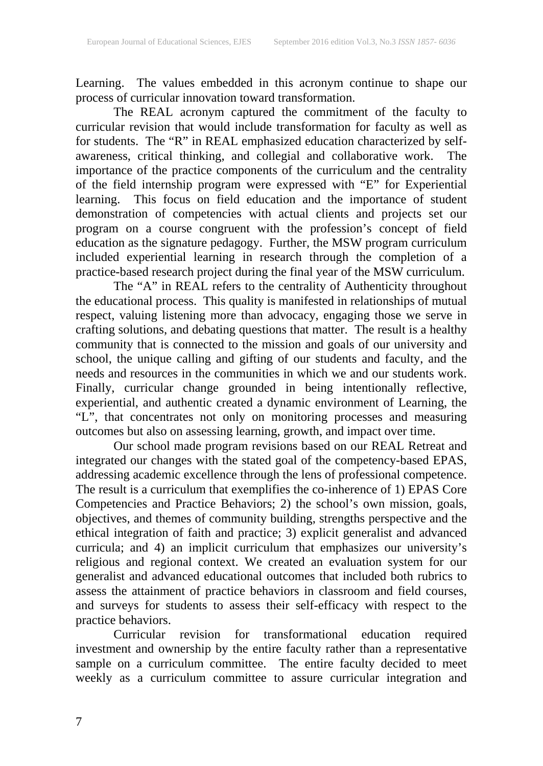Learning. The values embedded in this acronym continue to shape our process of curricular innovation toward transformation.

The REAL acronym captured the commitment of the faculty to curricular revision that would include transformation for faculty as well as for students. The "R" in REAL emphasized education characterized by self-awareness, critical thinking, and collegial and collaborative work. The importance of the practice components of the curriculum and the centrality of the field internship program were expressed with "E" for Experiential learning. This focus on field education and the importance of student demonstration of competencies with actual clients and projects set our program on a course congruent with the profession's concept of field education as the signature pedagogy. Further, the MSW program curriculum included experiential learning in research through the completion of a practice-based research project during the final year of the MSW curriculum.

The "A" in REAL refers to the centrality of Authenticity throughout the educational process. This quality is manifested in relationships of mutual respect, valuing listening more than advocacy, engaging those we serve in crafting solutions, and debating questions that matter. The result is a healthy community that is connected to the mission and goals of our university and school, the unique calling and gifting of our students and faculty, and the needs and resources in the communities in which we and our students work. Finally, curricular change grounded in being intentionally reflective, experiential, and authentic created a dynamic environment of Learning, the "L", that concentrates not only on monitoring processes and measuring outcomes but also on assessing learning, growth, and impact over time.

Our school made program revisions based on our REAL Retreat and integrated our changes with the stated goal of the competency-based EPAS, addressing academic excellence through the lens of professional competence. The result is a curriculum that exemplifies the co-inherence of 1) EPAS Core Competencies and Practice Behaviors; 2) the school's own mission, goals, objectives, and themes of community building, strengths perspective and the ethical integration of faith and practice; 3) explicit generalist and advanced curricula; and 4) an implicit curriculum that emphasizes our university's religious and regional context. We created an evaluation system for our generalist and advanced educational outcomes that included both rubrics to assess the attainment of practice behaviors in classroom and field courses, and surveys for students to assess their self-efficacy with respect to the practice behaviors.

Curricular revision for transformational education required investment and ownership by the entire faculty rather than a representative sample on a curriculum committee. The entire faculty decided to meet weekly as a curriculum committee to assure curricular integration and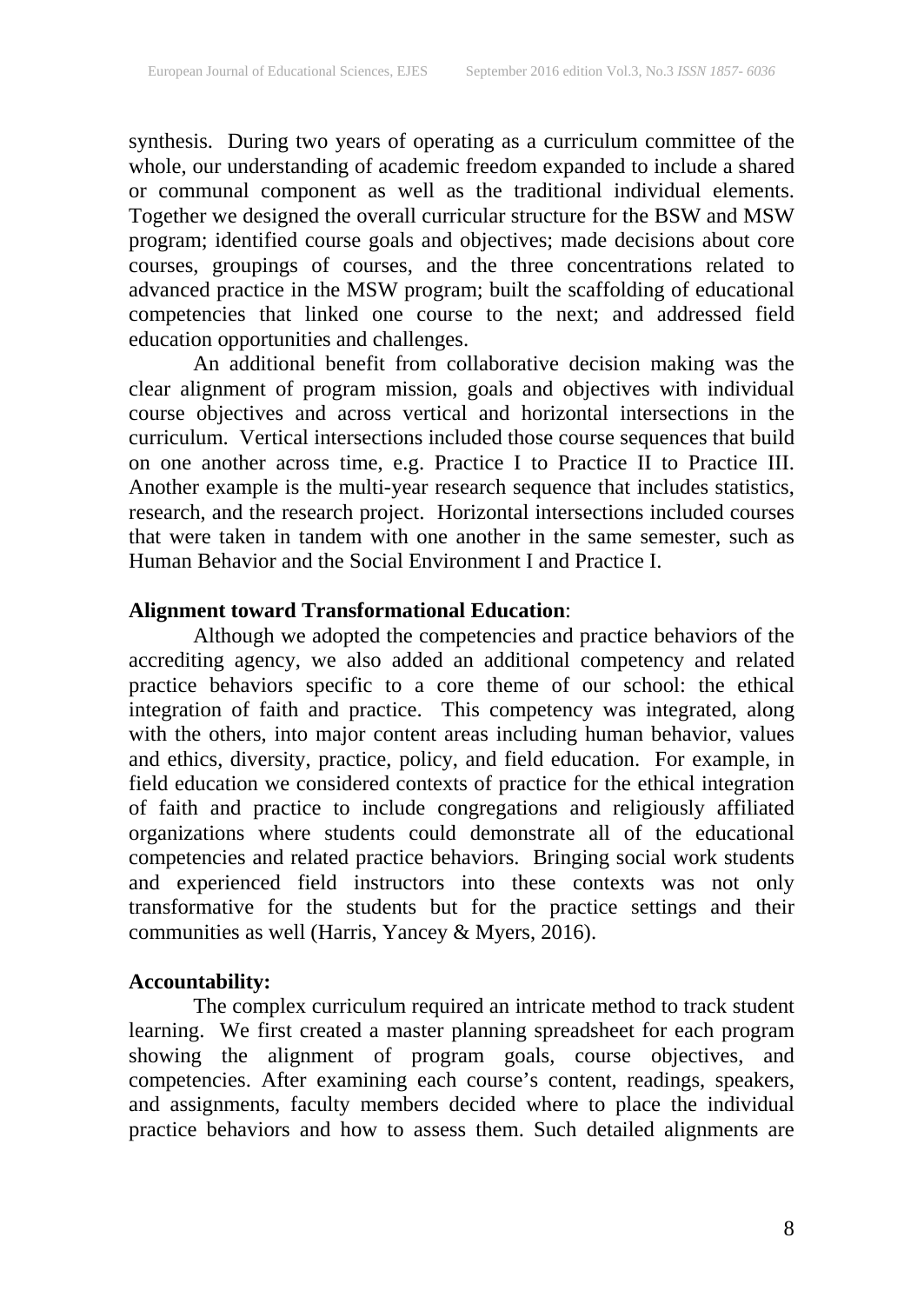synthesis. During two years of operating as a curriculum committee of the whole, our understanding of academic freedom expanded to include a shared or communal component as well as the traditional individual elements. Together we designed the overall curricular structure for the BSW and MSW program; identified course goals and objectives; made decisions about core courses, groupings of courses, and the three concentrations related to advanced practice in the MSW program; built the scaffolding of educational competencies that linked one course to the next; and addressed field education opportunities and challenges.

An additional benefit from collaborative decision making was the clear alignment of program mission, goals and objectives with individual course objectives and across vertical and horizontal intersections in the curriculum. Vertical intersections included those course sequences that build on one another across time, e.g. Practice I to Practice II to Practice III. Another example is the multi-year research sequence that includes statistics, research, and the research project. Horizontal intersections included courses that were taken in tandem with one another in the same semester, such as Human Behavior and the Social Environment I and Practice I.

**Alignment toward Transformational Education**:

Although we adopted the competencies and practice behaviors of the accrediting agency, we also added an additional competency and related practice behaviors specific to a core theme of our school: the ethical integration of faith and practice. This competency was integrated, along with the others, into major content areas including human behavior, values and ethics, diversity, practice, policy, and field education. For example, in field education we considered contexts of practice for the ethical integration of faith and practice to include congregations and religiously affiliated organizations where students could demonstrate all of the educational competencies and related practice behaviors. Bringing social work students and experienced field instructors into these contexts was not only transformative for the students but for the practice settings and their communities as well (Harris, Yancey & Myers, 2016).

**Accountability:**

The complex curriculum required an intricate method to track student learning. We first created a master planning spreadsheet for each program showing the alignment of program goals, course objectives, and competencies. After examining each course's content, readings, speakers, and assignments, faculty members decided where to place the individual practice behaviors and how to assess them. Such detailed alignments are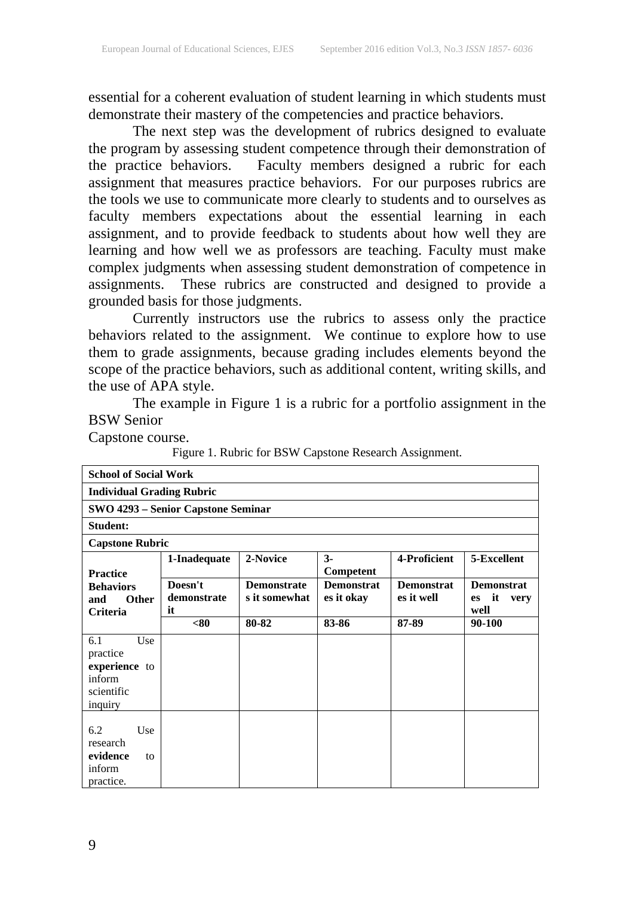essential for a coherent evaluation of student learning in which students must demonstrate their mastery of the competencies and practice behaviors.

The next step was the development of rubrics designed to evaluate the program by assessing student competence through their demonstration of the practice behaviors. Faculty members designed a rubric for each assignment that measures practice behaviors. For our purposes rubrics are the tools we use to communicate more clearly to students and to ourselves as faculty members expectations about the essential learning in each assignment, and to provide feedback to students about how well they are learning and how well we as professors are teaching. Faculty must make complex judgments when assessing student demonstration of competence in assignments. These rubrics are constructed and designed to provide a grounded basis for those judgments.

Currently instructors use the rubrics to assess only the practice behaviors related to the assignment. We continue to explore how to use them to grade assignments, because grading includes elements beyond the scope of the practice behaviors, such as additional content, writing skills, and the use of APA style.

The example in Figure 1 is a rubric for a portfolio assignment in the BSW Senior
Capstone course.

Figure 1. Rubric for BSW Capstone Research Assignment.

| **School of Social Work** | | | | | |
|---|---|---|---|---|---|
| **Individual Grading Rubric** | | | | | |
| **SWO 4293 – Senior Capstone Seminar** | | | | | |
| **Student:** | | | | | |
| **Capstone Rubric** | | | | | |
| **Practice Behaviors and Other Criteria** | **1-Inadequate** | **2-Novice** | **3-Competent** | **4-Proficient** | **5-Excellent** |
| | **Doesn't demonstrate it** | **Demonstrates it somewhat** | **Demonstrates it okay** | **Demonstrates it well** | **Demonstrates it very well** |
| | **<80** | **80-82** | **83-86** | **87-89** | **90-100** |
| 6.1 Use practice **experience** to inform scientific inquiry | | | | | |
| 6.2 Use research **evidence** to inform practice. | | | | | |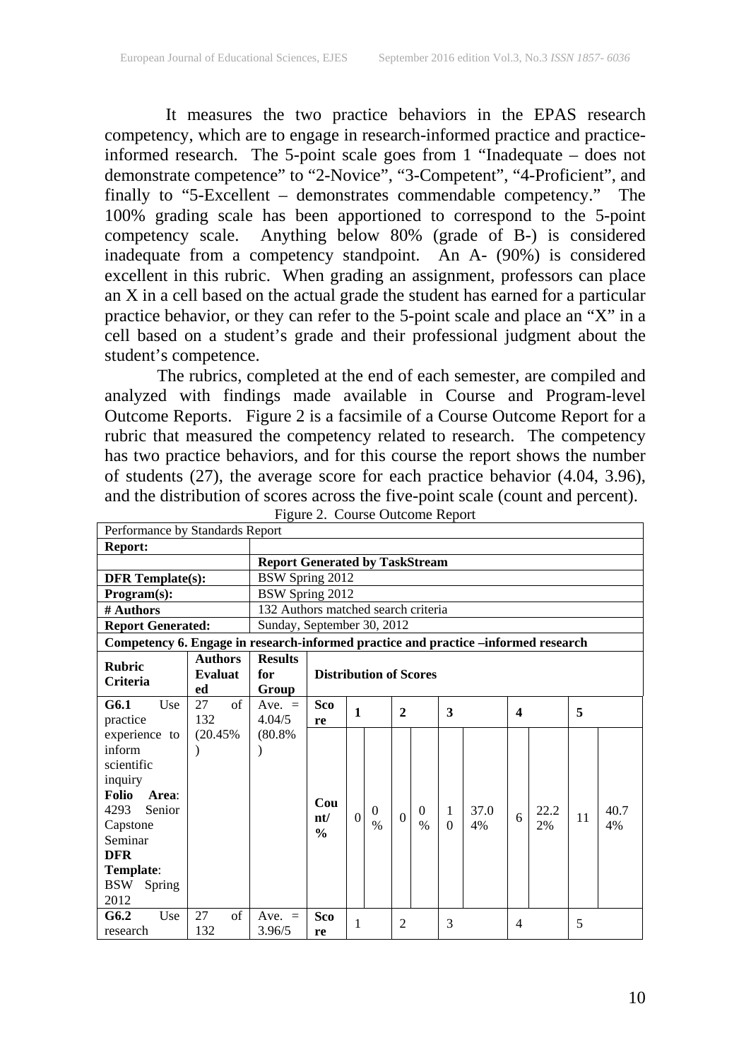It measures the two practice behaviors in the EPAS research competency, which are to engage in research-informed practice and practice-informed research. The 5-point scale goes from 1 "Inadequate – does not demonstrate competence" to "2-Novice", "3-Competent", "4-Proficient", and finally to "5-Excellent – demonstrates commendable competency." The 100% grading scale has been apportioned to correspond to the 5-point competency scale. Anything below 80% (grade of B-) is considered inadequate from a competency standpoint. An A- (90%) is considered excellent in this rubric. When grading an assignment, professors can place an X in a cell based on the actual grade the student has earned for a particular practice behavior, or they can refer to the 5-point scale and place an "X" in a cell based on a student's grade and their professional judgment about the student's competence.

The rubrics, completed at the end of each semester, are compiled and analyzed with findings made available in Course and Program-level Outcome Reports. Figure 2 is a facsimile of a Course Outcome Report for a rubric that measured the competency related to research. The competency has two practice behaviors, and for this course the report shows the number of students (27), the average score for each practice behavior (4.04, 3.96), and the distribution of scores across the five-point scale (count and percent).

Figure 2. Course Outcome Report

| Performance by Standards Report | | | | | | | | | | | | | | |
|---|---|---|---|---|---|---|---|---|---|---|---|---|---|---|
| **Report:** | | | | | | | | | | | | | | |
| | **Report Generated by TaskStream** | | | | | | | | | | | | | |
| **DFR Template(s):** | BSW Spring 2012 | | | | | | | | | | | | | |
| **Program(s):** | BSW Spring 2012 | | | | | | | | | | | | | |
| **# Authors** | 132 Authors matched search criteria | | | | | | | | | | | | | |
| **Report Generated:** | Sunday, September 30, 2012 | | | | | | | | | | | | | |
| **Competency 6. Engage in research-informed practice and practice –informed research** | | | | | | | | | | | | | | |
| **Rubric Criteria** | **Authors Evaluated** | **Results for Group** | **Distribution of Scores** | | | | | | | | | | | |
| **G6.1** Use practice experience to inform scientific inquiry **Folio Area**: 4293 Senior Capstone Seminar **DFR Template**: BSW Spring 2012 | 27 of 132 (20.45%) | Ave. = 4.04/5 (80.8%) | **Score** | **1** | | **2** | | **3** | | **4** | | **5** | |
| | | | **Count/ %** | 0 | 0 % | 0 | 0 % | 10 | 37.04% | 6 | 22.22% | 11 | 40.74% |
| **G6.2** Use research | 27 of 132 | Ave. = 3.96/5 | **Score** | 1 | | 2 | | 3 | | 4 | | 5 | |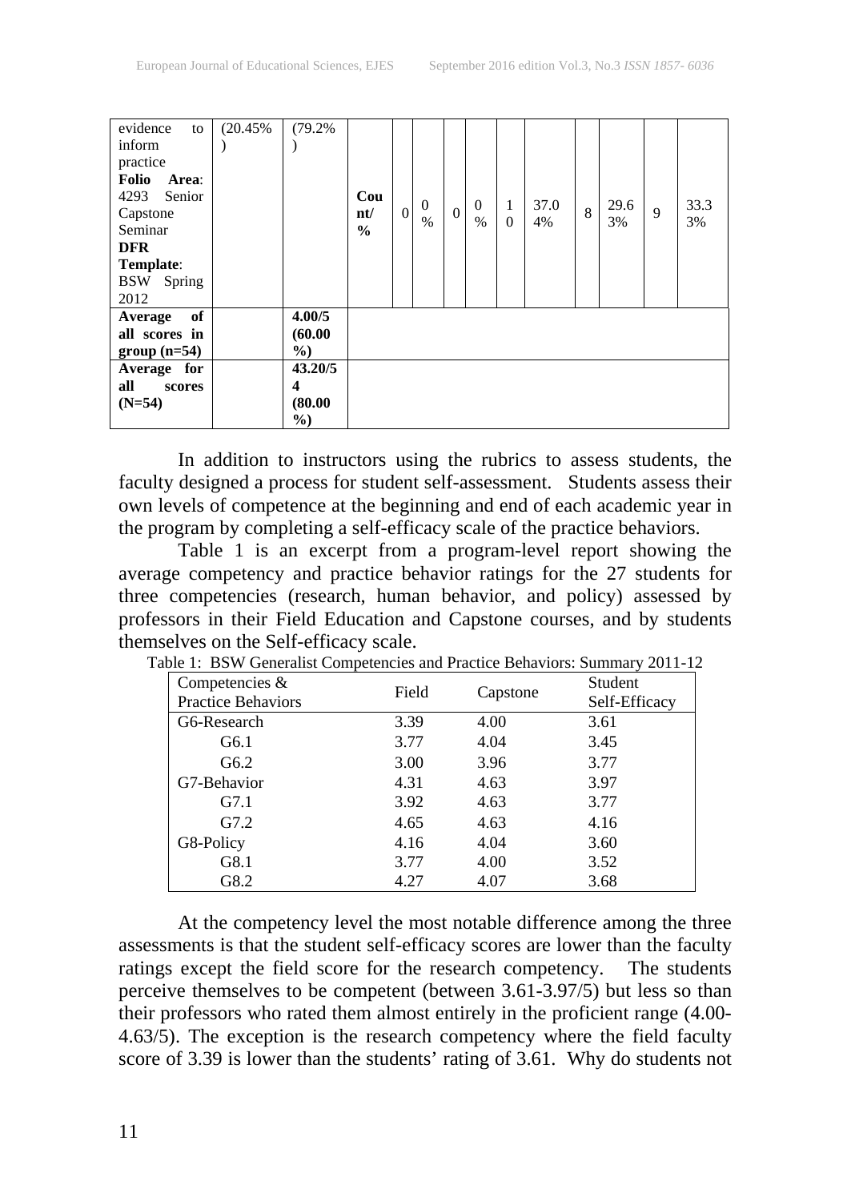| | | | | | | | | | | | | | | |
|---|---|---|---|---|---|---|---|---|---|---|---|---|---|---|
| evidence to inform practice **Folio Area**: 4293 Senior Capstone Seminar **DFR Template**: BSW Spring 2012 | (20.45%) | (79.2%) | **Count/ %** | 0 | 0 % | 0 | 0 % | 10 | 37.04% | 8 | 29.63% | 9 | 33.33% |
| **Average of all scores in group (n=54)** | | **4.00/5 (60.00 %)** | | | | | | | | | | | |
| **Average for all scores (N=54)** | | **43.20/54 (80.00 %)** | | | | | | | | | | | |

In addition to instructors using the rubrics to assess students, the faculty designed a process for student self-assessment. Students assess their own levels of competence at the beginning and end of each academic year in the program by completing a self-efficacy scale of the practice behaviors.

Table 1 is an excerpt from a program-level report showing the average competency and practice behavior ratings for the 27 students for three competencies (research, human behavior, and policy) assessed by professors in their Field Education and Capstone courses, and by students themselves on the Self-efficacy scale.

Table 1: BSW Generalist Competencies and Practice Behaviors: Summary 2011-12

| Competencies & Practice Behaviors | Field | Capstone | Student Self-Efficacy |
|---|---|---|---|
| G6-Research | 3.39 | 4.00 | 3.61 |
| G6.1 | 3.77 | 4.04 | 3.45 |
| G6.2 | 3.00 | 3.96 | 3.77 |
| G7-Behavior | 4.31 | 4.63 | 3.97 |
| G7.1 | 3.92 | 4.63 | 3.77 |
| G7.2 | 4.65 | 4.63 | 4.16 |
| G8-Policy | 4.16 | 4.04 | 3.60 |
| G8.1 | 3.77 | 4.00 | 3.52 |
| G8.2 | 4.27 | 4.07 | 3.68 |

At the competency level the most notable difference among the three assessments is that the student self-efficacy scores are lower than the faculty ratings except the field score for the research competency. The students perceive themselves to be competent (between 3.61-3.97/5) but less so than their professors who rated them almost entirely in the proficient range (4.00-4.63/5). The exception is the research competency where the field faculty score of 3.39 is lower than the students' rating of 3.61. Why do students not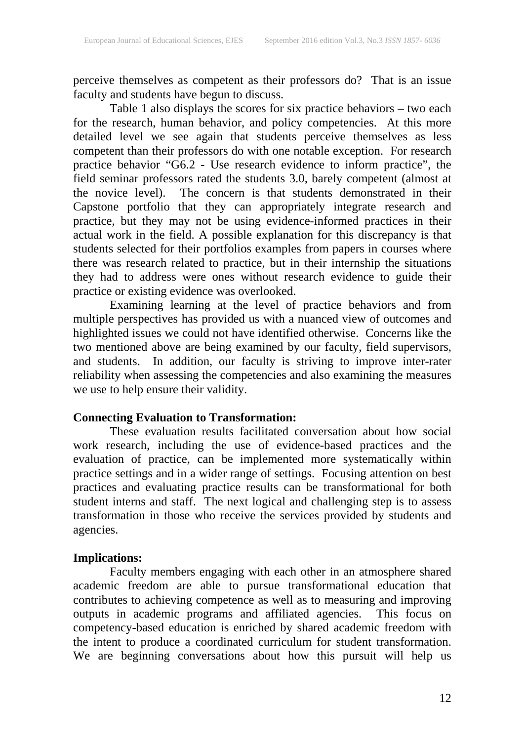perceive themselves as competent as their professors do? That is an issue faculty and students have begun to discuss.

Table 1 also displays the scores for six practice behaviors – two each for the research, human behavior, and policy competencies. At this more detailed level we see again that students perceive themselves as less competent than their professors do with one notable exception. For research practice behavior "G6.2 - Use research evidence to inform practice", the field seminar professors rated the students 3.0, barely competent (almost at the novice level). The concern is that students demonstrated in their Capstone portfolio that they can appropriately integrate research and practice, but they may not be using evidence-informed practices in their actual work in the field. A possible explanation for this discrepancy is that students selected for their portfolios examples from papers in courses where there was research related to practice, but in their internship the situations they had to address were ones without research evidence to guide their practice or existing evidence was overlooked.

Examining learning at the level of practice behaviors and from multiple perspectives has provided us with a nuanced view of outcomes and highlighted issues we could not have identified otherwise. Concerns like the two mentioned above are being examined by our faculty, field supervisors, and students. In addition, our faculty is striving to improve inter-rater reliability when assessing the competencies and also examining the measures we use to help ensure their validity.

**Connecting Evaluation to Transformation:**

These evaluation results facilitated conversation about how social work research, including the use of evidence-based practices and the evaluation of practice, can be implemented more systematically within practice settings and in a wider range of settings. Focusing attention on best practices and evaluating practice results can be transformational for both student interns and staff. The next logical and challenging step is to assess transformation in those who receive the services provided by students and agencies.

**Implications:**

Faculty members engaging with each other in an atmosphere shared academic freedom are able to pursue transformational education that contributes to achieving competence as well as to measuring and improving outputs in academic programs and affiliated agencies. This focus on competency-based education is enriched by shared academic freedom with the intent to produce a coordinated curriculum for student transformation. We are beginning conversations about how this pursuit will help us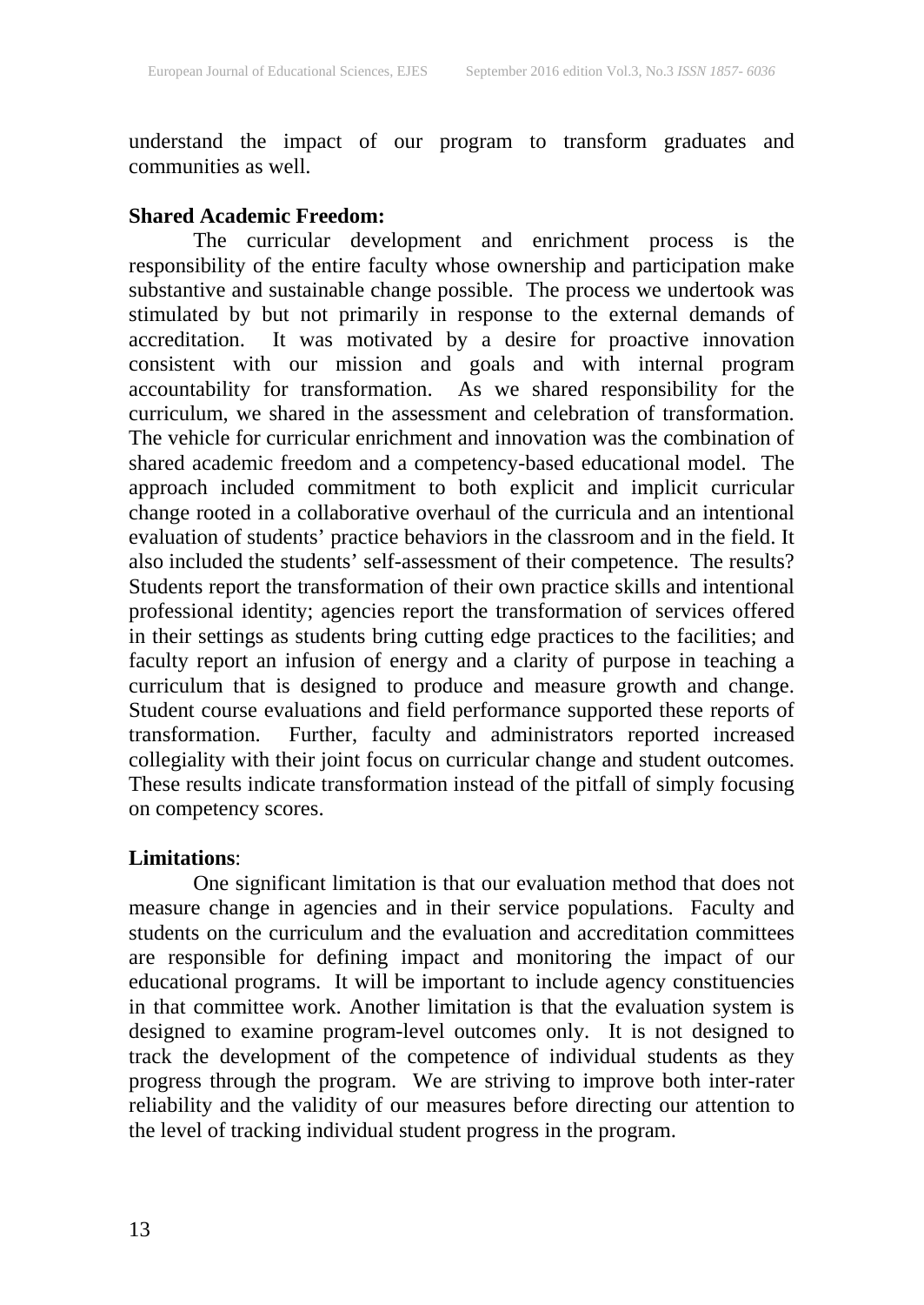understand the impact of our program to transform graduates and communities as well.

**Shared Academic Freedom:**

The curricular development and enrichment process is the responsibility of the entire faculty whose ownership and participation make substantive and sustainable change possible. The process we undertook was stimulated by but not primarily in response to the external demands of accreditation. It was motivated by a desire for proactive innovation consistent with our mission and goals and with internal program accountability for transformation. As we shared responsibility for the curriculum, we shared in the assessment and celebration of transformation. The vehicle for curricular enrichment and innovation was the combination of shared academic freedom and a competency-based educational model. The approach included commitment to both explicit and implicit curricular change rooted in a collaborative overhaul of the curricula and an intentional evaluation of students' practice behaviors in the classroom and in the field. It also included the students' self-assessment of their competence. The results? Students report the transformation of their own practice skills and intentional professional identity; agencies report the transformation of services offered in their settings as students bring cutting edge practices to the facilities; and faculty report an infusion of energy and a clarity of purpose in teaching a curriculum that is designed to produce and measure growth and change. Student course evaluations and field performance supported these reports of transformation. Further, faculty and administrators reported increased collegiality with their joint focus on curricular change and student outcomes. These results indicate transformation instead of the pitfall of simply focusing on competency scores.

**Limitations**:

One significant limitation is that our evaluation method that does not measure change in agencies and in their service populations. Faculty and students on the curriculum and the evaluation and accreditation committees are responsible for defining impact and monitoring the impact of our educational programs. It will be important to include agency constituencies in that committee work. Another limitation is that the evaluation system is designed to examine program-level outcomes only. It is not designed to track the development of the competence of individual students as they progress through the program. We are striving to improve both inter-rater reliability and the validity of our measures before directing our attention to the level of tracking individual student progress in the program.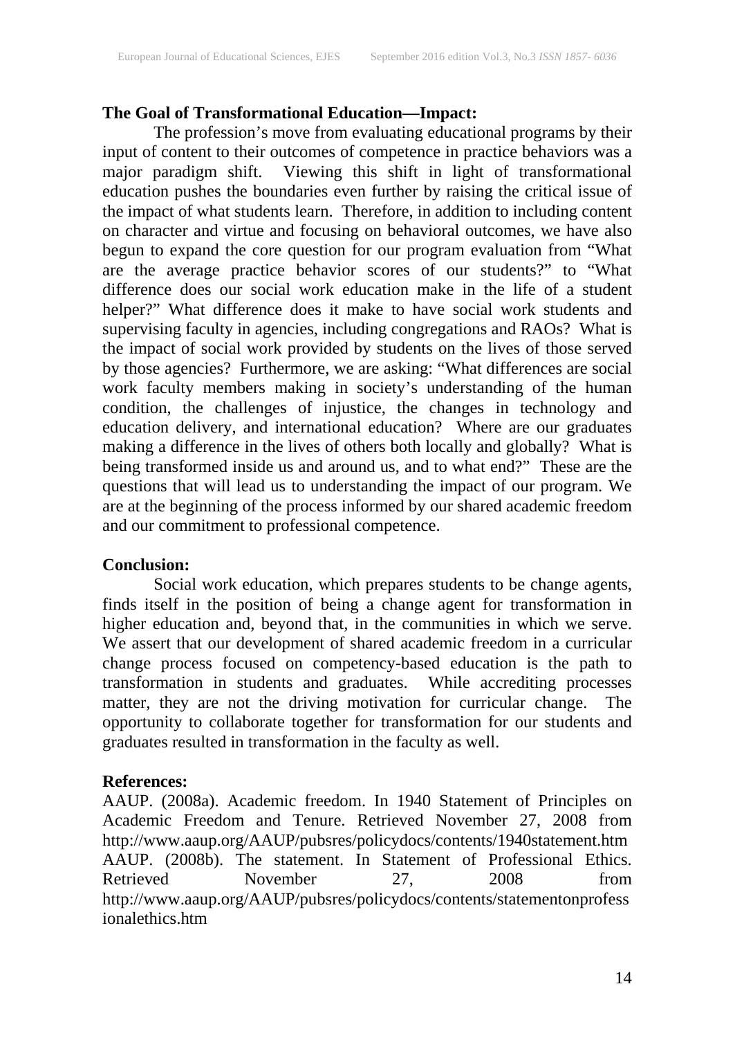**The Goal of Transformational Education—Impact:**

The profession's move from evaluating educational programs by their input of content to their outcomes of competence in practice behaviors was a major paradigm shift. Viewing this shift in light of transformational education pushes the boundaries even further by raising the critical issue of the impact of what students learn. Therefore, in addition to including content on character and virtue and focusing on behavioral outcomes, we have also begun to expand the core question for our program evaluation from "What are the average practice behavior scores of our students?" to "What difference does our social work education make in the life of a student helper?" What difference does it make to have social work students and supervising faculty in agencies, including congregations and RAOs? What is the impact of social work provided by students on the lives of those served by those agencies? Furthermore, we are asking: "What differences are social work faculty members making in society's understanding of the human condition, the challenges of injustice, the changes in technology and education delivery, and international education? Where are our graduates making a difference in the lives of others both locally and globally? What is being transformed inside us and around us, and to what end?" These are the questions that will lead us to understanding the impact of our program. We are at the beginning of the process informed by our shared academic freedom and our commitment to professional competence.

**Conclusion:**

Social work education, which prepares students to be change agents, finds itself in the position of being a change agent for transformation in higher education and, beyond that, in the communities in which we serve. We assert that our development of shared academic freedom in a curricular change process focused on competency-based education is the path to transformation in students and graduates. While accrediting processes matter, they are not the driving motivation for curricular change. The opportunity to collaborate together for transformation for our students and graduates resulted in transformation in the faculty as well.

**References:**

AAUP. (2008a). Academic freedom. In 1940 Statement of Principles on Academic Freedom and Tenure. Retrieved November 27, 2008 from http://www.aaup.org/AAUP/pubsres/policydocs/contents/1940statement.htm

AAUP. (2008b). The statement. In Statement of Professional Ethics. Retrieved November 27, 2008 from http://www.aaup.org/AAUP/pubsres/policydocs/contents/statementonprofessionalethics.htm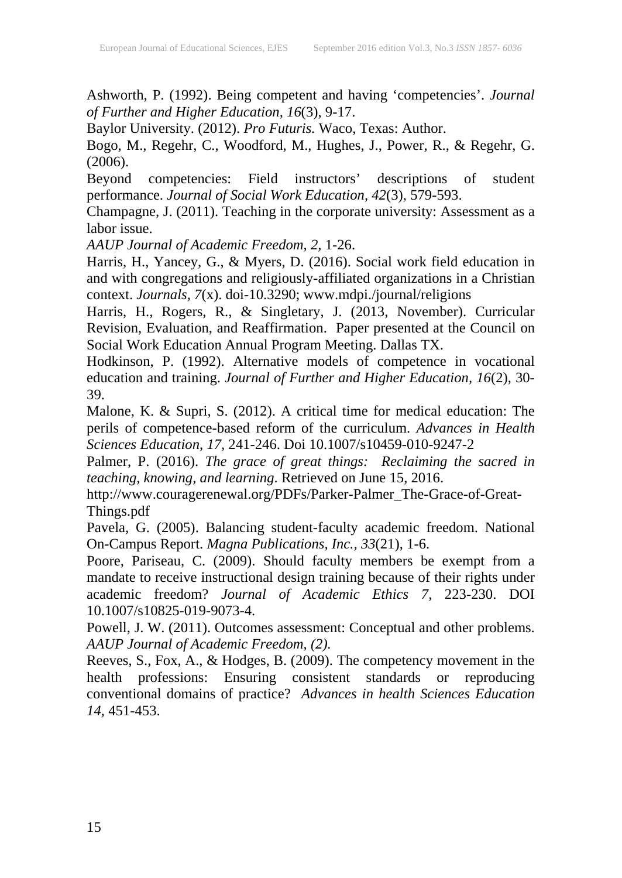Ashworth, P. (1992). Being competent and having 'competencies'. *Journal of Further and Higher Education*, *16*(3), 9-17.

Baylor University. (2012). *Pro Futuris.* Waco, Texas: Author.

Bogo, M., Regehr, C., Woodford, M., Hughes, J., Power, R., & Regehr, G. (2006).

Beyond competencies: Field instructors' descriptions of student performance. *Journal of Social Work Education, 42*(3), 579-593.

Champagne, J. (2011). Teaching in the corporate university: Assessment as a labor issue.

*AAUP Journal of Academic Freedom, 2,* 1-26.

Harris, H., Yancey, G., & Myers, D. (2016). Social work field education in and with congregations and religiously-affiliated organizations in a Christian context. *Journals, 7*(x). doi-10.3290; www.mdpi./journal/religions

Harris, H., Rogers, R., & Singletary, J. (2013, November). Curricular Revision, Evaluation, and Reaffirmation. Paper presented at the Council on Social Work Education Annual Program Meeting. Dallas TX.

Hodkinson, P. (1992). Alternative models of competence in vocational education and training. *Journal of Further and Higher Education, 16*(2), 30-39.

Malone, K. & Supri, S. (2012). A critical time for medical education: The perils of competence-based reform of the curriculum. *Advances in Health Sciences Education, 17,* 241-246. Doi 10.1007/s10459-010-9247-2

Palmer, P. (2016). *The grace of great things: Reclaiming the sacred in teaching, knowing, and learning*. Retrieved on June 15, 2016. http://www.couragerenewal.org/PDFs/Parker-Palmer_The-Grace-of-Great-Things.pdf

Pavela, G. (2005). Balancing student-faculty academic freedom. National On-Campus Report. *Magna Publications, Inc., 33*(21), 1-6.

Poore, Pariseau, C. (2009). Should faculty members be exempt from a mandate to receive instructional design training because of their rights under academic freedom? *Journal of Academic Ethics 7,* 223-230. DOI 10.1007/s10825-019-9073-4.

Powell, J. W. (2011). Outcomes assessment: Conceptual and other problems. *AAUP Journal of Academic Freedom, (2).*

Reeves, S., Fox, A., & Hodges, B. (2009). The competency movement in the health professions: Ensuring consistent standards or reproducing conventional domains of practice? *Advances in health Sciences Education 14,* 451-453.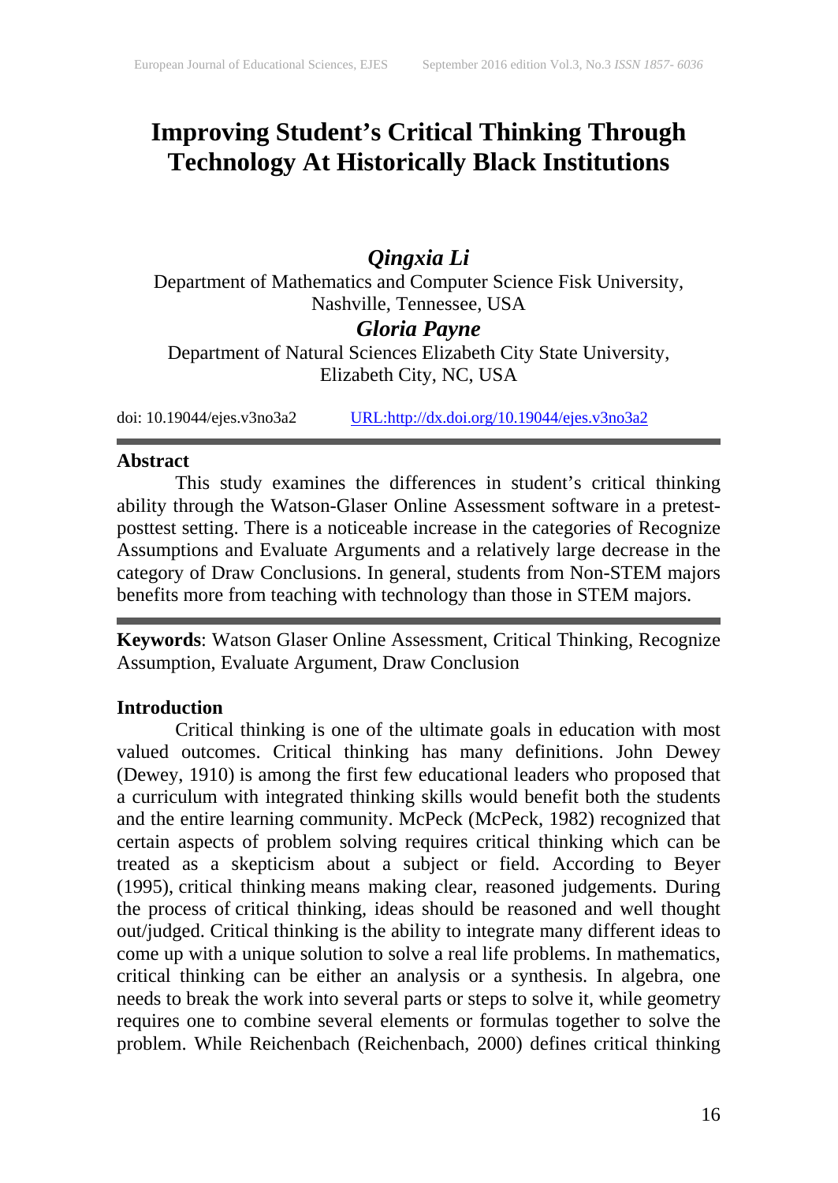# Improving Student's Critical Thinking Through Technology At Historically Black Institutions

***Qingxia Li***

Department of Mathematics and Computer Science Fisk University, Nashville, Tennessee, USA

***Gloria Payne***

Department of Natural Sciences Elizabeth City State University, Elizabeth City, NC, USA

doi: 10.19044/ejes.v3no3a2 URL:http://dx.doi.org/10.19044/ejes.v3no3a2

## Abstract

This study examines the differences in student's critical thinking ability through the Watson-Glaser Online Assessment software in a pretest-posttest setting. There is a noticeable increase in the categories of Recognize Assumptions and Evaluate Arguments and a relatively large decrease in the category of Draw Conclusions. In general, students from Non-STEM majors benefits more from teaching with technology than those in STEM majors.

**Keywords**: Watson Glaser Online Assessment, Critical Thinking, Recognize Assumption, Evaluate Argument, Draw Conclusion

## Introduction

Critical thinking is one of the ultimate goals in education with most valued outcomes. Critical thinking has many definitions. John Dewey (Dewey, 1910) is among the first few educational leaders who proposed that a curriculum with integrated thinking skills would benefit both the students and the entire learning community. McPeck (McPeck, 1982) recognized that certain aspects of problem solving requires critical thinking which can be treated as a skepticism about a subject or field. According to Beyer (1995), critical thinking means making clear, reasoned judgements. During the process of critical thinking, ideas should be reasoned and well thought out/judged. Critical thinking is the ability to integrate many different ideas to come up with a unique solution to solve a real life problems. In mathematics, critical thinking can be either an analysis or a synthesis. In algebra, one needs to break the work into several parts or steps to solve it, while geometry requires one to combine several elements or formulas together to solve the problem. While Reichenbach (Reichenbach, 2000) defines critical thinking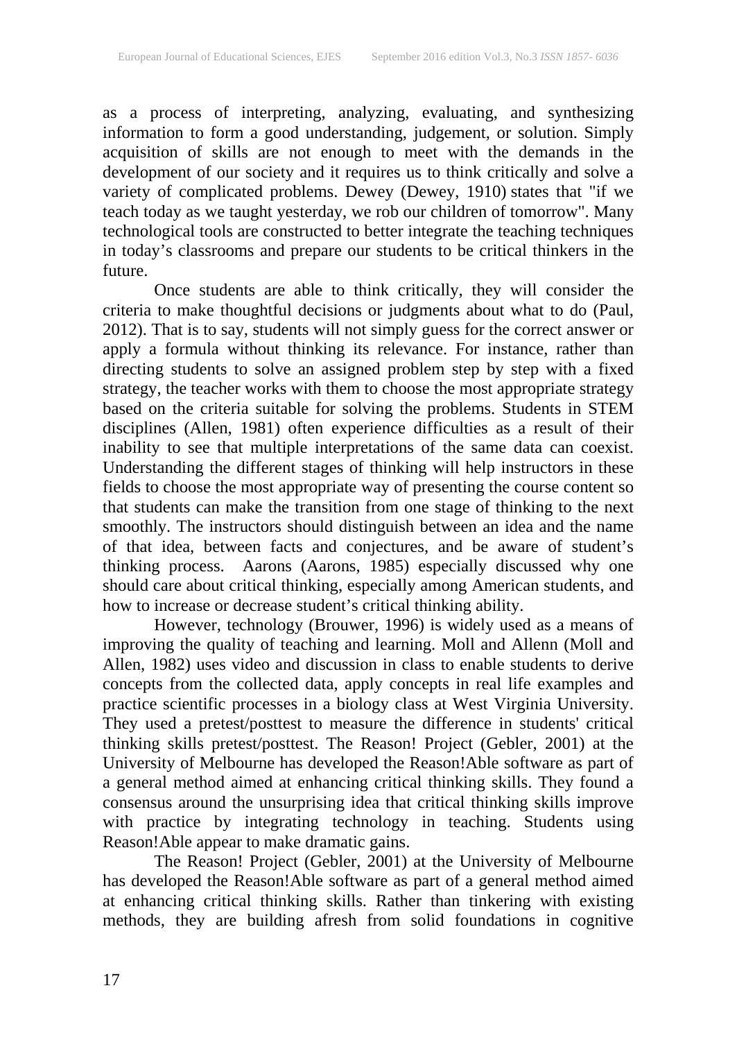as a process of interpreting, analyzing, evaluating, and synthesizing information to form a good understanding, judgement, or solution. Simply acquisition of skills are not enough to meet with the demands in the development of our society and it requires us to think critically and solve a variety of complicated problems. Dewey (Dewey, 1910) states that "if we teach today as we taught yesterday, we rob our children of tomorrow". Many technological tools are constructed to better integrate the teaching techniques in today's classrooms and prepare our students to be critical thinkers in the future.

Once students are able to think critically, they will consider the criteria to make thoughtful decisions or judgments about what to do (Paul, 2012). That is to say, students will not simply guess for the correct answer or apply a formula without thinking its relevance. For instance, rather than directing students to solve an assigned problem step by step with a fixed strategy, the teacher works with them to choose the most appropriate strategy based on the criteria suitable for solving the problems. Students in STEM disciplines (Allen, 1981) often experience difficulties as a result of their inability to see that multiple interpretations of the same data can coexist. Understanding the different stages of thinking will help instructors in these fields to choose the most appropriate way of presenting the course content so that students can make the transition from one stage of thinking to the next smoothly. The instructors should distinguish between an idea and the name of that idea, between facts and conjectures, and be aware of student's thinking process. Aarons (Aarons, 1985) especially discussed why one should care about critical thinking, especially among American students, and how to increase or decrease student's critical thinking ability.

However, technology (Brouwer, 1996) is widely used as a means of improving the quality of teaching and learning. Moll and Allenn (Moll and Allen, 1982) uses video and discussion in class to enable students to derive concepts from the collected data, apply concepts in real life examples and practice scientific processes in a biology class at West Virginia University. They used a pretest/posttest to measure the difference in students' critical thinking skills pretest/posttest. The Reason! Project (Gebler, 2001) at the University of Melbourne has developed the Reason!Able software as part of a general method aimed at enhancing critical thinking skills. They found a consensus around the unsurprising idea that critical thinking skills improve with practice by integrating technology in teaching. Students using Reason!Able appear to make dramatic gains.

The Reason! Project (Gebler, 2001) at the University of Melbourne has developed the Reason!Able software as part of a general method aimed at enhancing critical thinking skills. Rather than tinkering with existing methods, they are building afresh from solid foundations in cognitive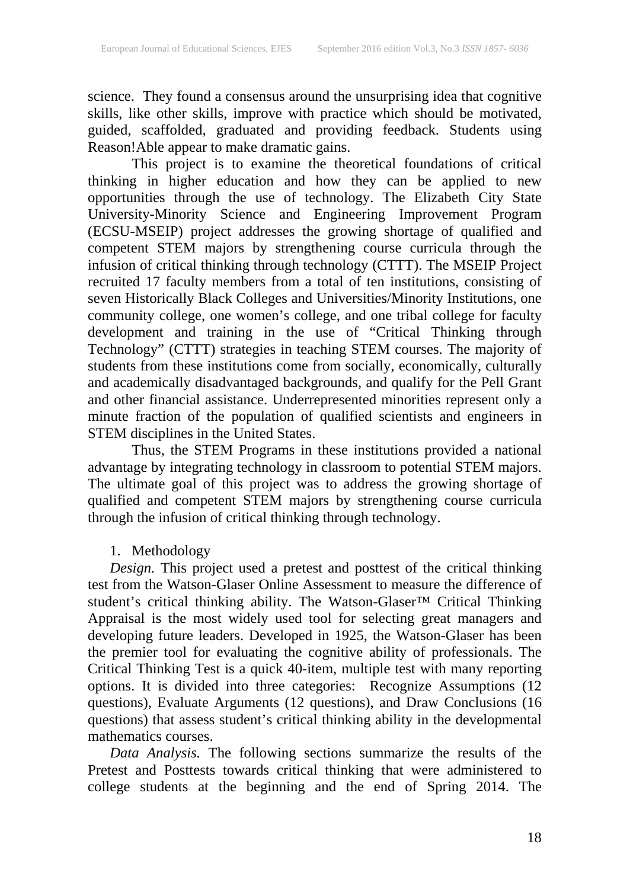science. They found a consensus around the unsurprising idea that cognitive skills, like other skills, improve with practice which should be motivated, guided, scaffolded, graduated and providing feedback. Students using Reason!Able appear to make dramatic gains.

This project is to examine the theoretical foundations of critical thinking in higher education and how they can be applied to new opportunities through the use of technology. The Elizabeth City State University-Minority Science and Engineering Improvement Program (ECSU-MSEIP) project addresses the growing shortage of qualified and competent STEM majors by strengthening course curricula through the infusion of critical thinking through technology (CTTT). The MSEIP Project recruited 17 faculty members from a total of ten institutions, consisting of seven Historically Black Colleges and Universities/Minority Institutions, one community college, one women's college, and one tribal college for faculty development and training in the use of "Critical Thinking through Technology" (CTTT) strategies in teaching STEM courses. The majority of students from these institutions come from socially, economically, culturally and academically disadvantaged backgrounds, and qualify for the Pell Grant and other financial assistance. Underrepresented minorities represent only a minute fraction of the population of qualified scientists and engineers in STEM disciplines in the United States.

Thus, the STEM Programs in these institutions provided a national advantage by integrating technology in classroom to potential STEM majors. The ultimate goal of this project was to address the growing shortage of qualified and competent STEM majors by strengthening course curricula through the infusion of critical thinking through technology.

1. Methodology

*Design.* This project used a pretest and posttest of the critical thinking test from the Watson-Glaser Online Assessment to measure the difference of student's critical thinking ability. The Watson-Glaser™ Critical Thinking Appraisal is the most widely used tool for selecting great managers and developing future leaders. Developed in 1925, the Watson-Glaser has been the premier tool for evaluating the cognitive ability of professionals. The Critical Thinking Test is a quick 40-item, multiple test with many reporting options. It is divided into three categories: Recognize Assumptions (12 questions), Evaluate Arguments (12 questions), and Draw Conclusions (16 questions) that assess student's critical thinking ability in the developmental mathematics courses.

*Data Analysis.* The following sections summarize the results of the Pretest and Posttests towards critical thinking that were administered to college students at the beginning and the end of Spring 2014. The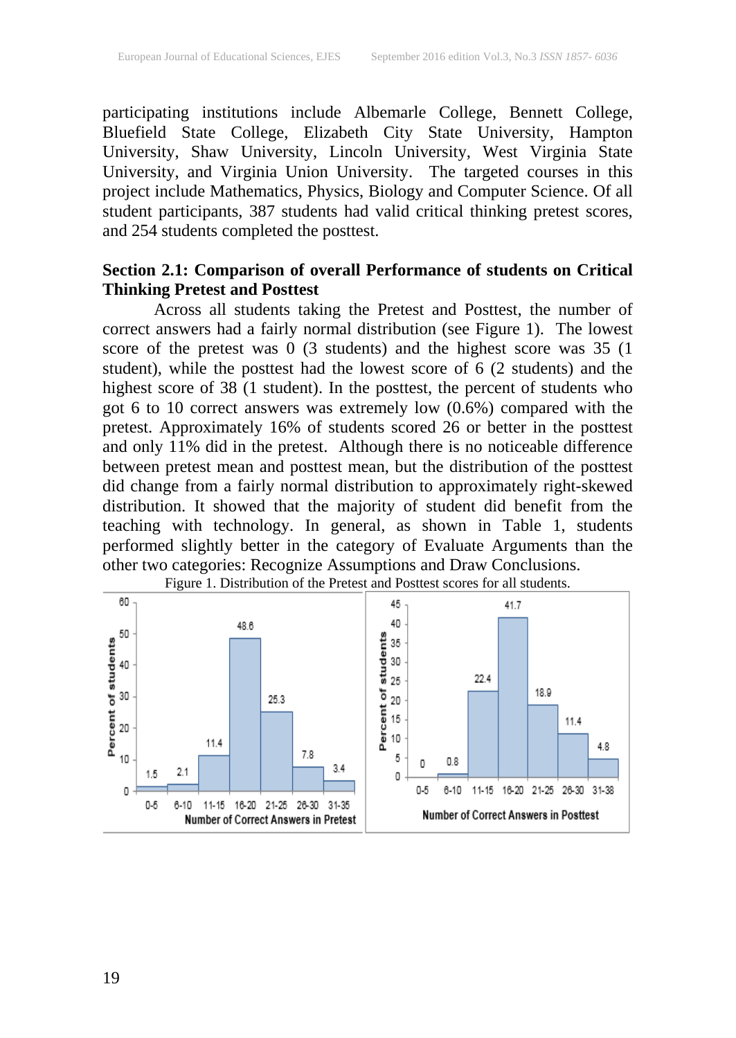participating institutions include Albemarle College, Bennett College, Bluefield State College, Elizabeth City State University, Hampton University, Shaw University, Lincoln University, West Virginia State University, and Virginia Union University. The targeted courses in this project include Mathematics, Physics, Biology and Computer Science. Of all student participants, 387 students had valid critical thinking pretest scores, and 254 students completed the posttest.

### Section 2.1: Comparison of overall Performance of students on Critical Thinking Pretest and Posttest

Across all students taking the Pretest and Posttest, the number of correct answers had a fairly normal distribution (see Figure 1). The lowest score of the pretest was 0 (3 students) and the highest score was 35 (1 student), while the posttest had the lowest score of 6 (2 students) and the highest score of 38 (1 student). In the posttest, the percent of students who got 6 to 10 correct answers was extremely low (0.6%) compared with the pretest. Approximately 16% of students scored 26 or better in the posttest and only 11% did in the pretest. Although there is no noticeable difference between pretest mean and posttest mean, but the distribution of the posttest did change from a fairly normal distribution to approximately right-skewed distribution. It showed that the majority of student did benefit from the teaching with technology. In general, as shown in Table 1, students performed slightly better in the category of Evaluate Arguments than the other two categories: Recognize Assumptions and Draw Conclusions.

Figure 1. Distribution of the Pretest and Posttest scores for all students.

| Number of Correct Answers in Pretest | Percent of students |
|---|---|
| 0-5 | 1.5 |
| 6-10 | 2.1 |
| 11-15 | 11.4 |
| 16-20 | 48.6 |
| 21-25 | 25.3 |
| 26-30 | 7.8 |
| 31-35 | 3.4 |

| Number of Correct Answers in Posttest | Percent of students |
|---|---|
| 0-5 | 0 |
| 6-10 | 0.8 |
| 11-15 | 22.4 |
| 16-20 | 41.7 |
| 21-25 | 18.9 |
| 26-30 | 11.4 |
| 31-38 | 4.8 |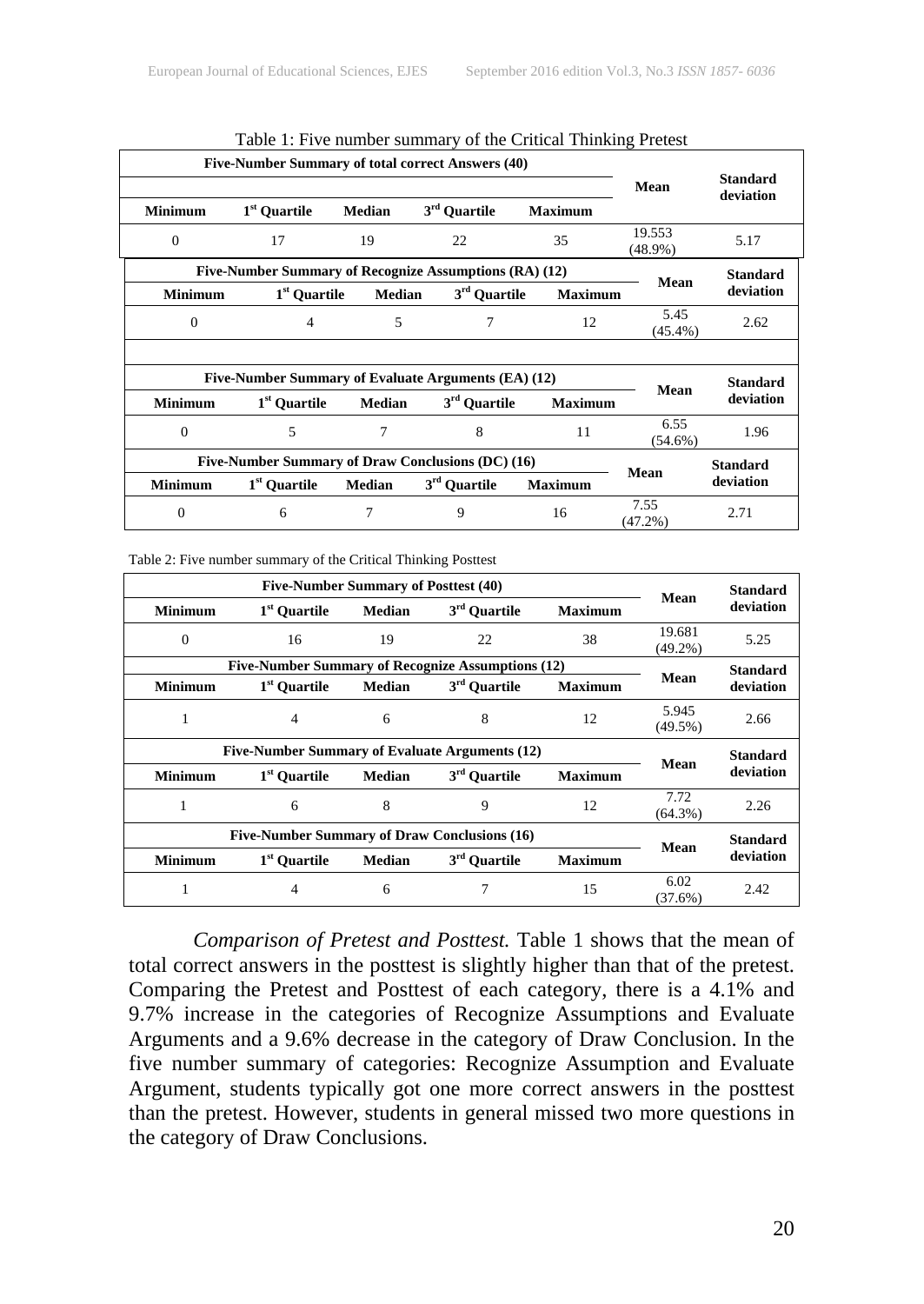Table 1: Five number summary of the Critical Thinking Pretest

| Five-Number Summary of total correct Answers (40) | | | | | Mean | Standard deviation |
|---|---|---|---|---|---|---|
| Minimum | 1st Quartile | Median | 3rd Quartile | Maximum | | |
| 0 | 17 | 19 | 22 | 35 | 19.553 (48.9%) | 5.17 |
| **Five-Number Summary of Recognize Assumptions (RA) (12)** | | | | | **Mean** | **Standard deviation** |
| Minimum | 1st Quartile | Median | 3rd Quartile | Maximum | | |
| 0 | 4 | 5 | 7 | 12 | 5.45 (45.4%) | 2.62 |
| **Five-Number Summary of Evaluate Arguments (EA) (12)** | | | | | **Mean** | **Standard deviation** |
| Minimum | 1st Quartile | Median | 3rd Quartile | Maximum | | |
| 0 | 5 | 7 | 8 | 11 | 6.55 (54.6%) | 1.96 |
| **Five-Number Summary of Draw Conclusions (DC) (16)** | | | | | **Mean** | **Standard deviation** |
| Minimum | 1st Quartile | Median | 3rd Quartile | Maximum | | |
| 0 | 6 | 7 | 9 | 16 | 7.55 (47.2%) | 2.71 |

Table 2: Five number summary of the Critical Thinking Posttest

| Five-Number Summary of Posttest (40) | | | | | Mean | Standard deviation |
|---|---|---|---|---|---|---|
| Minimum | 1st Quartile | Median | 3rd Quartile | Maximum | | |
| 0 | 16 | 19 | 22 | 38 | 19.681 (49.2%) | 5.25 |
| **Five-Number Summary of Recognize Assumptions (12)** | | | | | **Mean** | **Standard deviation** |
| Minimum | 1st Quartile | Median | 3rd Quartile | Maximum | | |
| 1 | 4 | 6 | 8 | 12 | 5.945 (49.5%) | 2.66 |
| **Five-Number Summary of Evaluate Arguments (12)** | | | | | **Mean** | **Standard deviation** |
| Minimum | 1st Quartile | Median | 3rd Quartile | Maximum | | |
| 1 | 6 | 8 | 9 | 12 | 7.72 (64.3%) | 2.26 |
| **Five-Number Summary of Draw Conclusions (16)** | | | | | **Mean** | **Standard deviation** |
| Minimum | 1st Quartile | Median | 3rd Quartile | Maximum | | |
| 1 | 4 | 6 | 7 | 15 | 6.02 (37.6%) | 2.42 |

*Comparison of Pretest and Posttest.* Table 1 shows that the mean of total correct answers in the posttest is slightly higher than that of the pretest. Comparing the Pretest and Posttest of each category, there is a 4.1% and 9.7% increase in the categories of Recognize Assumptions and Evaluate Arguments and a 9.6% decrease in the category of Draw Conclusion. In the five number summary of categories: Recognize Assumption and Evaluate Argument, students typically got one more correct answers in the posttest than the pretest. However, students in general missed two more questions in the category of Draw Conclusions.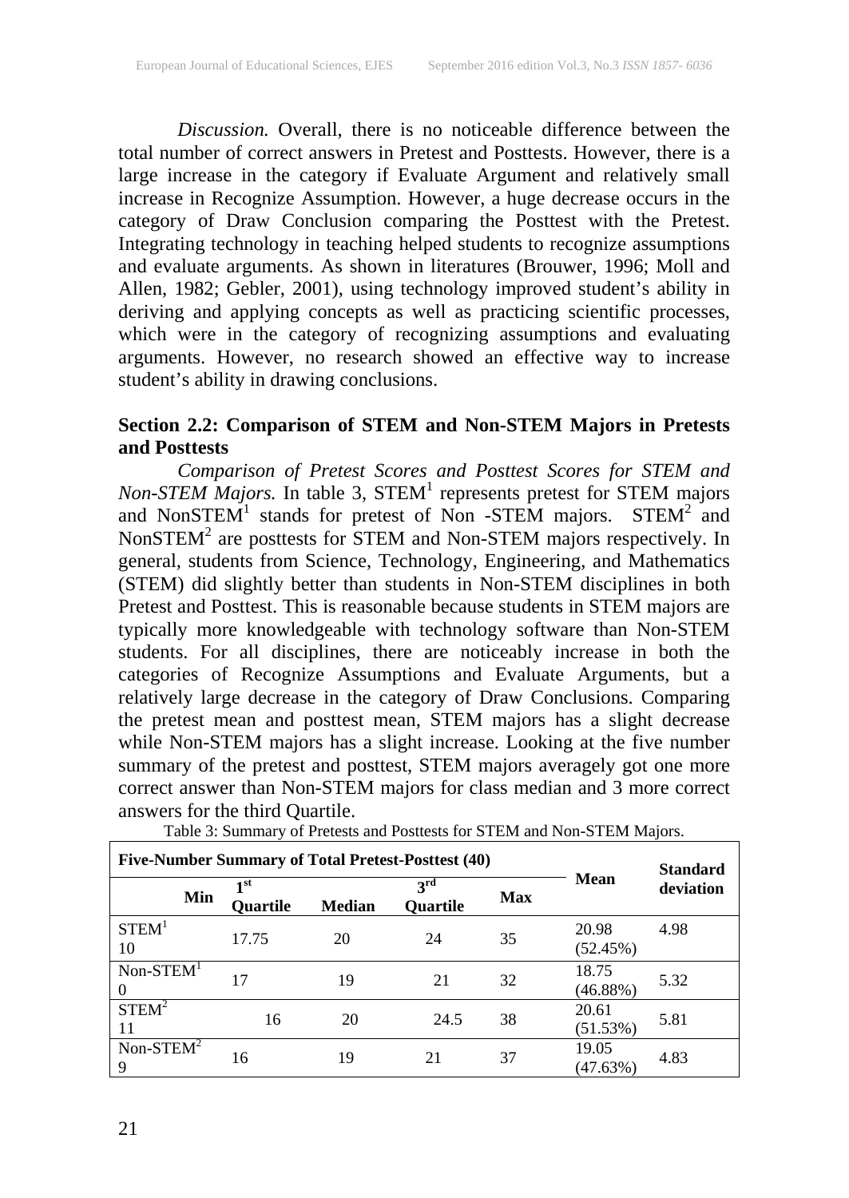*Discussion.* Overall, there is no noticeable difference between the total number of correct answers in Pretest and Posttests. However, there is a large increase in the category if Evaluate Argument and relatively small increase in Recognize Assumption. However, a huge decrease occurs in the category of Draw Conclusion comparing the Posttest with the Pretest. Integrating technology in teaching helped students to recognize assumptions and evaluate arguments. As shown in literatures (Brouwer, 1996; Moll and Allen, 1982; Gebler, 2001), using technology improved student's ability in deriving and applying concepts as well as practicing scientific processes, which were in the category of recognizing assumptions and evaluating arguments. However, no research showed an effective way to increase student's ability in drawing conclusions.

**Section 2.2: Comparison of STEM and Non-STEM Majors in Pretests and Posttests**

*Comparison of Pretest Scores and Posttest Scores for STEM and Non-STEM Majors.* In table 3, $STEM^1$ represents pretest for STEM majors and $NonSTEM^1$ stands for pretest of Non -STEM majors. $STEM^2$ and $NonSTEM^2$ are posttests for STEM and Non-STEM majors respectively. In general, students from Science, Technology, Engineering, and Mathematics (STEM) did slightly better than students in Non-STEM disciplines in both Pretest and Posttest. This is reasonable because students in STEM majors are typically more knowledgeable with technology software than Non-STEM students. For all disciplines, there are noticeably increase in both the categories of Recognize Assumptions and Evaluate Arguments, but a relatively large decrease in the category of Draw Conclusions. Comparing the pretest mean and posttest mean, STEM majors has a slight decrease while Non-STEM majors has a slight increase. Looking at the five number summary of the pretest and posttest, STEM majors averagely got one more correct answer than Non-STEM majors for class median and 3 more correct answers for the third Quartile.

Table 3: Summary of Pretests and Posttests for STEM and Non-STEM Majors.

| | Five-Number Summary of Total Pretest-Posttest (40) | | | | | Mean | Standard deviation |
|---|---|---|---|---|---|---|---|
| | Min | 1st Quartile | Median | 3rd Quartile | Max | | |
| $STEM^1$ | 10 | 17.75 | 20 | 24 | 35 | 20.98 (52.45%) | 4.98 |
| $Non\text{-}STEM^1$ | 0 | 17 | 19 | 21 | 32 | 18.75 (46.88%) | 5.32 |
| $STEM^2$ | 11 | 16 | 20 | 24.5 | 38 | 20.61 (51.53%) | 5.81 |
| $Non\text{-}STEM^2$ | 9 | 16 | 19 | 21 | 37 | 19.05 (47.63%) | 4.83 |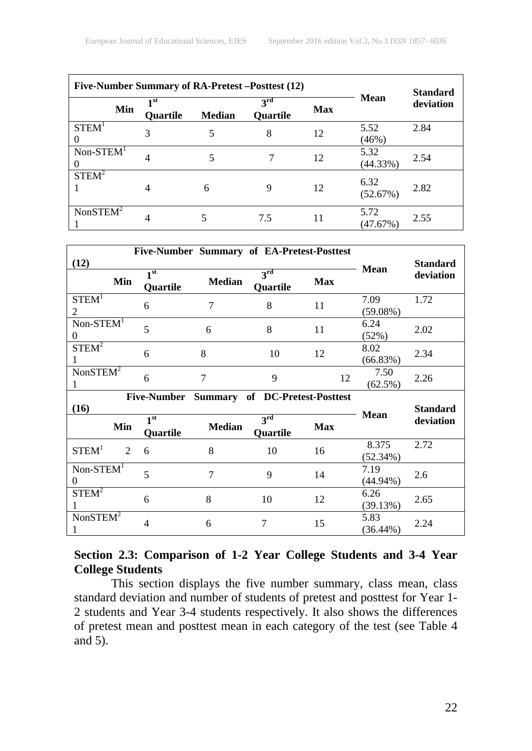| Five-Number Summary of RA-Pretest –Posttest (12) | | | | | Mean | Standard deviation |
|---|---|---|---|---|---|---|
| Min | 1st Quartile | Median | 3rd Quartile | Max | | |
| STEM[1] 0 | 3 | 5 | 8 | 12 | 5.52 (46%) | 2.84 |
| Non-STEM[1] 0 | 4 | 5 | 7 | 12 | 5.32 (44.33%) | 2.54 |
| STEM[2] 1 | 4 | 6 | 9 | 12 | 6.32 (52.67%) | 2.82 |
| NonSTEM[2] 1 | 4 | 5 | 7.5 | 11 | 5.72 (47.67%) | 2.55 |

| Five-Number Summary of EA-Pretest-Posttest (12) | | | | | Mean | Standard deviation |
|---|---|---|---|---|---|---|
| Min | 1st Quartile | Median | 3rd Quartile | Max | | |
| STEM[1] 2 | 6 | 7 | 8 | 11 | 7.09 (59.08%) | 1.72 |
| Non-STEM[1] 0 | 5 | 6 | 8 | 11 | 6.24 (52%) | 2.02 |
| STEM[2] 1 | 6 | 8 | 10 | 12 | 8.02 (66.83%) | 2.34 |
| NonSTEM[2] 1 | 6 | 7 | 9 | 12 | 7.50 (62.5%) | 2.26 |

| Five-Number Summary of DC-Pretest-Posttest (16) | | | | | Mean | Standard deviation |
|---|---|---|---|---|---|---|
| Min | 1st Quartile | Median | 3rd Quartile | Max | | |
| STEM[1] 2 | 6 | 8 | 10 | 16 | 8.375 (52.34%) | 2.72 |
| Non-STEM[1] 0 | 5 | 7 | 9 | 14 | 7.19 (44.94%) | 2.6 |
| STEM[2] 1 | 6 | 8 | 10 | 12 | 6.26 (39.13%) | 2.65 |
| NonSTEM[2] 1 | 4 | 6 | 7 | 15 | 5.83 (36.44%) | 2.24 |

## Section 2.3: Comparison of 1-2 Year College Students and 3-4 Year College Students

This section displays the five number summary, class mean, class standard deviation and number of students of pretest and posttest for Year 1-2 students and Year 3-4 students respectively. It also shows the differences of pretest mean and posttest mean in each category of the test (see Table 4 and 5).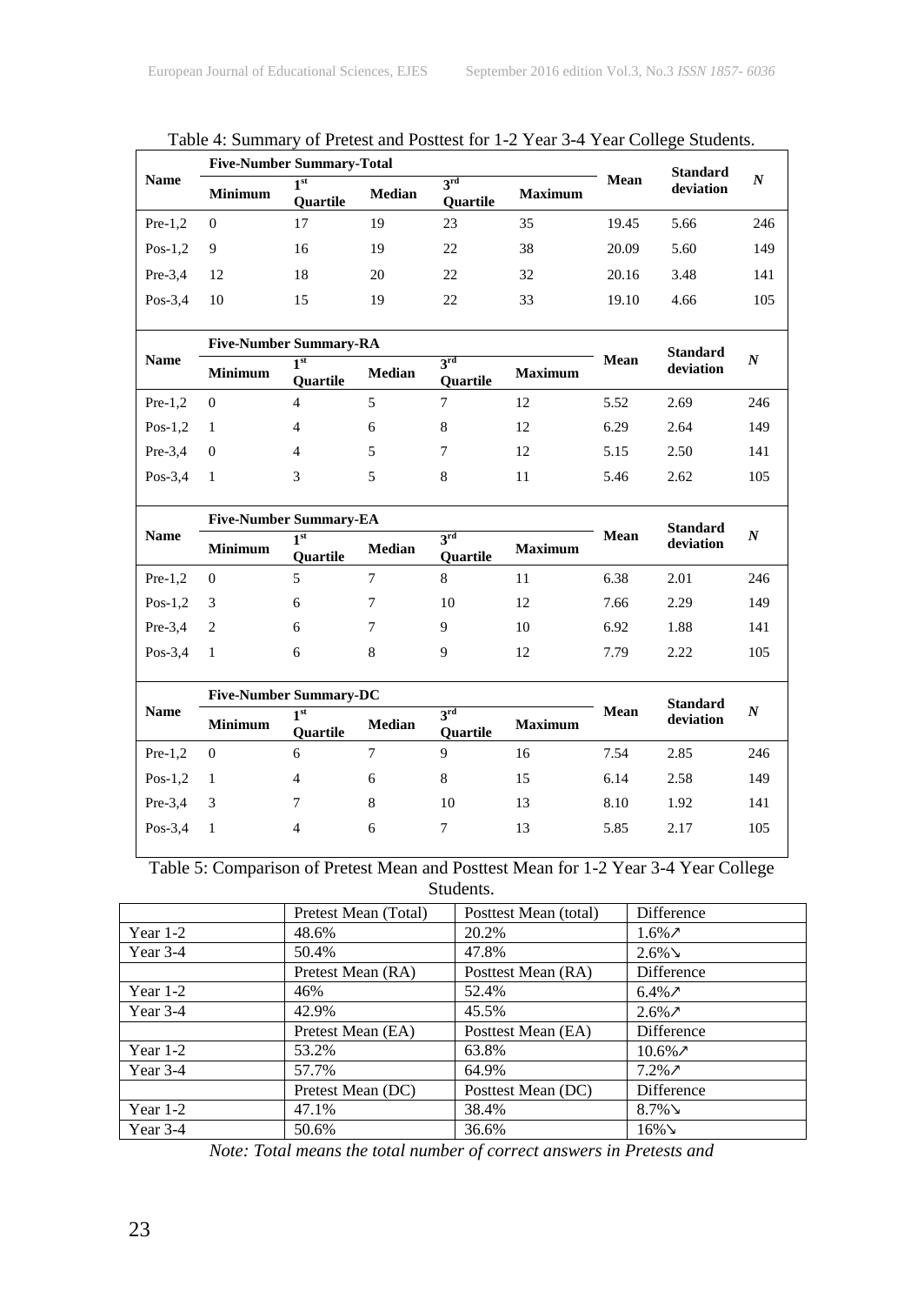Table 4: Summary of Pretest and Posttest for 1-2 Year 3-4 Year College Students.

| Name | Five-Number Summary-Total | | | | | Mean | Standard deviation | *N* |
|---|---|---|---|---|---|---|---|---|
| | Minimum | 1st Quartile | Median | 3rd Quartile | Maximum | | | |
| Pre-1,2 | 0 | 17 | 19 | 23 | 35 | 19.45 | 5.66 | 246 |
| Pos-1,2 | 9 | 16 | 19 | 22 | 38 | 20.09 | 5.60 | 149 |
| Pre-3,4 | 12 | 18 | 20 | 22 | 32 | 20.16 | 3.48 | 141 |
| Pos-3,4 | 10 | 15 | 19 | 22 | 33 | 19.10 | 4.66 | 105 |

| Name | Five-Number Summary-RA | | | | | Mean | Standard deviation | *N* |
|---|---|---|---|---|---|---|---|---|
| | Minimum | 1st Quartile | Median | 3rd Quartile | Maximum | | | |
| Pre-1,2 | 0 | 4 | 5 | 7 | 12 | 5.52 | 2.69 | 246 |
| Pos-1,2 | 1 | 4 | 6 | 8 | 12 | 6.29 | 2.64 | 149 |
| Pre-3,4 | 0 | 4 | 5 | 7 | 12 | 5.15 | 2.50 | 141 |
| Pos-3,4 | 1 | 3 | 5 | 8 | 11 | 5.46 | 2.62 | 105 |

| Name | Five-Number Summary-EA | | | | | Mean | Standard deviation | *N* |
|---|---|---|---|---|---|---|---|---|
| | Minimum | 1st Quartile | Median | 3rd Quartile | Maximum | | | |
| Pre-1,2 | 0 | 5 | 7 | 8 | 11 | 6.38 | 2.01 | 246 |
| Pos-1,2 | 3 | 6 | 7 | 10 | 12 | 7.66 | 2.29 | 149 |
| Pre-3,4 | 2 | 6 | 7 | 9 | 10 | 6.92 | 1.88 | 141 |
| Pos-3,4 | 1 | 6 | 8 | 9 | 12 | 7.79 | 2.22 | 105 |

| Name | Five-Number Summary-DC | | | | | Mean | Standard deviation | *N* |
|---|---|---|---|---|---|---|---|---|
| | Minimum | 1st Quartile | Median | 3rd Quartile | Maximum | | | |
| Pre-1,2 | 0 | 6 | 7 | 9 | 16 | 7.54 | 2.85 | 246 |
| Pos-1,2 | 1 | 4 | 6 | 8 | 15 | 6.14 | 2.58 | 149 |
| Pre-3,4 | 3 | 7 | 8 | 10 | 13 | 8.10 | 1.92 | 141 |
| Pos-3,4 | 1 | 4 | 6 | 7 | 13 | 5.85 | 2.17 | 105 |

Table 5: Comparison of Pretest Mean and Posttest Mean for 1-2 Year 3-4 Year College Students.

| | Pretest Mean (Total) | Posttest Mean (total) | Difference |
|---|---|---|---|
| Year 1-2 | 48.6% | 20.2% | 1.6%↗ |
| Year 3-4 | 50.4% | 47.8% | 2.6%↘ |
| | Pretest Mean (RA) | Posttest Mean (RA) | Difference |
| Year 1-2 | 46% | 52.4% | 6.4%↗ |
| Year 3-4 | 42.9% | 45.5% | 2.6%↗ |
| | Pretest Mean (EA) | Posttest Mean (EA) | Difference |
| Year 1-2 | 53.2% | 63.8% | 10.6%↗ |
| Year 3-4 | 57.7% | 64.9% | 7.2%↗ |
| | Pretest Mean (DC) | Posttest Mean (DC) | Difference |
| Year 1-2 | 47.1% | 38.4% | 8.7%↘ |
| Year 3-4 | 50.6% | 36.6% | 16%↘ |

*Note: Total means the total number of correct answers in Pretests and*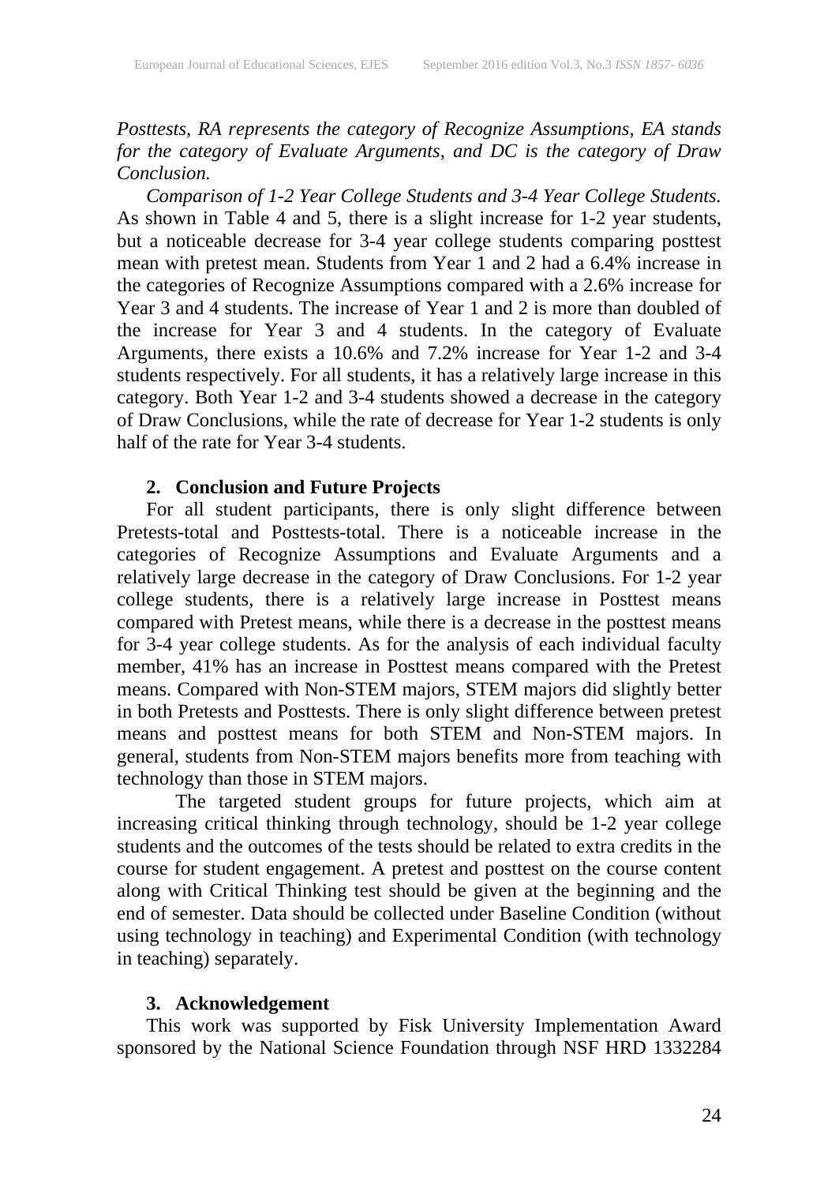*Posttests, RA represents the category of Recognize Assumptions, EA stands for the category of Evaluate Arguments, and DC is the category of Draw Conclusion.*

*Comparison of 1-2 Year College Students and 3-4 Year College Students.* As shown in Table 4 and 5, there is a slight increase for 1-2 year students, but a noticeable decrease for 3-4 year college students comparing posttest mean with pretest mean. Students from Year 1 and 2 had a 6.4% increase in the categories of Recognize Assumptions compared with a 2.6% increase for Year 3 and 4 students. The increase of Year 1 and 2 is more than doubled of the increase for Year 3 and 4 students. In the category of Evaluate Arguments, there exists a 10.6% and 7.2% increase for Year 1-2 and 3-4 students respectively. For all students, it has a relatively large increase in this category. Both Year 1-2 and 3-4 students showed a decrease in the category of Draw Conclusions, while the rate of decrease for Year 1-2 students is only half of the rate for Year 3-4 students.

## 2. Conclusion and Future Projects

For all student participants, there is only slight difference between Pretests-total and Posttests-total. There is a noticeable increase in the categories of Recognize Assumptions and Evaluate Arguments and a relatively large decrease in the category of Draw Conclusions. For 1-2 year college students, there is a relatively large increase in Posttest means compared with Pretest means, while there is a decrease in the posttest means for 3-4 year college students. As for the analysis of each individual faculty member, 41% has an increase in Posttest means compared with the Pretest means. Compared with Non-STEM majors, STEM majors did slightly better in both Pretests and Posttests. There is only slight difference between pretest means and posttest means for both STEM and Non-STEM majors. In general, students from Non-STEM majors benefits more from teaching with technology than those in STEM majors.

The targeted student groups for future projects, which aim at increasing critical thinking through technology, should be 1-2 year college students and the outcomes of the tests should be related to extra credits in the course for student engagement. A pretest and posttest on the course content along with Critical Thinking test should be given at the beginning and the end of semester. Data should be collected under Baseline Condition (without using technology in teaching) and Experimental Condition (with technology in teaching) separately.

## 3. Acknowledgement

This work was supported by Fisk University Implementation Award sponsored by the National Science Foundation through NSF HRD 1332284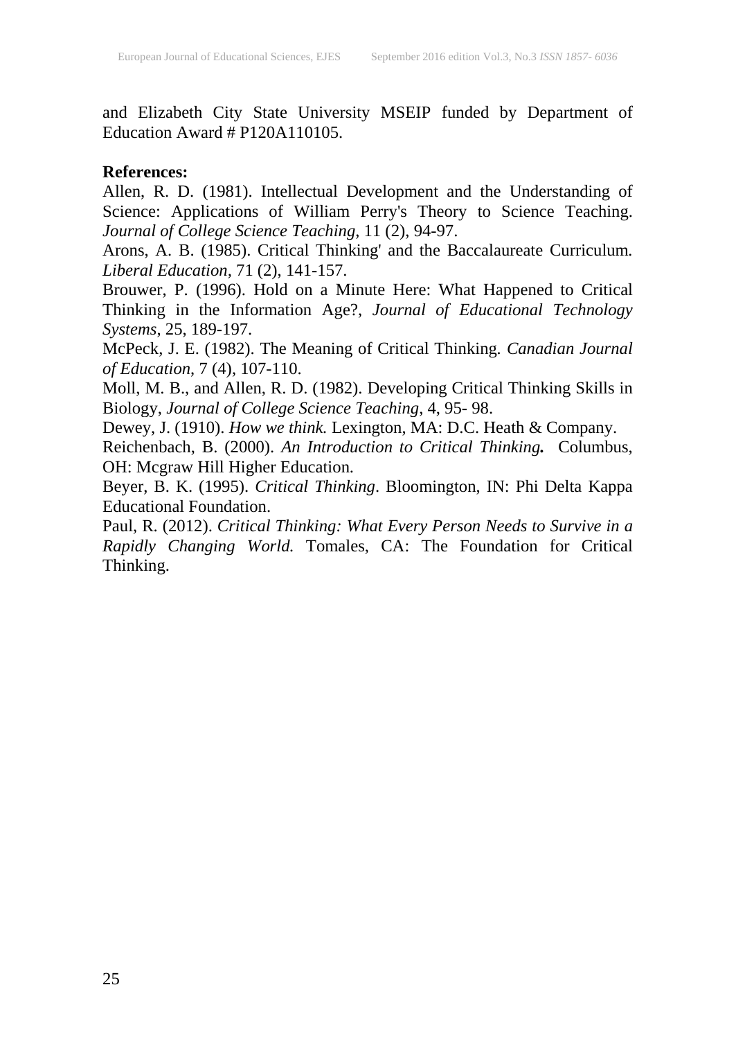and Elizabeth City State University MSEIP funded by Department of Education Award # P120A110105.

**References:**

Allen, R. D. (1981). Intellectual Development and the Understanding of Science: Applications of William Perry's Theory to Science Teaching. *Journal of College Science Teaching*, 11 (2), 94-97.

Arons, A. B. (1985). Critical Thinking' and the Baccalaureate Curriculum. *Liberal Education*, 71 (2), 141-157.

Brouwer, P. (1996). Hold on a Minute Here: What Happened to Critical Thinking in the Information Age?, *Journal of Educational Technology Systems*, 25, 189-197.

McPeck, J. E. (1982). The Meaning of Critical Thinking. *Canadian Journal of Education*, 7 (4), 107-110.

Moll, M. B., and Allen, R. D. (1982). Developing Critical Thinking Skills in Biology, *Journal of College Science Teaching*, 4, 95- 98.

Dewey, J. (1910). *How we think.* Lexington, MA: D.C. Heath & Company.

Reichenbach, B. (2000). *An Introduction to Critical Thinking.* Columbus, OH: Mcgraw Hill Higher Education.

Beyer, B. K. (1995). *Critical Thinking*. Bloomington, IN: Phi Delta Kappa Educational Foundation.

Paul, R. (2012). *Critical Thinking: What Every Person Needs to Survive in a Rapidly Changing World.* Tomales, CA: The Foundation for Critical Thinking.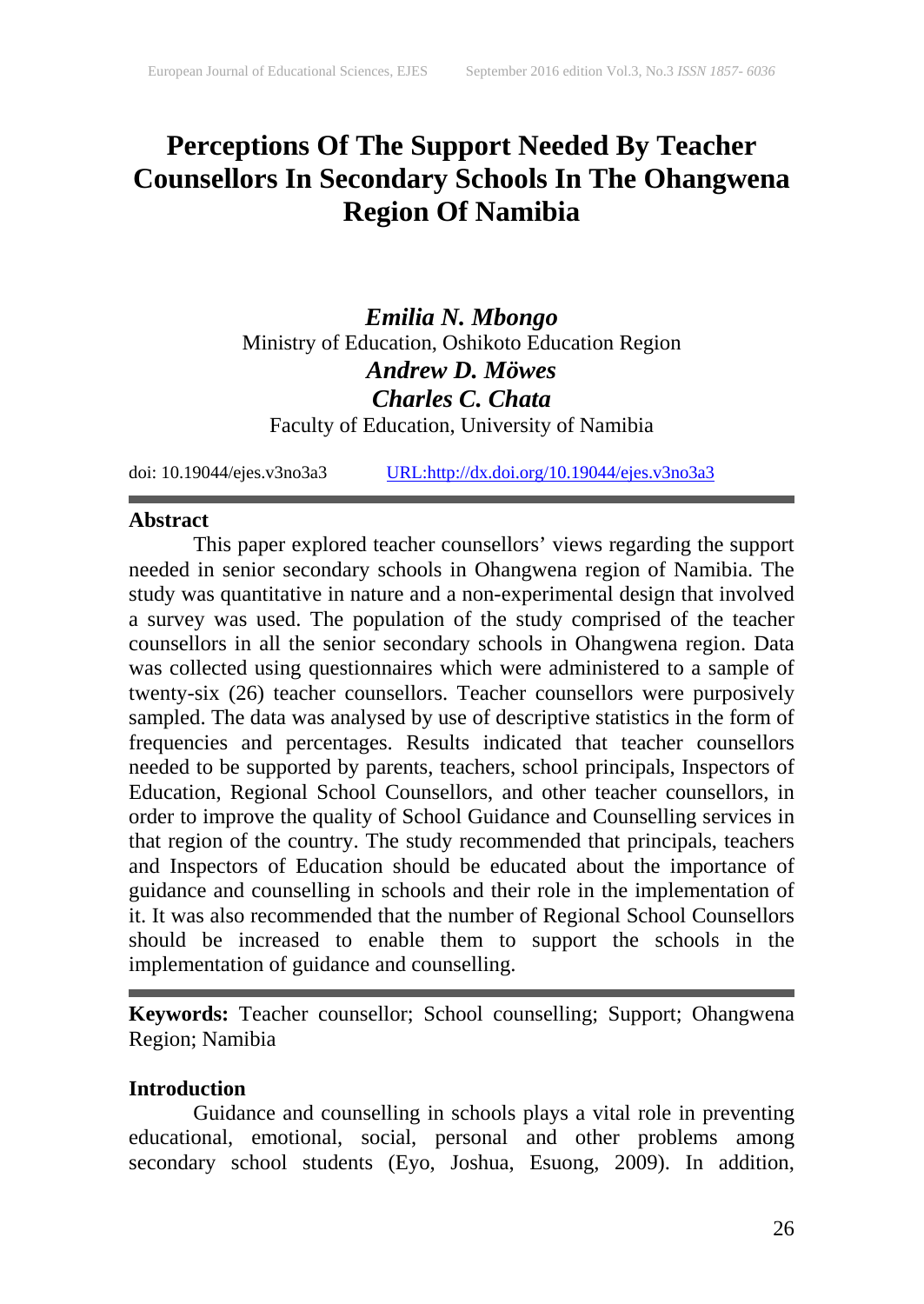# Perceptions Of The Support Needed By Teacher Counsellors In Secondary Schools In The Ohangwena Region Of Namibia

***Emilia N. Mbongo***
Ministry of Education, Oshikoto Education Region
***Andrew D. Möwes***
***Charles C. Chata***
Faculty of Education, University of Namibia

doi: 10.19044/ejes.v3no3a3 URL:http://dx.doi.org/10.19044/ejes.v3no3a3

## Abstract

This paper explored teacher counsellors' views regarding the support needed in senior secondary schools in Ohangwena region of Namibia. The study was quantitative in nature and a non-experimental design that involved a survey was used. The population of the study comprised of the teacher counsellors in all the senior secondary schools in Ohangwena region. Data was collected using questionnaires which were administered to a sample of twenty-six (26) teacher counsellors. Teacher counsellors were purposively sampled. The data was analysed by use of descriptive statistics in the form of frequencies and percentages. Results indicated that teacher counsellors needed to be supported by parents, teachers, school principals, Inspectors of Education, Regional School Counsellors, and other teacher counsellors, in order to improve the quality of School Guidance and Counselling services in that region of the country. The study recommended that principals, teachers and Inspectors of Education should be educated about the importance of guidance and counselling in schools and their role in the implementation of it. It was also recommended that the number of Regional School Counsellors should be increased to enable them to support the schools in the implementation of guidance and counselling.

**Keywords:** Teacher counsellor; School counselling; Support; Ohangwena Region; Namibia

## Introduction

Guidance and counselling in schools plays a vital role in preventing educational, emotional, social, personal and other problems among secondary school students (Eyo, Joshua, Esuong, 2009). In addition,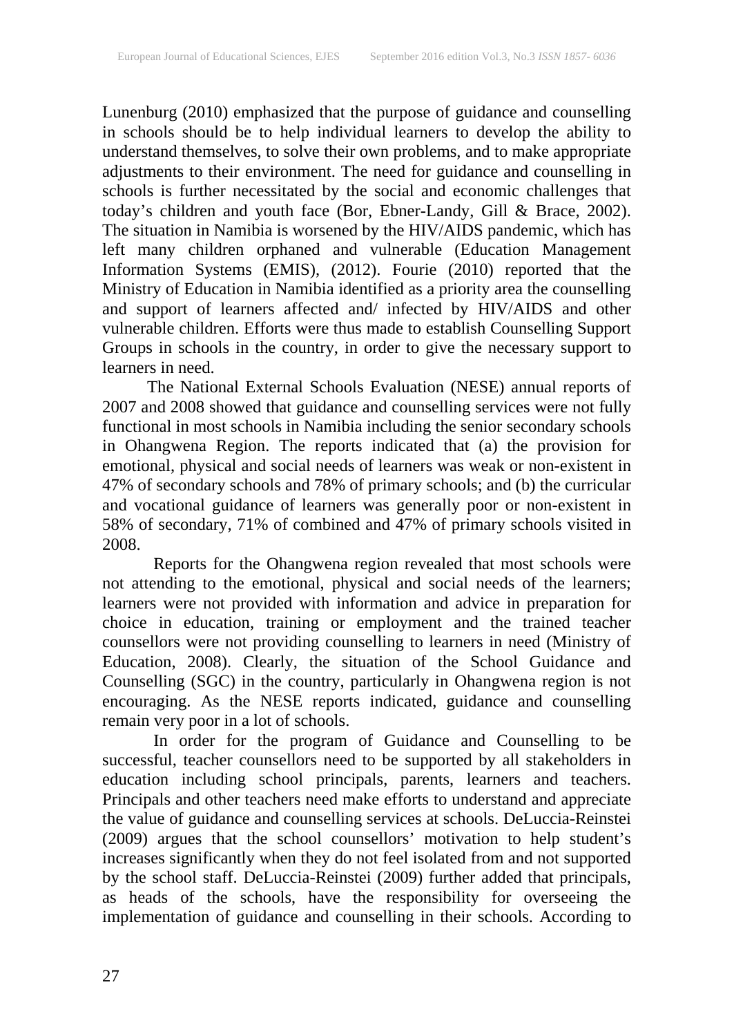Lunenburg (2010) emphasized that the purpose of guidance and counselling in schools should be to help individual learners to develop the ability to understand themselves, to solve their own problems, and to make appropriate adjustments to their environment. The need for guidance and counselling in schools is further necessitated by the social and economic challenges that today's children and youth face (Bor, Ebner-Landy, Gill & Brace, 2002). The situation in Namibia is worsened by the HIV/AIDS pandemic, which has left many children orphaned and vulnerable (Education Management Information Systems (EMIS), (2012). Fourie (2010) reported that the Ministry of Education in Namibia identified as a priority area the counselling and support of learners affected and/ infected by HIV/AIDS and other vulnerable children. Efforts were thus made to establish Counselling Support Groups in schools in the country, in order to give the necessary support to learners in need.

The National External Schools Evaluation (NESE) annual reports of 2007 and 2008 showed that guidance and counselling services were not fully functional in most schools in Namibia including the senior secondary schools in Ohangwena Region. The reports indicated that (a) the provision for emotional, physical and social needs of learners was weak or non-existent in 47% of secondary schools and 78% of primary schools; and (b) the curricular and vocational guidance of learners was generally poor or non-existent in 58% of secondary, 71% of combined and 47% of primary schools visited in 2008.

Reports for the Ohangwena region revealed that most schools were not attending to the emotional, physical and social needs of the learners; learners were not provided with information and advice in preparation for choice in education, training or employment and the trained teacher counsellors were not providing counselling to learners in need (Ministry of Education, 2008). Clearly, the situation of the School Guidance and Counselling (SGC) in the country, particularly in Ohangwena region is not encouraging. As the NESE reports indicated, guidance and counselling remain very poor in a lot of schools.

In order for the program of Guidance and Counselling to be successful, teacher counsellors need to be supported by all stakeholders in education including school principals, parents, learners and teachers. Principals and other teachers need make efforts to understand and appreciate the value of guidance and counselling services at schools. DeLuccia-Reinstei (2009) argues that the school counsellors' motivation to help student's increases significantly when they do not feel isolated from and not supported by the school staff. DeLuccia-Reinstei (2009) further added that principals, as heads of the schools, have the responsibility for overseeing the implementation of guidance and counselling in their schools. According to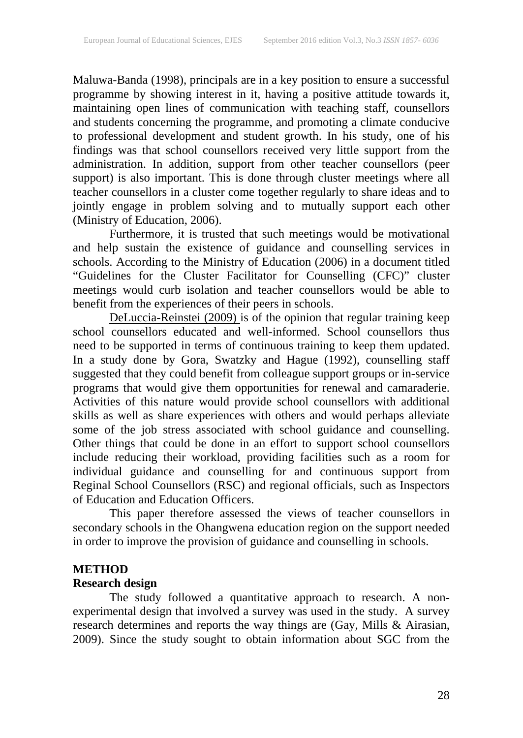Maluwa-Banda (1998), principals are in a key position to ensure a successful programme by showing interest in it, having a positive attitude towards it, maintaining open lines of communication with teaching staff, counsellors and students concerning the programme, and promoting a climate conducive to professional development and student growth. In his study, one of his findings was that school counsellors received very little support from the administration. In addition, support from other teacher counsellors (peer support) is also important. This is done through cluster meetings where all teacher counsellors in a cluster come together regularly to share ideas and to jointly engage in problem solving and to mutually support each other (Ministry of Education, 2006).

Furthermore, it is trusted that such meetings would be motivational and help sustain the existence of guidance and counselling services in schools. According to the Ministry of Education (2006) in a document titled "Guidelines for the Cluster Facilitator for Counselling (CFC)" cluster meetings would curb isolation and teacher counsellors would be able to benefit from the experiences of their peers in schools.

DeLuccia-Reinstei (2009) is of the opinion that regular training keep school counsellors educated and well-informed. School counsellors thus need to be supported in terms of continuous training to keep them updated. In a study done by Gora, Swatzky and Hague (1992), counselling staff suggested that they could benefit from colleague support groups or in-service programs that would give them opportunities for renewal and camaraderie. Activities of this nature would provide school counsellors with additional skills as well as share experiences with others and would perhaps alleviate some of the job stress associated with school guidance and counselling. Other things that could be done in an effort to support school counsellors include reducing their workload, providing facilities such as a room for individual guidance and counselling for and continuous support from Reginal School Counsellors (RSC) and regional officials, such as Inspectors of Education and Education Officers.

This paper therefore assessed the views of teacher counsellors in secondary schools in the Ohangwena education region on the support needed in order to improve the provision of guidance and counselling in schools.

## METHOD

### Research design

The study followed a quantitative approach to research. A non-experimental design that involved a survey was used in the study. A survey research determines and reports the way things are (Gay, Mills & Airasian, 2009). Since the study sought to obtain information about SGC from the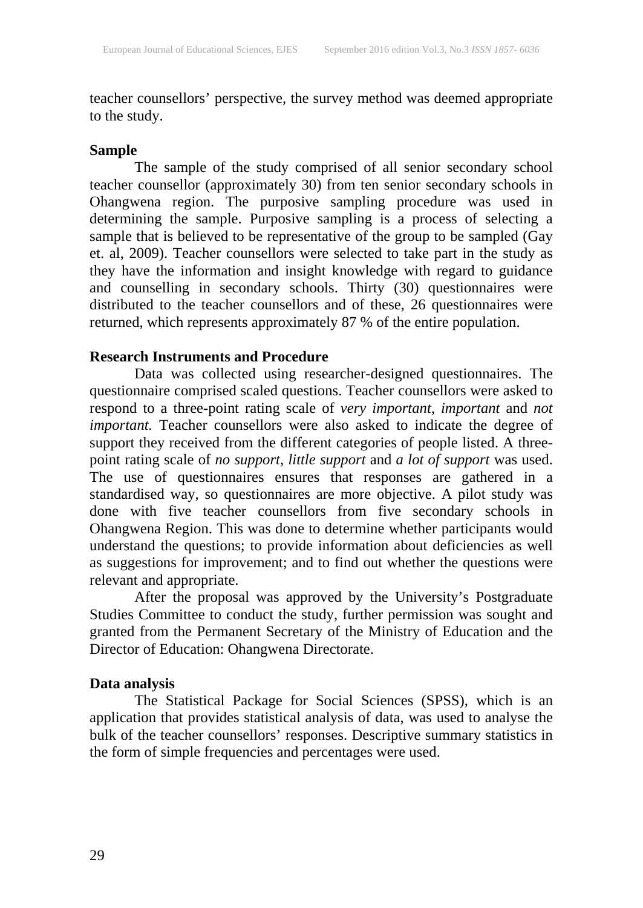teacher counsellors' perspective, the survey method was deemed appropriate to the study.

**Sample**

The sample of the study comprised of all senior secondary school teacher counsellor (approximately 30) from ten senior secondary schools in Ohangwena region. The purposive sampling procedure was used in determining the sample. Purposive sampling is a process of selecting a sample that is believed to be representative of the group to be sampled (Gay et. al, 2009). Teacher counsellors were selected to take part in the study as they have the information and insight knowledge with regard to guidance and counselling in secondary schools. Thirty (30) questionnaires were distributed to the teacher counsellors and of these, 26 questionnaires were returned, which represents approximately 87 % of the entire population.

**Research Instruments and Procedure**

Data was collected using researcher-designed questionnaires. The questionnaire comprised scaled questions. Teacher counsellors were asked to respond to a three-point rating scale of *very important*, *important* and *not important.* Teacher counsellors were also asked to indicate the degree of support they received from the different categories of people listed. A three-point rating scale of *no support*, *little support* and *a lot of support* was used. The use of questionnaires ensures that responses are gathered in a standardised way, so questionnaires are more objective. A pilot study was done with five teacher counsellors from five secondary schools in Ohangwena Region. This was done to determine whether participants would understand the questions; to provide information about deficiencies as well as suggestions for improvement; and to find out whether the questions were relevant and appropriate.

After the proposal was approved by the University's Postgraduate Studies Committee to conduct the study, further permission was sought and granted from the Permanent Secretary of the Ministry of Education and the Director of Education: Ohangwena Directorate.

**Data analysis**

The Statistical Package for Social Sciences (SPSS), which is an application that provides statistical analysis of data, was used to analyse the bulk of the teacher counsellors' responses. Descriptive summary statistics in the form of simple frequencies and percentages were used.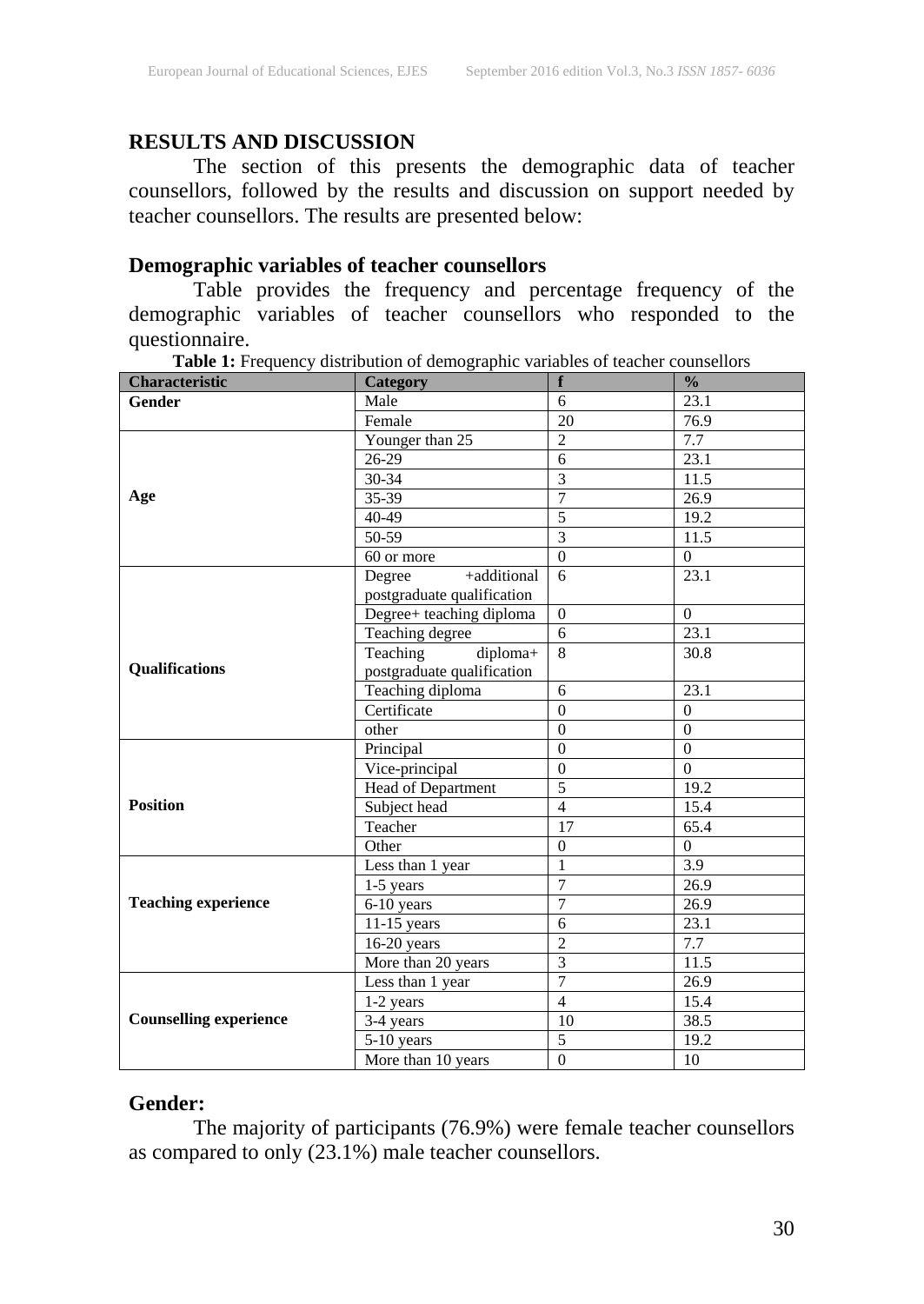## RESULTS AND DISCUSSION

The section of this presents the demographic data of teacher counsellors, followed by the results and discussion on support needed by teacher counsellors. The results are presented below:

### Demographic variables of teacher counsellors

Table provides the frequency and percentage frequency of the demographic variables of teacher counsellors who responded to the questionnaire.

**Table 1:** Frequency distribution of demographic variables of teacher counsellors

| Characteristic | Category | f | % |
|---|---|---|---|
| **Gender** | Male | 6 | 23.1 |
| | Female | 20 | 76.9 |
| **Age** | Younger than 25 | 2 | 7.7 |
| | 26-29 | 6 | 23.1 |
| | 30-34 | 3 | 11.5 |
| | 35-39 | 7 | 26.9 |
| | 40-49 | 5 | 19.2 |
| | 50-59 | 3 | 11.5 |
| | 60 or more | 0 | 0 |
| **Qualifications** | Degree +additional postgraduate qualification | 6 | 23.1 |
| | Degree+ teaching diploma | 0 | 0 |
| | Teaching degree | 6 | 23.1 |
| | Teaching diploma+ postgraduate qualification | 8 | 30.8 |
| | Teaching diploma | 6 | 23.1 |
| | Certificate | 0 | 0 |
| | other | 0 | 0 |
| **Position** | Principal | 0 | 0 |
| | Vice-principal | 0 | 0 |
| | Head of Department | 5 | 19.2 |
| | Subject head | 4 | 15.4 |
| | Teacher | 17 | 65.4 |
| | Other | 0 | 0 |
| **Teaching experience** | Less than 1 year | 1 | 3.9 |
| | 1-5 years | 7 | 26.9 |
| | 6-10 years | 7 | 26.9 |
| | 11-15 years | 6 | 23.1 |
| | 16-20 years | 2 | 7.7 |
| | More than 20 years | 3 | 11.5 |
| **Counselling experience** | Less than 1 year | 7 | 26.9 |
| | 1-2 years | 4 | 15.4 |
| | 3-4 years | 10 | 38.5 |
| | 5-10 years | 5 | 19.2 |
| | More than 10 years | 0 | 10 |

### Gender:

The majority of participants (76.9%) were female teacher counsellors as compared to only (23.1%) male teacher counsellors.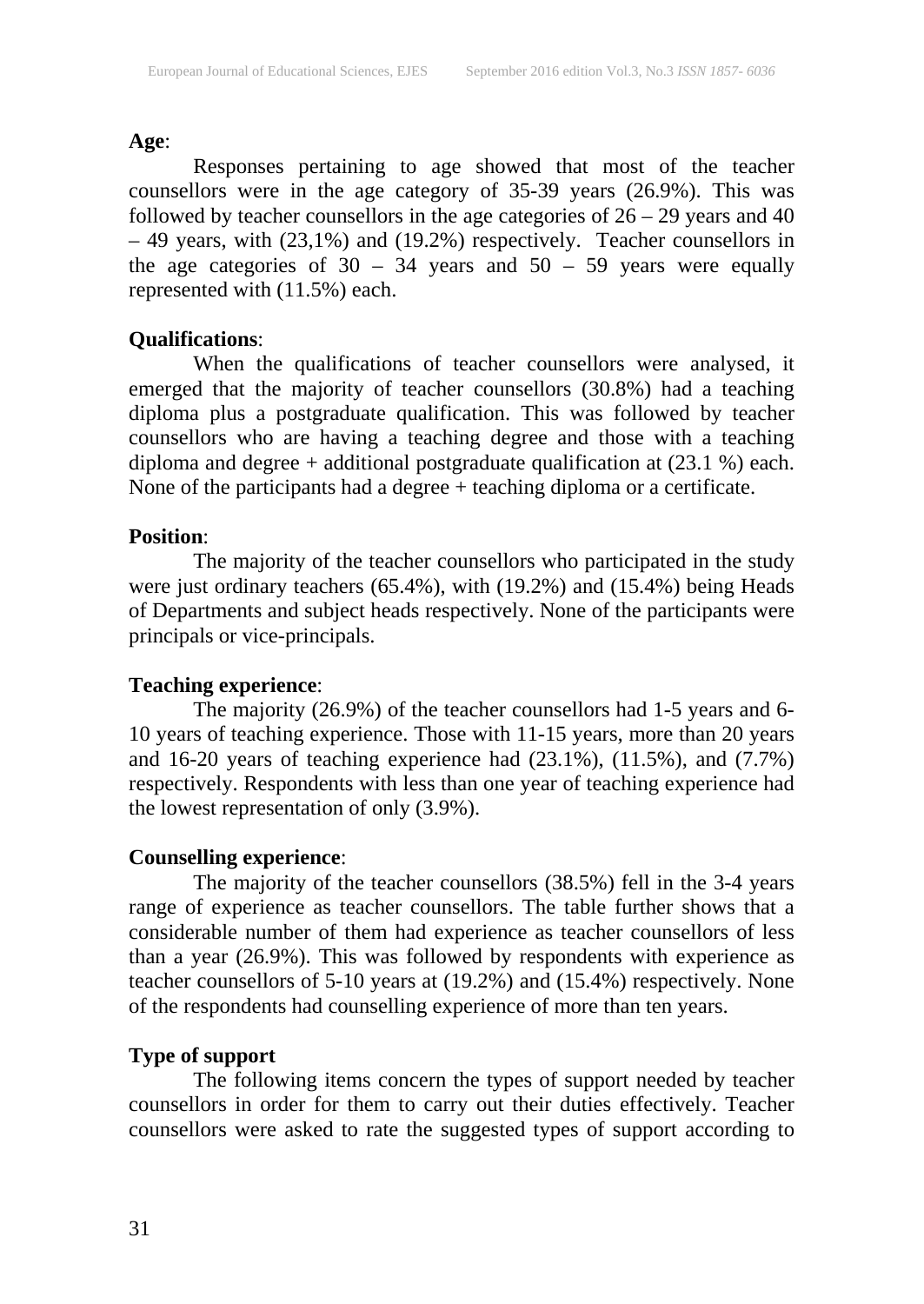**Age**:

Responses pertaining to age showed that most of the teacher counsellors were in the age category of 35-39 years (26.9%). This was followed by teacher counsellors in the age categories of 26 – 29 years and 40 – 49 years, with (23,1%) and (19.2%) respectively. Teacher counsellors in the age categories of 30 – 34 years and 50 – 59 years were equally represented with (11.5%) each.

**Qualifications**:

When the qualifications of teacher counsellors were analysed, it emerged that the majority of teacher counsellors (30.8%) had a teaching diploma plus a postgraduate qualification. This was followed by teacher counsellors who are having a teaching degree and those with a teaching diploma and degree + additional postgraduate qualification at (23.1 %) each. None of the participants had a degree + teaching diploma or a certificate.

**Position**:

The majority of the teacher counsellors who participated in the study were just ordinary teachers (65.4%), with (19.2%) and (15.4%) being Heads of Departments and subject heads respectively. None of the participants were principals or vice-principals.

**Teaching experience**:

The majority (26.9%) of the teacher counsellors had 1-5 years and 6-10 years of teaching experience. Those with 11-15 years, more than 20 years and 16-20 years of teaching experience had (23.1%), (11.5%), and (7.7%) respectively. Respondents with less than one year of teaching experience had the lowest representation of only (3.9%).

**Counselling experience**:

The majority of the teacher counsellors (38.5%) fell in the 3-4 years range of experience as teacher counsellors. The table further shows that a considerable number of them had experience as teacher counsellors of less than a year (26.9%). This was followed by respondents with experience as teacher counsellors of 5-10 years at (19.2%) and (15.4%) respectively. None of the respondents had counselling experience of more than ten years.

**Type of support**

The following items concern the types of support needed by teacher counsellors in order for them to carry out their duties effectively. Teacher counsellors were asked to rate the suggested types of support according to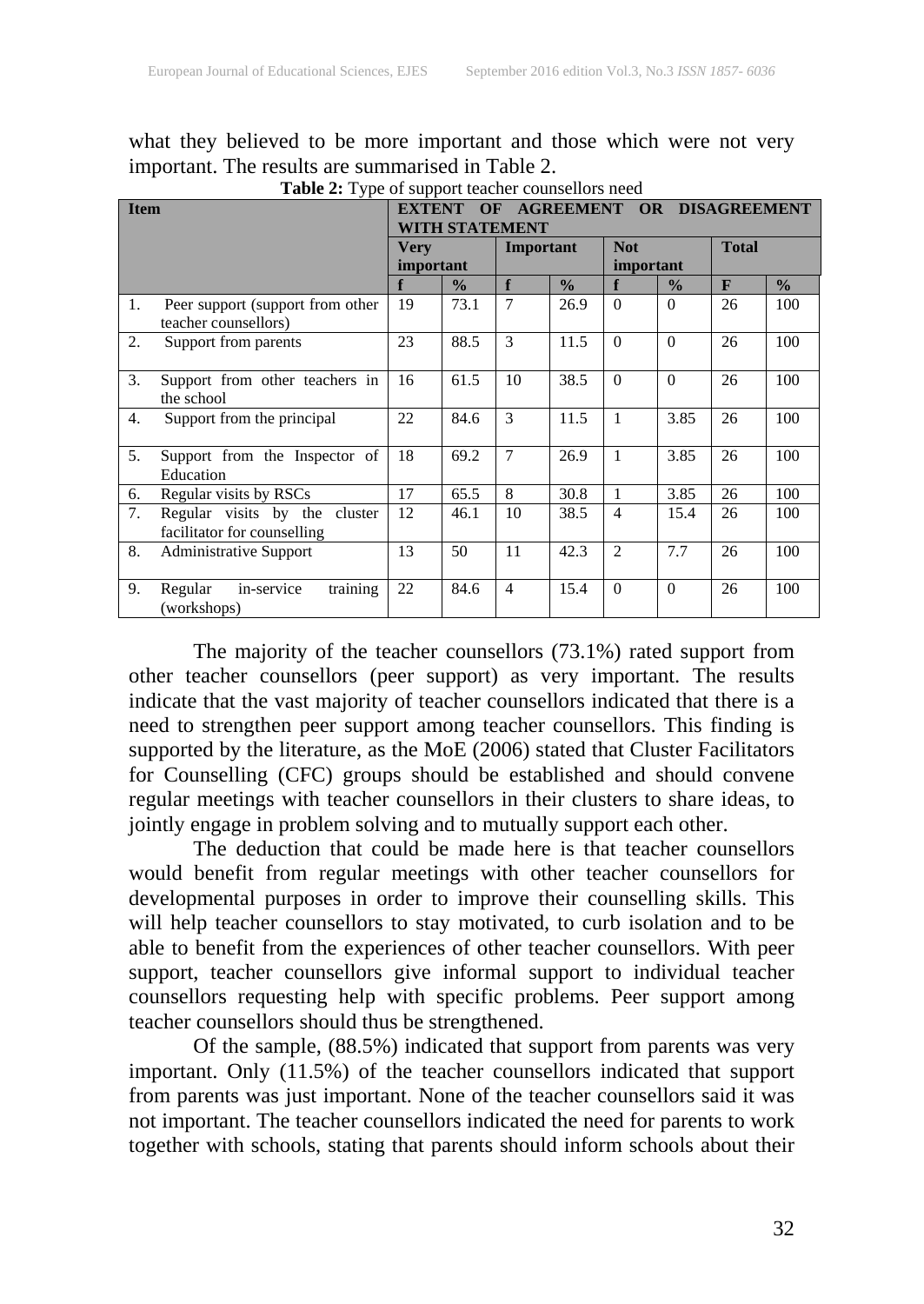what they believed to be more important and those which were not very important. The results are summarised in Table 2.

**Table 2:** Type of support teacher counsellors need

| Item | EXTENT OF AGREEMENT OR DISAGREEMENT WITH STATEMENT | | | | | | | |
|---|---|---|---|---|---|---|---|---|
| | Very important | | Important | | Not important | | Total | |
| | f | % | f | % | f | % | F | % |
| 1. Peer support (support from other teacher counsellors) | 19 | 73.1 | 7 | 26.9 | 0 | 0 | 26 | 100 |
| 2. Support from parents | 23 | 88.5 | 3 | 11.5 | 0 | 0 | 26 | 100 |
| 3. Support from other teachers in the school | 16 | 61.5 | 10 | 38.5 | 0 | 0 | 26 | 100 |
| 4. Support from the principal | 22 | 84.6 | 3 | 11.5 | 1 | 3.85 | 26 | 100 |
| 5. Support from the Inspector of Education | 18 | 69.2 | 7 | 26.9 | 1 | 3.85 | 26 | 100 |
| 6. Regular visits by RSCs | 17 | 65.5 | 8 | 30.8 | 1 | 3.85 | 26 | 100 |
| 7. Regular visits by the cluster facilitator for counselling | 12 | 46.1 | 10 | 38.5 | 4 | 15.4 | 26 | 100 |
| 8. Administrative Support | 13 | 50 | 11 | 42.3 | 2 | 7.7 | 26 | 100 |
| 9. Regular in-service training (workshops) | 22 | 84.6 | 4 | 15.4 | 0 | 0 | 26 | 100 |

The majority of the teacher counsellors (73.1%) rated support from other teacher counsellors (peer support) as very important. The results indicate that the vast majority of teacher counsellors indicated that there is a need to strengthen peer support among teacher counsellors. This finding is supported by the literature, as the MoE (2006) stated that Cluster Facilitators for Counselling (CFC) groups should be established and should convene regular meetings with teacher counsellors in their clusters to share ideas, to jointly engage in problem solving and to mutually support each other.

The deduction that could be made here is that teacher counsellors would benefit from regular meetings with other teacher counsellors for developmental purposes in order to improve their counselling skills. This will help teacher counsellors to stay motivated, to curb isolation and to be able to benefit from the experiences of other teacher counsellors. With peer support, teacher counsellors give informal support to individual teacher counsellors requesting help with specific problems. Peer support among teacher counsellors should thus be strengthened.

Of the sample, (88.5%) indicated that support from parents was very important. Only (11.5%) of the teacher counsellors indicated that support from parents was just important. None of the teacher counsellors said it was not important. The teacher counsellors indicated the need for parents to work together with schools, stating that parents should inform schools about their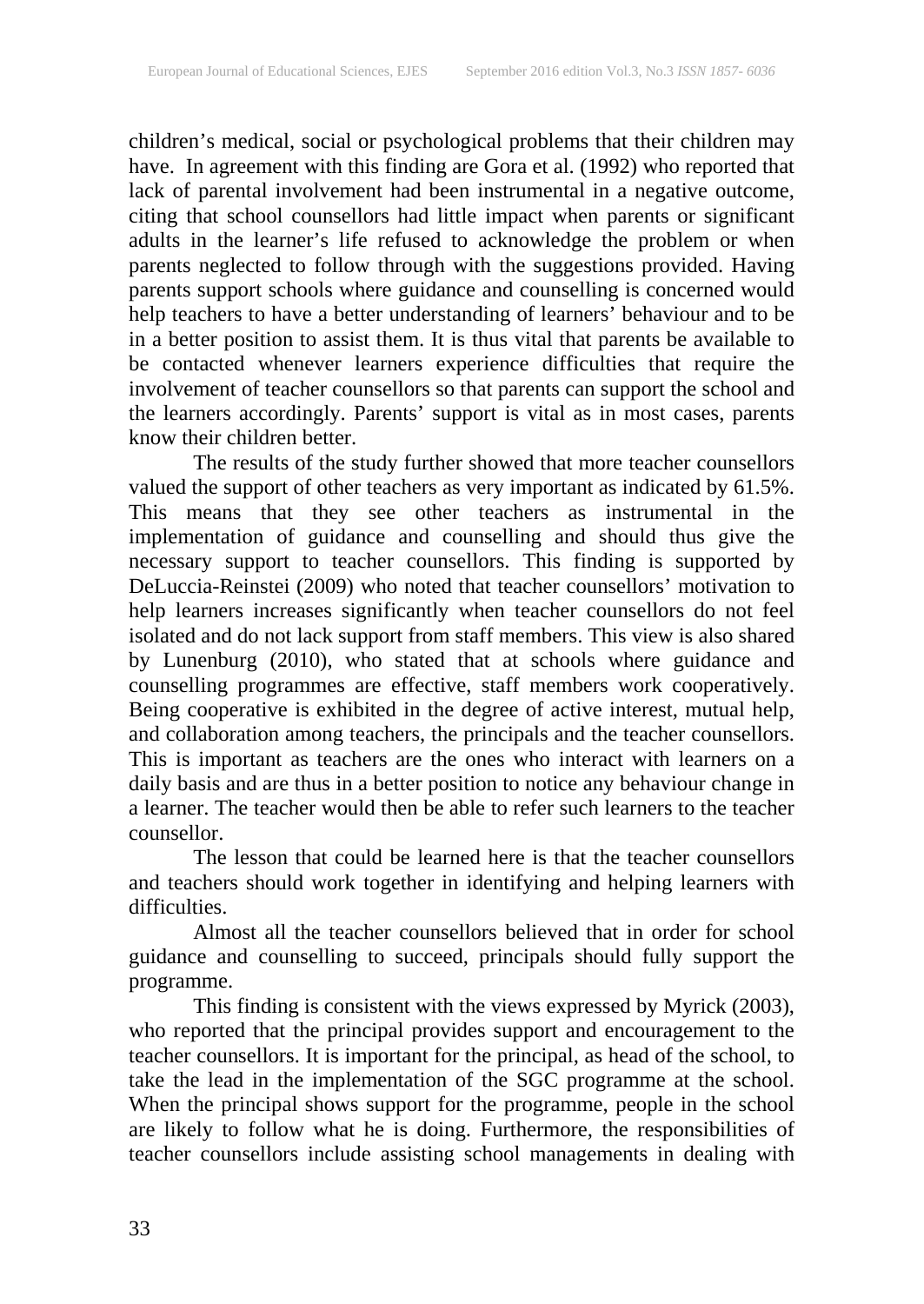children's medical, social or psychological problems that their children may have. In agreement with this finding are Gora et al. (1992) who reported that lack of parental involvement had been instrumental in a negative outcome, citing that school counsellors had little impact when parents or significant adults in the learner's life refused to acknowledge the problem or when parents neglected to follow through with the suggestions provided. Having parents support schools where guidance and counselling is concerned would help teachers to have a better understanding of learners' behaviour and to be in a better position to assist them. It is thus vital that parents be available to be contacted whenever learners experience difficulties that require the involvement of teacher counsellors so that parents can support the school and the learners accordingly. Parents' support is vital as in most cases, parents know their children better.

The results of the study further showed that more teacher counsellors valued the support of other teachers as very important as indicated by 61.5%. This means that they see other teachers as instrumental in the implementation of guidance and counselling and should thus give the necessary support to teacher counsellors. This finding is supported by DeLuccia-Reinstei (2009) who noted that teacher counsellors' motivation to help learners increases significantly when teacher counsellors do not feel isolated and do not lack support from staff members. This view is also shared by Lunenburg (2010), who stated that at schools where guidance and counselling programmes are effective, staff members work cooperatively. Being cooperative is exhibited in the degree of active interest, mutual help, and collaboration among teachers, the principals and the teacher counsellors. This is important as teachers are the ones who interact with learners on a daily basis and are thus in a better position to notice any behaviour change in a learner. The teacher would then be able to refer such learners to the teacher counsellor.

The lesson that could be learned here is that the teacher counsellors and teachers should work together in identifying and helping learners with difficulties.

Almost all the teacher counsellors believed that in order for school guidance and counselling to succeed, principals should fully support the programme.

This finding is consistent with the views expressed by Myrick (2003), who reported that the principal provides support and encouragement to the teacher counsellors. It is important for the principal, as head of the school, to take the lead in the implementation of the SGC programme at the school. When the principal shows support for the programme, people in the school are likely to follow what he is doing. Furthermore, the responsibilities of teacher counsellors include assisting school managements in dealing with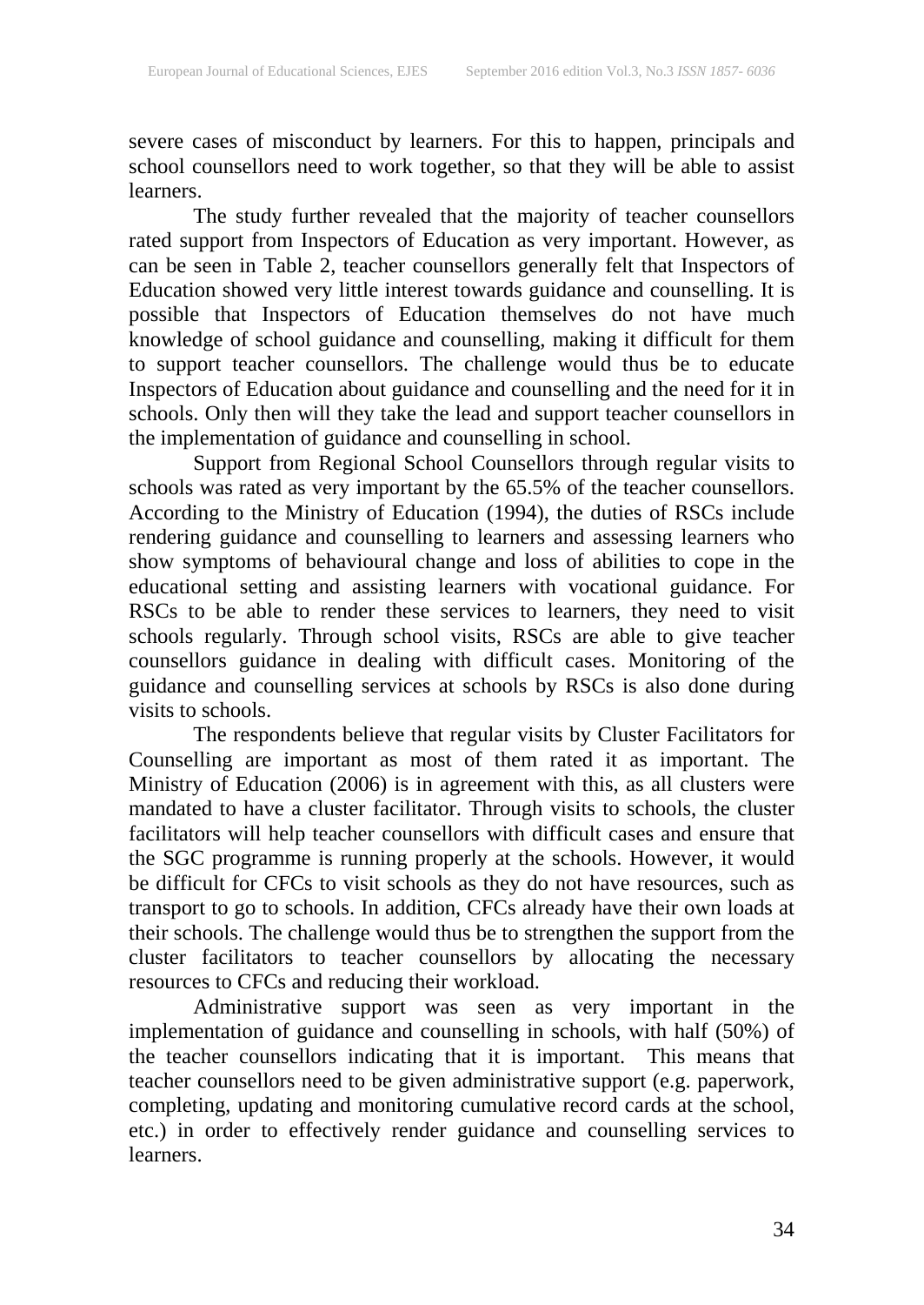severe cases of misconduct by learners. For this to happen, principals and school counsellors need to work together, so that they will be able to assist learners.

The study further revealed that the majority of teacher counsellors rated support from Inspectors of Education as very important. However, as can be seen in Table 2, teacher counsellors generally felt that Inspectors of Education showed very little interest towards guidance and counselling. It is possible that Inspectors of Education themselves do not have much knowledge of school guidance and counselling, making it difficult for them to support teacher counsellors. The challenge would thus be to educate Inspectors of Education about guidance and counselling and the need for it in schools. Only then will they take the lead and support teacher counsellors in the implementation of guidance and counselling in school.

Support from Regional School Counsellors through regular visits to schools was rated as very important by the 65.5% of the teacher counsellors. According to the Ministry of Education (1994), the duties of RSCs include rendering guidance and counselling to learners and assessing learners who show symptoms of behavioural change and loss of abilities to cope in the educational setting and assisting learners with vocational guidance. For RSCs to be able to render these services to learners, they need to visit schools regularly. Through school visits, RSCs are able to give teacher counsellors guidance in dealing with difficult cases. Monitoring of the guidance and counselling services at schools by RSCs is also done during visits to schools.

The respondents believe that regular visits by Cluster Facilitators for Counselling are important as most of them rated it as important. The Ministry of Education (2006) is in agreement with this, as all clusters were mandated to have a cluster facilitator. Through visits to schools, the cluster facilitators will help teacher counsellors with difficult cases and ensure that the SGC programme is running properly at the schools. However, it would be difficult for CFCs to visit schools as they do not have resources, such as transport to go to schools. In addition, CFCs already have their own loads at their schools. The challenge would thus be to strengthen the support from the cluster facilitators to teacher counsellors by allocating the necessary resources to CFCs and reducing their workload.

Administrative support was seen as very important in the implementation of guidance and counselling in schools, with half (50%) of the teacher counsellors indicating that it is important. This means that teacher counsellors need to be given administrative support (e.g. paperwork, completing, updating and monitoring cumulative record cards at the school, etc.) in order to effectively render guidance and counselling services to learners.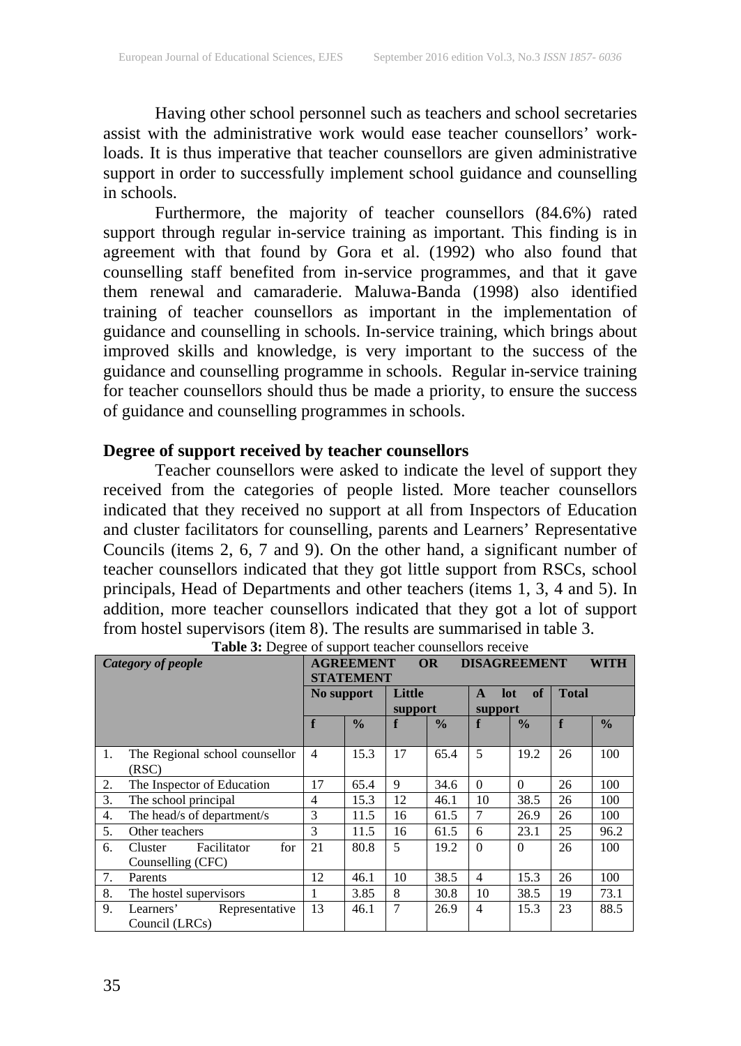Having other school personnel such as teachers and school secretaries assist with the administrative work would ease teacher counsellors' work-loads. It is thus imperative that teacher counsellors are given administrative support in order to successfully implement school guidance and counselling in schools.

Furthermore, the majority of teacher counsellors (84.6%) rated support through regular in-service training as important. This finding is in agreement with that found by Gora et al. (1992) who also found that counselling staff benefited from in-service programmes, and that it gave them renewal and camaraderie. Maluwa-Banda (1998) also identified training of teacher counsellors as important in the implementation of guidance and counselling in schools. In-service training, which brings about improved skills and knowledge, is very important to the success of the guidance and counselling programme in schools. Regular in-service training for teacher counsellors should thus be made a priority, to ensure the success of guidance and counselling programmes in schools.

**Degree of support received by teacher counsellors**

Teacher counsellors were asked to indicate the level of support they received from the categories of people listed. More teacher counsellors indicated that they received no support at all from Inspectors of Education and cluster facilitators for counselling, parents and Learners' Representative Councils (items 2, 6, 7 and 9). On the other hand, a significant number of teacher counsellors indicated that they got little support from RSCs, school principals, Head of Departments and other teachers (items 1, 3, 4 and 5). In addition, more teacher counsellors indicated that they got a lot of support from hostel supervisors (item 8). The results are summarised in table 3.

**Table 3:** Degree of support teacher counsellors receive

| *Category of people* | **AGREEMENT OR DISAGREEMENT WITH STATEMENT** | | | | | | | |
|---|---|---|---|---|---|---|---|---|
| | **No support** | | **Little support** | | **A lot of support** | | **Total** | |
| | **f** | **%** | **f** | **%** | **f** | **%** | **f** | **%** |
| 1. The Regional school counsellor (RSC) | 4 | 15.3 | 17 | 65.4 | 5 | 19.2 | 26 | 100 |
| 2. The Inspector of Education | 17 | 65.4 | 9 | 34.6 | 0 | 0 | 26 | 100 |
| 3. The school principal | 4 | 15.3 | 12 | 46.1 | 10 | 38.5 | 26 | 100 |
| 4. The head/s of department/s | 3 | 11.5 | 16 | 61.5 | 7 | 26.9 | 26 | 100 |
| 5. Other teachers | 3 | 11.5 | 16 | 61.5 | 6 | 23.1 | 25 | 96.2 |
| 6. Cluster Facilitator for Counselling (CFC) | 21 | 80.8 | 5 | 19.2 | 0 | 0 | 26 | 100 |
| 7. Parents | 12 | 46.1 | 10 | 38.5 | 4 | 15.3 | 26 | 100 |
| 8. The hostel supervisors | 1 | 3.85 | 8 | 30.8 | 10 | 38.5 | 19 | 73.1 |
| 9. Learners' Representative Council (LRCs) | 13 | 46.1 | 7 | 26.9 | 4 | 15.3 | 23 | 88.5 |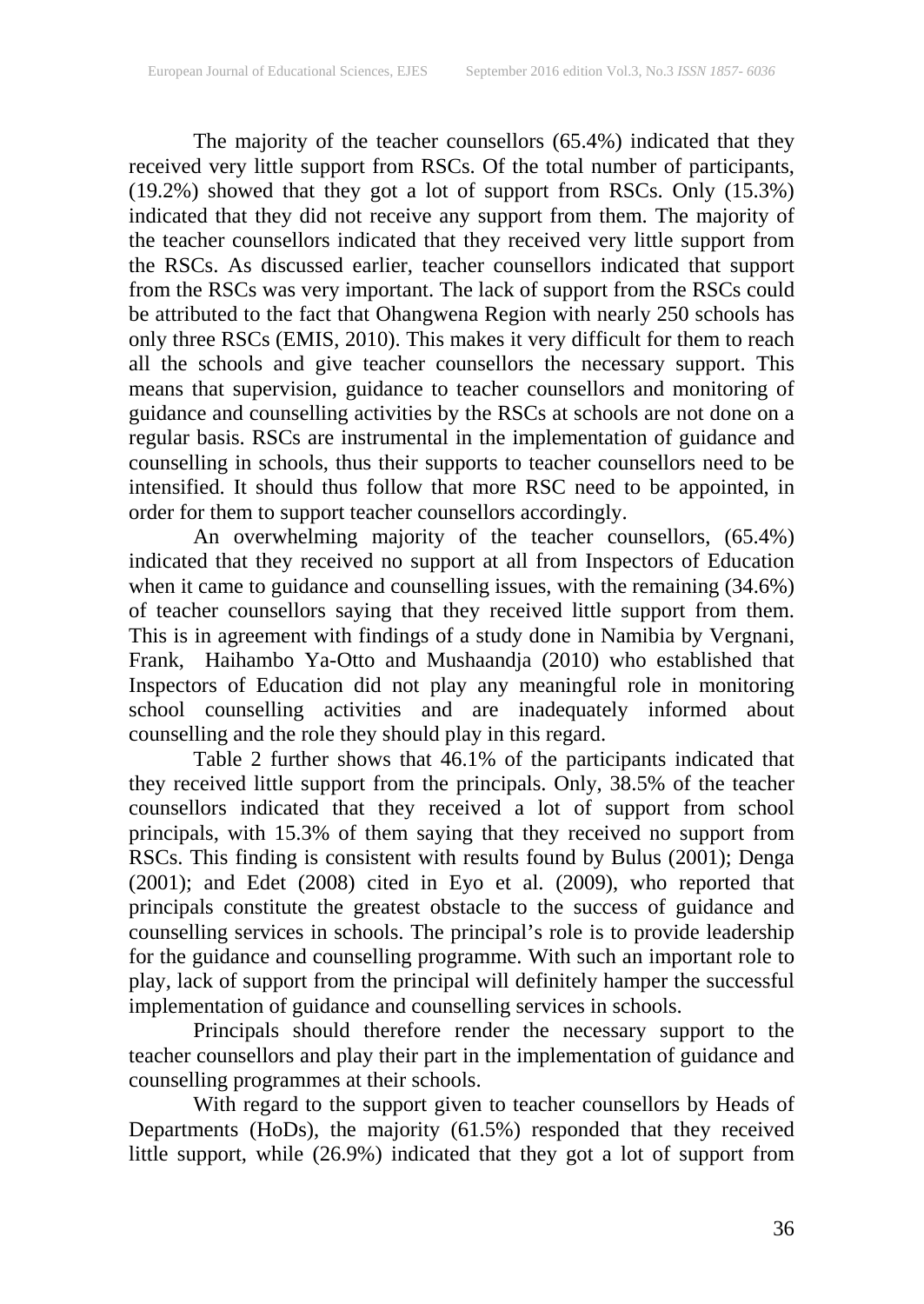The majority of the teacher counsellors (65.4%) indicated that they received very little support from RSCs. Of the total number of participants, (19.2%) showed that they got a lot of support from RSCs. Only (15.3%) indicated that they did not receive any support from them. The majority of the teacher counsellors indicated that they received very little support from the RSCs. As discussed earlier, teacher counsellors indicated that support from the RSCs was very important. The lack of support from the RSCs could be attributed to the fact that Ohangwena Region with nearly 250 schools has only three RSCs (EMIS, 2010). This makes it very difficult for them to reach all the schools and give teacher counsellors the necessary support. This means that supervision, guidance to teacher counsellors and monitoring of guidance and counselling activities by the RSCs at schools are not done on a regular basis. RSCs are instrumental in the implementation of guidance and counselling in schools, thus their supports to teacher counsellors need to be intensified. It should thus follow that more RSC need to be appointed, in order for them to support teacher counsellors accordingly.

An overwhelming majority of the teacher counsellors, (65.4%) indicated that they received no support at all from Inspectors of Education when it came to guidance and counselling issues, with the remaining (34.6%) of teacher counsellors saying that they received little support from them. This is in agreement with findings of a study done in Namibia by Vergnani, Frank, Haihambo Ya-Otto and Mushaandja (2010) who established that Inspectors of Education did not play any meaningful role in monitoring school counselling activities and are inadequately informed about counselling and the role they should play in this regard.

Table 2 further shows that 46.1% of the participants indicated that they received little support from the principals. Only, 38.5% of the teacher counsellors indicated that they received a lot of support from school principals, with 15.3% of them saying that they received no support from RSCs. This finding is consistent with results found by Bulus (2001); Denga (2001); and Edet (2008) cited in Eyo et al. (2009), who reported that principals constitute the greatest obstacle to the success of guidance and counselling services in schools. The principal's role is to provide leadership for the guidance and counselling programme. With such an important role to play, lack of support from the principal will definitely hamper the successful implementation of guidance and counselling services in schools.

Principals should therefore render the necessary support to the teacher counsellors and play their part in the implementation of guidance and counselling programmes at their schools.

With regard to the support given to teacher counsellors by Heads of Departments (HoDs), the majority (61.5%) responded that they received little support, while (26.9%) indicated that they got a lot of support from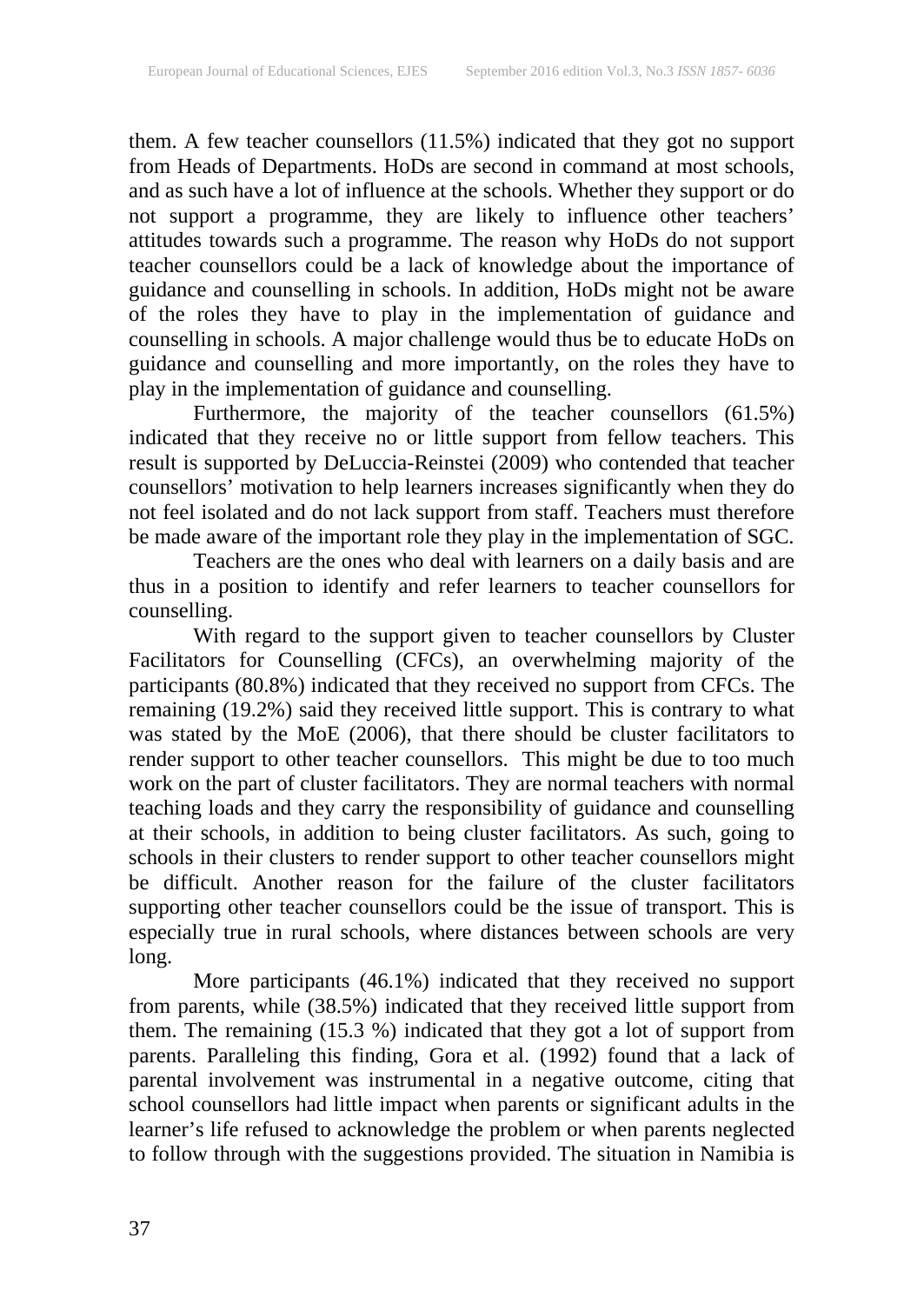them. A few teacher counsellors (11.5%) indicated that they got no support from Heads of Departments. HoDs are second in command at most schools, and as such have a lot of influence at the schools. Whether they support or do not support a programme, they are likely to influence other teachers' attitudes towards such a programme. The reason why HoDs do not support teacher counsellors could be a lack of knowledge about the importance of guidance and counselling in schools. In addition, HoDs might not be aware of the roles they have to play in the implementation of guidance and counselling in schools. A major challenge would thus be to educate HoDs on guidance and counselling and more importantly, on the roles they have to play in the implementation of guidance and counselling.

Furthermore, the majority of the teacher counsellors (61.5%) indicated that they receive no or little support from fellow teachers. This result is supported by DeLuccia-Reinstei (2009) who contended that teacher counsellors' motivation to help learners increases significantly when they do not feel isolated and do not lack support from staff. Teachers must therefore be made aware of the important role they play in the implementation of SGC.

Teachers are the ones who deal with learners on a daily basis and are thus in a position to identify and refer learners to teacher counsellors for counselling.

With regard to the support given to teacher counsellors by Cluster Facilitators for Counselling (CFCs), an overwhelming majority of the participants (80.8%) indicated that they received no support from CFCs. The remaining (19.2%) said they received little support. This is contrary to what was stated by the MoE (2006), that there should be cluster facilitators to render support to other teacher counsellors. This might be due to too much work on the part of cluster facilitators. They are normal teachers with normal teaching loads and they carry the responsibility of guidance and counselling at their schools, in addition to being cluster facilitators. As such, going to schools in their clusters to render support to other teacher counsellors might be difficult. Another reason for the failure of the cluster facilitators supporting other teacher counsellors could be the issue of transport. This is especially true in rural schools, where distances between schools are very long.

More participants (46.1%) indicated that they received no support from parents, while (38.5%) indicated that they received little support from them. The remaining (15.3 %) indicated that they got a lot of support from parents. Paralleling this finding, Gora et al. (1992) found that a lack of parental involvement was instrumental in a negative outcome, citing that school counsellors had little impact when parents or significant adults in the learner's life refused to acknowledge the problem or when parents neglected to follow through with the suggestions provided. The situation in Namibia is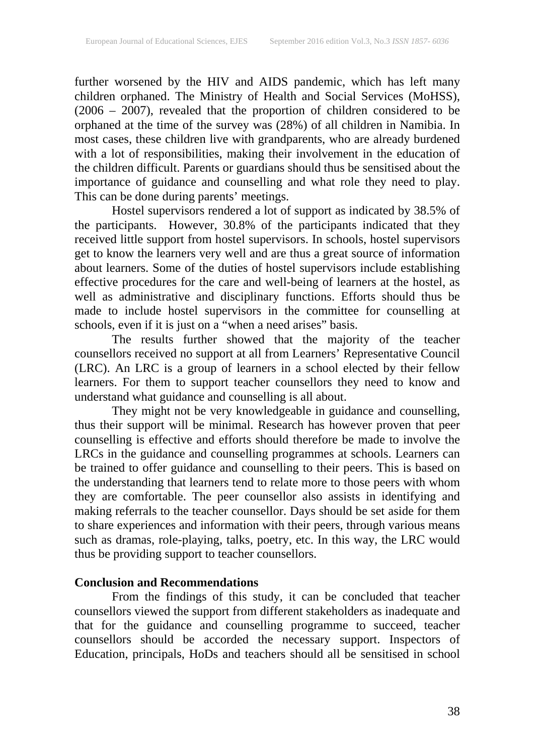further worsened by the HIV and AIDS pandemic, which has left many children orphaned. The Ministry of Health and Social Services (MoHSS), (2006 – 2007), revealed that the proportion of children considered to be orphaned at the time of the survey was (28%) of all children in Namibia. In most cases, these children live with grandparents, who are already burdened with a lot of responsibilities, making their involvement in the education of the children difficult. Parents or guardians should thus be sensitised about the importance of guidance and counselling and what role they need to play. This can be done during parents' meetings.

Hostel supervisors rendered a lot of support as indicated by 38.5% of the participants. However, 30.8% of the participants indicated that they received little support from hostel supervisors. In schools, hostel supervisors get to know the learners very well and are thus a great source of information about learners. Some of the duties of hostel supervisors include establishing effective procedures for the care and well-being of learners at the hostel, as well as administrative and disciplinary functions. Efforts should thus be made to include hostel supervisors in the committee for counselling at schools, even if it is just on a "when a need arises" basis.

The results further showed that the majority of the teacher counsellors received no support at all from Learners' Representative Council (LRC). An LRC is a group of learners in a school elected by their fellow learners. For them to support teacher counsellors they need to know and understand what guidance and counselling is all about.

They might not be very knowledgeable in guidance and counselling, thus their support will be minimal. Research has however proven that peer counselling is effective and efforts should therefore be made to involve the LRCs in the guidance and counselling programmes at schools. Learners can be trained to offer guidance and counselling to their peers. This is based on the understanding that learners tend to relate more to those peers with whom they are comfortable. The peer counsellor also assists in identifying and making referrals to the teacher counsellor. Days should be set aside for them to share experiences and information with their peers, through various means such as dramas, role-playing, talks, poetry, etc. In this way, the LRC would thus be providing support to teacher counsellors.

## Conclusion and Recommendations

From the findings of this study, it can be concluded that teacher counsellors viewed the support from different stakeholders as inadequate and that for the guidance and counselling programme to succeed, teacher counsellors should be accorded the necessary support. Inspectors of Education, principals, HoDs and teachers should all be sensitised in school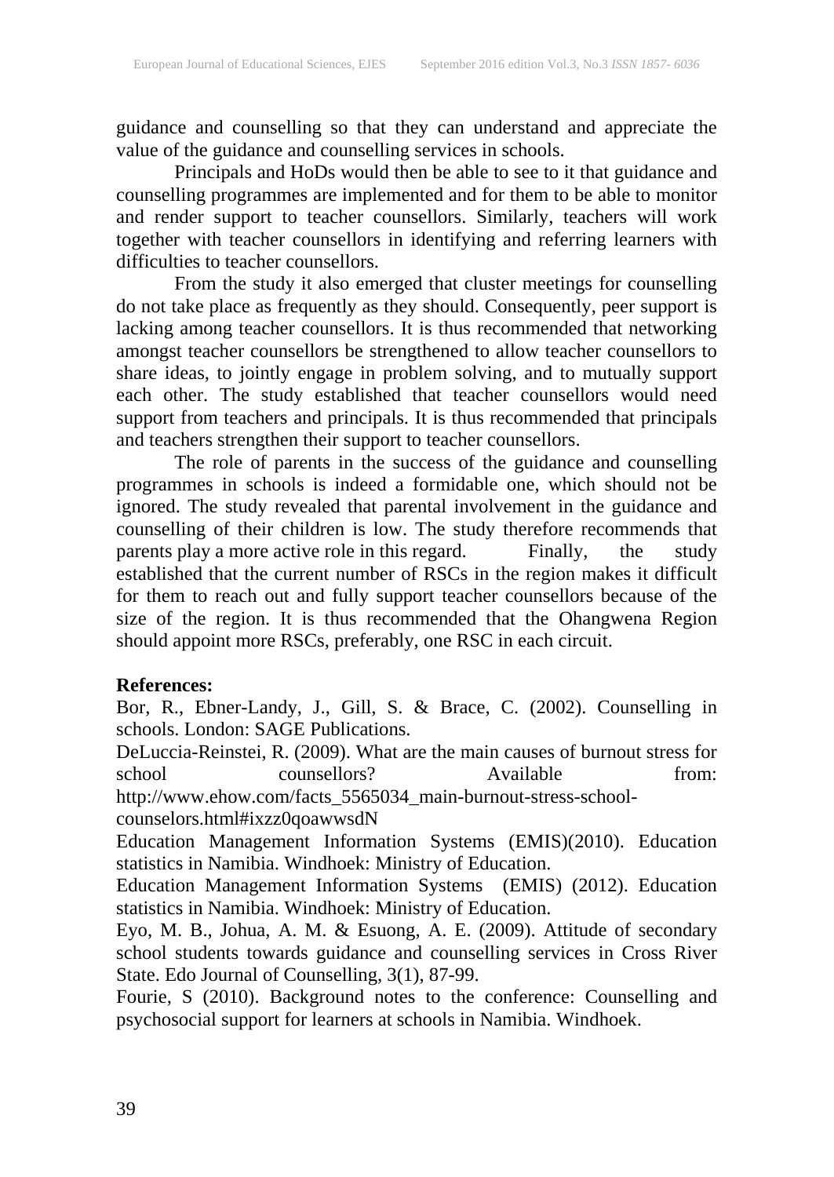guidance and counselling so that they can understand and appreciate the value of the guidance and counselling services in schools.

Principals and HoDs would then be able to see to it that guidance and counselling programmes are implemented and for them to be able to monitor and render support to teacher counsellors. Similarly, teachers will work together with teacher counsellors in identifying and referring learners with difficulties to teacher counsellors.

From the study it also emerged that cluster meetings for counselling do not take place as frequently as they should. Consequently, peer support is lacking among teacher counsellors. It is thus recommended that networking amongst teacher counsellors be strengthened to allow teacher counsellors to share ideas, to jointly engage in problem solving, and to mutually support each other. The study established that teacher counsellors would need support from teachers and principals. It is thus recommended that principals and teachers strengthen their support to teacher counsellors.

The role of parents in the success of the guidance and counselling programmes in schools is indeed a formidable one, which should not be ignored. The study revealed that parental involvement in the guidance and counselling of their children is low. The study therefore recommends that parents play a more active role in this regard. Finally, the study established that the current number of RSCs in the region makes it difficult for them to reach out and fully support teacher counsellors because of the size of the region. It is thus recommended that the Ohangwena Region should appoint more RSCs, preferably, one RSC in each circuit.

**References:**

Bor, R., Ebner-Landy, J., Gill, S. & Brace, C. (2002). Counselling in schools. London: SAGE Publications.

DeLuccia-Reinstei, R. (2009). What are the main causes of burnout stress for school counsellors? Available from: http://www.ehow.com/facts_5565034_main-burnout-stress-school-counselors.html#ixzz0qoawwsdN

Education Management Information Systems (EMIS)(2010). Education statistics in Namibia. Windhoek: Ministry of Education.

Education Management Information Systems (EMIS) (2012). Education statistics in Namibia. Windhoek: Ministry of Education.

Eyo, M. B., Johua, A. M. & Esuong, A. E. (2009). Attitude of secondary school students towards guidance and counselling services in Cross River State. Edo Journal of Counselling, 3(1), 87-99.

Fourie, S (2010). Background notes to the conference: Counselling and psychosocial support for learners at schools in Namibia. Windhoek.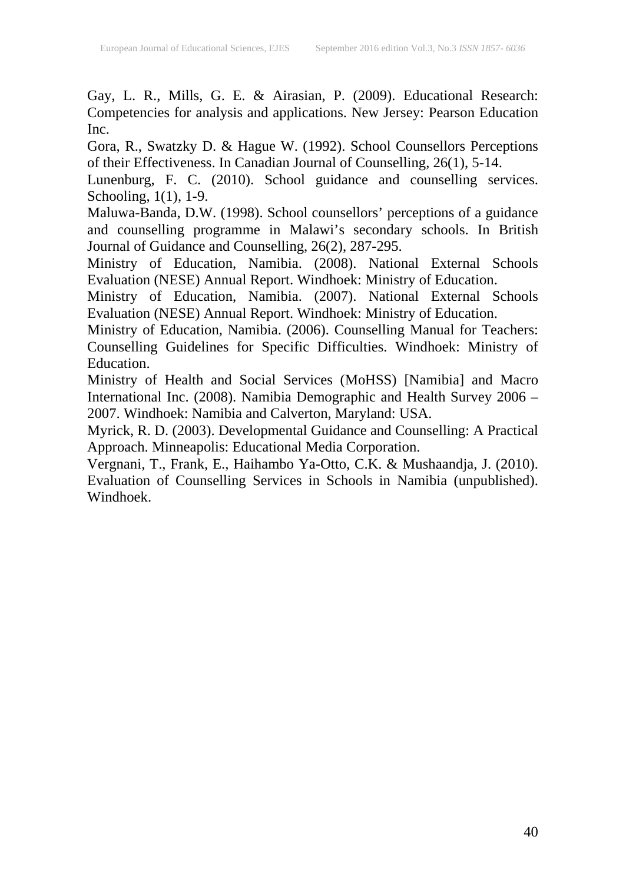Gay, L. R., Mills, G. E. & Airasian, P. (2009). Educational Research: Competencies for analysis and applications. New Jersey: Pearson Education Inc.

Gora, R., Swatzky D. & Hague W. (1992). School Counsellors Perceptions of their Effectiveness. In Canadian Journal of Counselling, 26(1), 5-14.

Lunenburg, F. C. (2010). School guidance and counselling services. Schooling, 1(1), 1-9.

Maluwa-Banda, D.W. (1998). School counsellors' perceptions of a guidance and counselling programme in Malawi's secondary schools. In British Journal of Guidance and Counselling, 26(2), 287-295.

Ministry of Education, Namibia. (2008). National External Schools Evaluation (NESE) Annual Report. Windhoek: Ministry of Education.

Ministry of Education, Namibia. (2007). National External Schools Evaluation (NESE) Annual Report. Windhoek: Ministry of Education.

Ministry of Education, Namibia. (2006). Counselling Manual for Teachers: Counselling Guidelines for Specific Difficulties. Windhoek: Ministry of Education.

Ministry of Health and Social Services (MoHSS) [Namibia] and Macro International Inc. (2008). Namibia Demographic and Health Survey 2006 – 2007. Windhoek: Namibia and Calverton, Maryland: USA.

Myrick, R. D. (2003). Developmental Guidance and Counselling: A Practical Approach. Minneapolis: Educational Media Corporation.

Vergnani, T., Frank, E., Haihambo Ya-Otto, C.K. & Mushaandja, J. (2010). Evaluation of Counselling Services in Schools in Namibia (unpublished). Windhoek.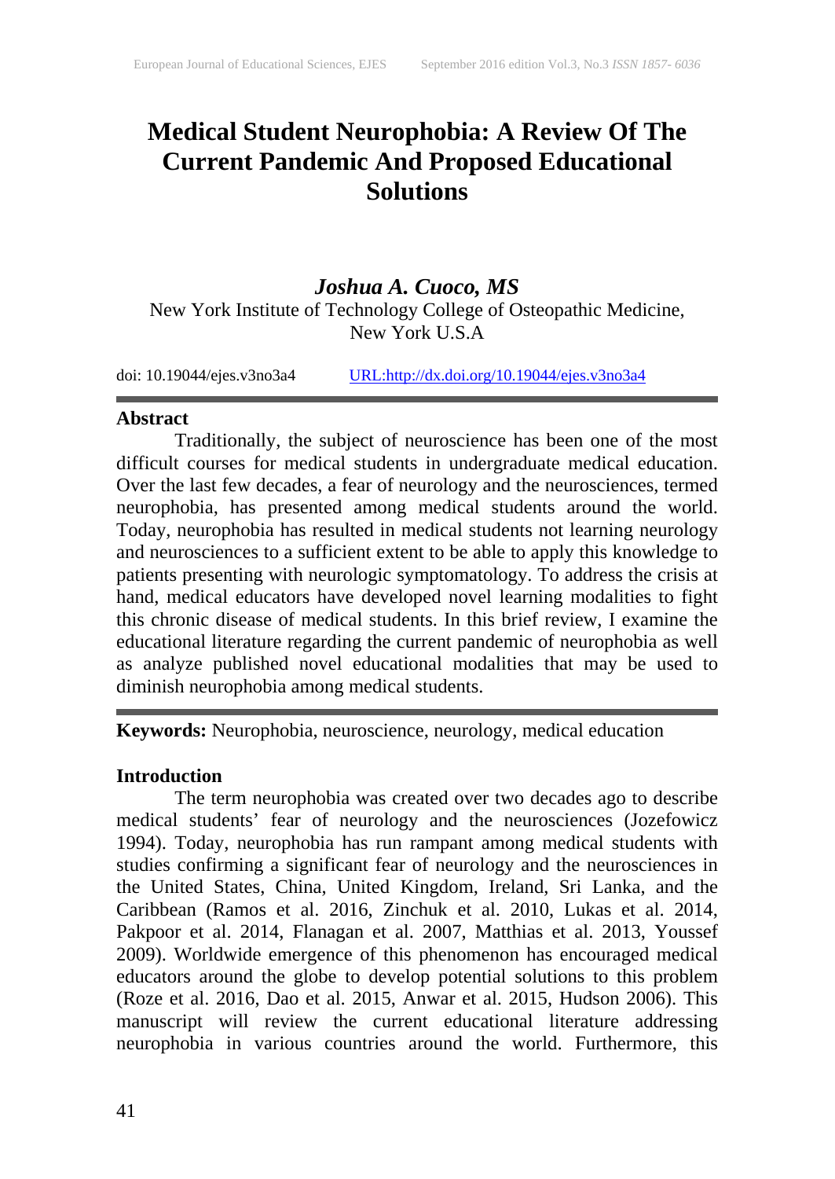# Medical Student Neurophobia: A Review Of The Current Pandemic And Proposed Educational Solutions

***Joshua A. Cuoco, MS***

New York Institute of Technology College of Osteopathic Medicine, New York U.S.A

doi: 10.19044/ejes.v3no3a4 URL:http://dx.doi.org/10.19044/ejes.v3no3a4

## Abstract

Traditionally, the subject of neuroscience has been one of the most difficult courses for medical students in undergraduate medical education. Over the last few decades, a fear of neurology and the neurosciences, termed neurophobia, has presented among medical students around the world. Today, neurophobia has resulted in medical students not learning neurology and neurosciences to a sufficient extent to be able to apply this knowledge to patients presenting with neurologic symptomatology. To address the crisis at hand, medical educators have developed novel learning modalities to fight this chronic disease of medical students. In this brief review, I examine the educational literature regarding the current pandemic of neurophobia as well as analyze published novel educational modalities that may be used to diminish neurophobia among medical students.

**Keywords:** Neurophobia, neuroscience, neurology, medical education

## Introduction

The term neurophobia was created over two decades ago to describe medical students' fear of neurology and the neurosciences (Jozefowicz 1994). Today, neurophobia has run rampant among medical students with studies confirming a significant fear of neurology and the neurosciences in the United States, China, United Kingdom, Ireland, Sri Lanka, and the Caribbean (Ramos et al. 2016, Zinchuk et al. 2010, Lukas et al. 2014, Pakpoor et al. 2014, Flanagan et al. 2007, Matthias et al. 2013, Youssef 2009). Worldwide emergence of this phenomenon has encouraged medical educators around the globe to develop potential solutions to this problem (Roze et al. 2016, Dao et al. 2015, Anwar et al. 2015, Hudson 2006). This manuscript will review the current educational literature addressing neurophobia in various countries around the world. Furthermore, this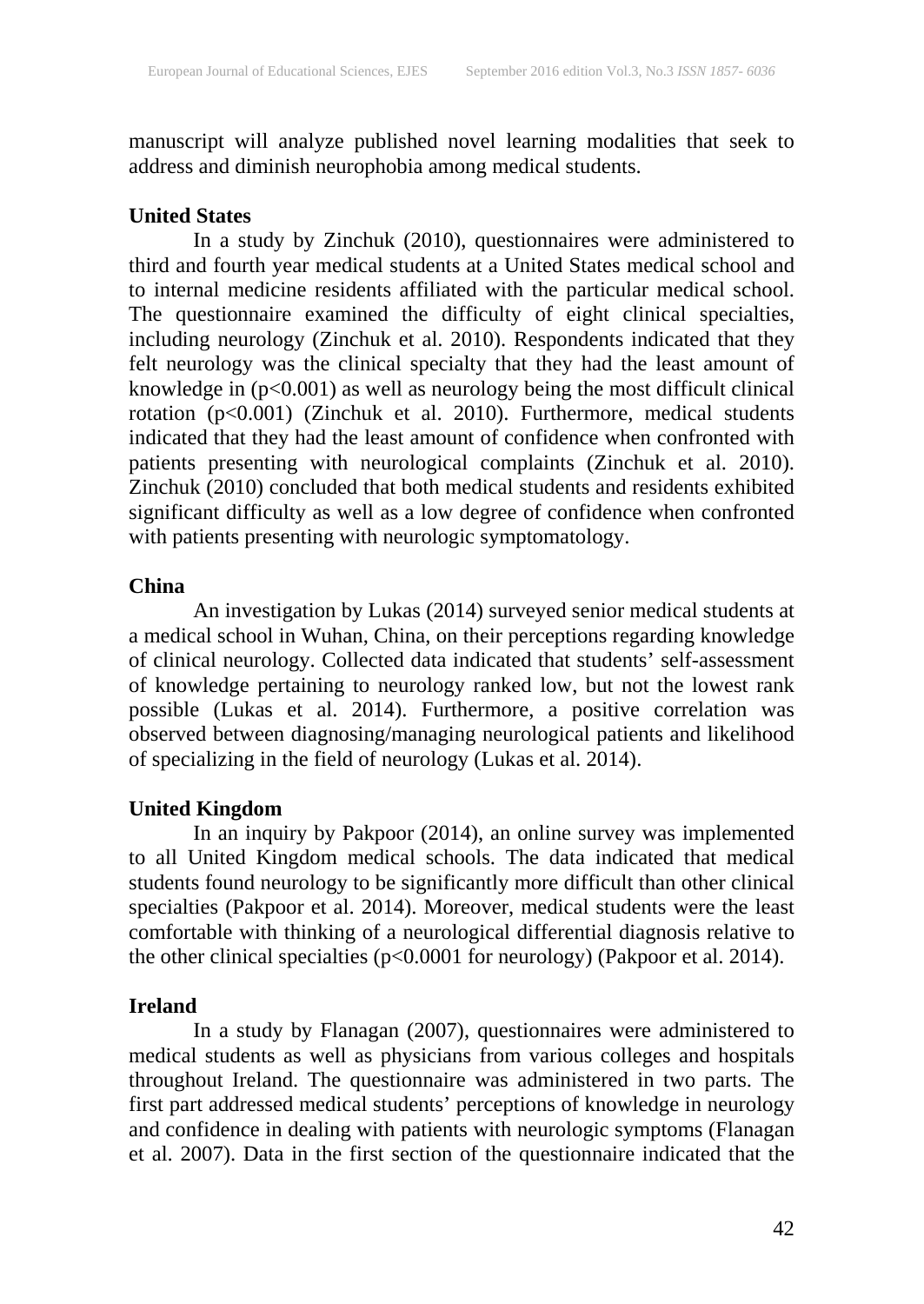manuscript will analyze published novel learning modalities that seek to address and diminish neurophobia among medical students.

**United States**

In a study by Zinchuk (2010), questionnaires were administered to third and fourth year medical students at a United States medical school and to internal medicine residents affiliated with the particular medical school. The questionnaire examined the difficulty of eight clinical specialties, including neurology (Zinchuk et al. 2010). Respondents indicated that they felt neurology was the clinical specialty that they had the least amount of knowledge in ($p<0.001$) as well as neurology being the most difficult clinical rotation ($p<0.001$) (Zinchuk et al. 2010). Furthermore, medical students indicated that they had the least amount of confidence when confronted with patients presenting with neurological complaints (Zinchuk et al. 2010). Zinchuk (2010) concluded that both medical students and residents exhibited significant difficulty as well as a low degree of confidence when confronted with patients presenting with neurologic symptomatology.

**China**

An investigation by Lukas (2014) surveyed senior medical students at a medical school in Wuhan, China, on their perceptions regarding knowledge of clinical neurology. Collected data indicated that students' self-assessment of knowledge pertaining to neurology ranked low, but not the lowest rank possible (Lukas et al. 2014). Furthermore, a positive correlation was observed between diagnosing/managing neurological patients and likelihood of specializing in the field of neurology (Lukas et al. 2014).

**United Kingdom**

In an inquiry by Pakpoor (2014), an online survey was implemented to all United Kingdom medical schools. The data indicated that medical students found neurology to be significantly more difficult than other clinical specialties (Pakpoor et al. 2014). Moreover, medical students were the least comfortable with thinking of a neurological differential diagnosis relative to the other clinical specialties ($p<0.0001$ for neurology) (Pakpoor et al. 2014).

**Ireland**

In a study by Flanagan (2007), questionnaires were administered to medical students as well as physicians from various colleges and hospitals throughout Ireland. The questionnaire was administered in two parts. The first part addressed medical students' perceptions of knowledge in neurology and confidence in dealing with patients with neurologic symptoms (Flanagan et al. 2007). Data in the first section of the questionnaire indicated that the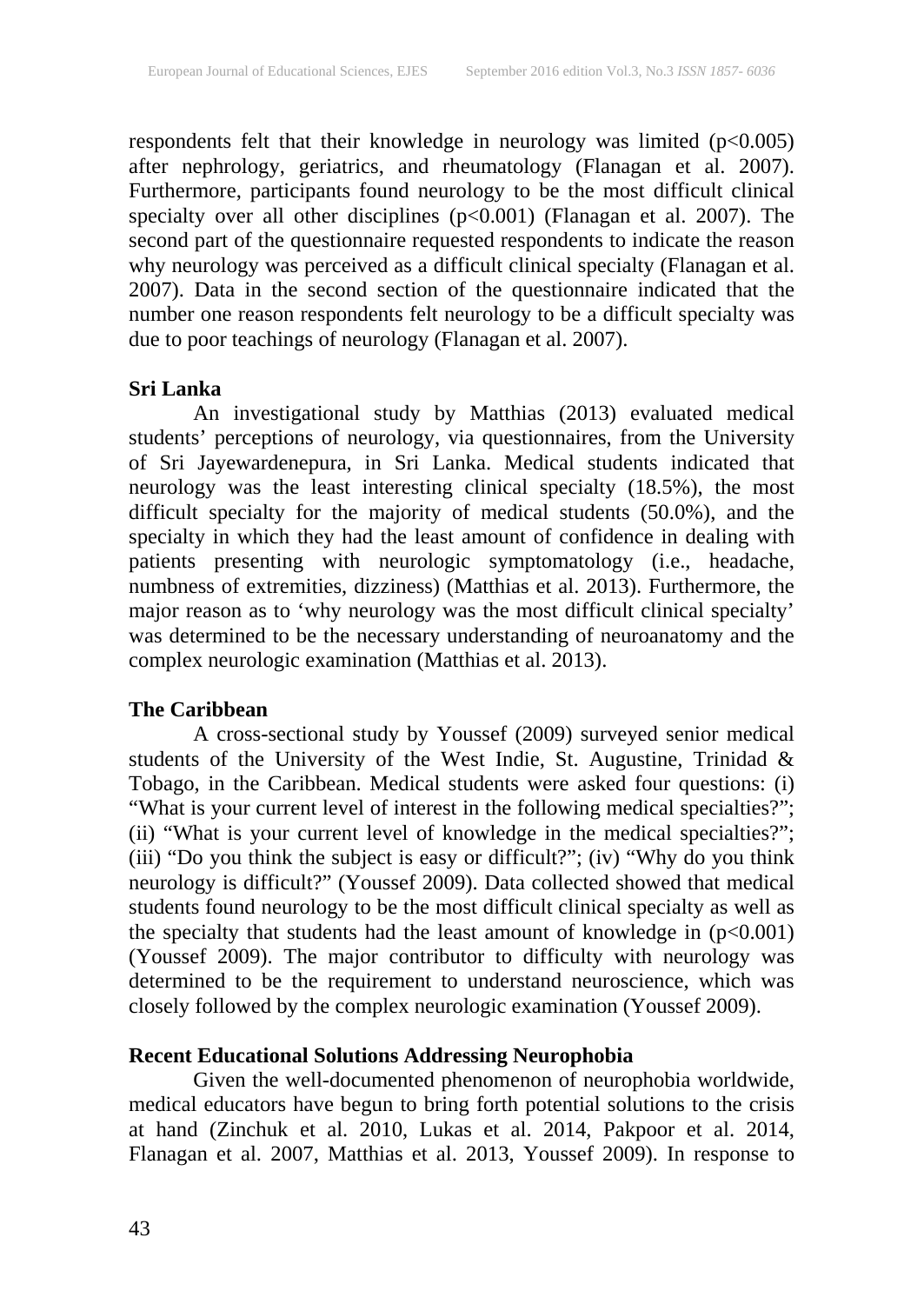respondents felt that their knowledge in neurology was limited ($p<0.005$) after nephrology, geriatrics, and rheumatology (Flanagan et al. 2007). Furthermore, participants found neurology to be the most difficult clinical specialty over all other disciplines ($p<0.001$) (Flanagan et al. 2007). The second part of the questionnaire requested respondents to indicate the reason why neurology was perceived as a difficult clinical specialty (Flanagan et al. 2007). Data in the second section of the questionnaire indicated that the number one reason respondents felt neurology to be a difficult specialty was due to poor teachings of neurology (Flanagan et al. 2007).

**Sri Lanka**

An investigational study by Matthias (2013) evaluated medical students' perceptions of neurology, via questionnaires, from the University of Sri Jayewardenepura, in Sri Lanka. Medical students indicated that neurology was the least interesting clinical specialty (18.5%), the most difficult specialty for the majority of medical students (50.0%), and the specialty in which they had the least amount of confidence in dealing with patients presenting with neurologic symptomatology (i.e., headache, numbness of extremities, dizziness) (Matthias et al. 2013). Furthermore, the major reason as to 'why neurology was the most difficult clinical specialty' was determined to be the necessary understanding of neuroanatomy and the complex neurologic examination (Matthias et al. 2013).

**The Caribbean**

A cross-sectional study by Youssef (2009) surveyed senior medical students of the University of the West Indie, St. Augustine, Trinidad & Tobago, in the Caribbean. Medical students were asked four questions: (i) "What is your current level of interest in the following medical specialties?"; (ii) "What is your current level of knowledge in the medical specialties?"; (iii) "Do you think the subject is easy or difficult?"; (iv) "Why do you think neurology is difficult?" (Youssef 2009). Data collected showed that medical students found neurology to be the most difficult clinical specialty as well as the specialty that students had the least amount of knowledge in ($p<0.001$) (Youssef 2009). The major contributor to difficulty with neurology was determined to be the requirement to understand neuroscience, which was closely followed by the complex neurologic examination (Youssef 2009).

**Recent Educational Solutions Addressing Neurophobia**

Given the well-documented phenomenon of neurophobia worldwide, medical educators have begun to bring forth potential solutions to the crisis at hand (Zinchuk et al. 2010, Lukas et al. 2014, Pakpoor et al. 2014, Flanagan et al. 2007, Matthias et al. 2013, Youssef 2009). In response to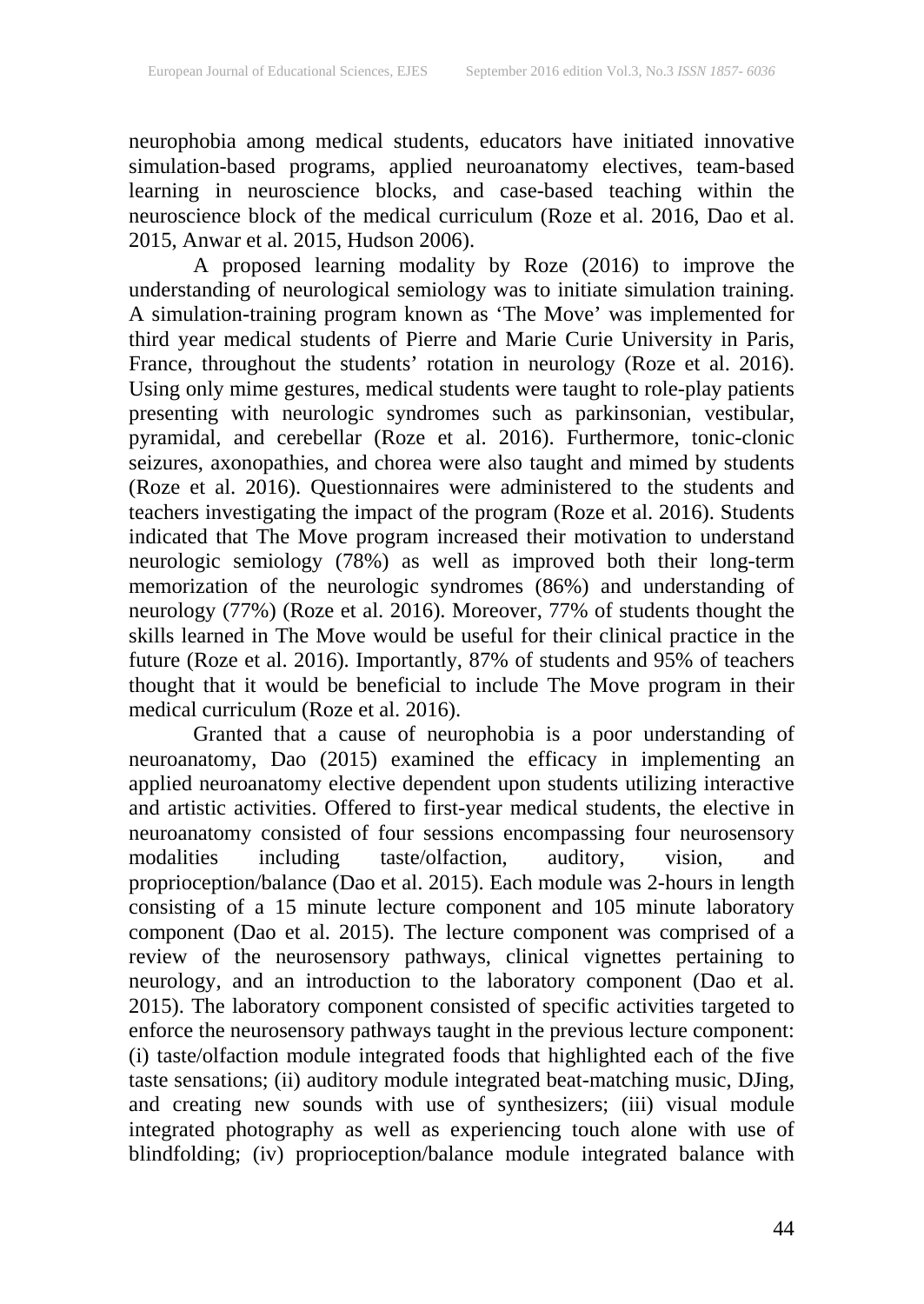neurophobia among medical students, educators have initiated innovative simulation-based programs, applied neuroanatomy electives, team-based learning in neuroscience blocks, and case-based teaching within the neuroscience block of the medical curriculum (Roze et al. 2016, Dao et al. 2015, Anwar et al. 2015, Hudson 2006).

A proposed learning modality by Roze (2016) to improve the understanding of neurological semiology was to initiate simulation training. A simulation-training program known as 'The Move' was implemented for third year medical students of Pierre and Marie Curie University in Paris, France, throughout the students' rotation in neurology (Roze et al. 2016). Using only mime gestures, medical students were taught to role-play patients presenting with neurologic syndromes such as parkinsonian, vestibular, pyramidal, and cerebellar (Roze et al. 2016). Furthermore, tonic-clonic seizures, axonopathies, and chorea were also taught and mimed by students (Roze et al. 2016). Questionnaires were administered to the students and teachers investigating the impact of the program (Roze et al. 2016). Students indicated that The Move program increased their motivation to understand neurologic semiology (78%) as well as improved both their long-term memorization of the neurologic syndromes (86%) and understanding of neurology (77%) (Roze et al. 2016). Moreover, 77% of students thought the skills learned in The Move would be useful for their clinical practice in the future (Roze et al. 2016). Importantly, 87% of students and 95% of teachers thought that it would be beneficial to include The Move program in their medical curriculum (Roze et al. 2016).

Granted that a cause of neurophobia is a poor understanding of neuroanatomy, Dao (2015) examined the efficacy in implementing an applied neuroanatomy elective dependent upon students utilizing interactive and artistic activities. Offered to first-year medical students, the elective in neuroanatomy consisted of four sessions encompassing four neurosensory modalities including taste/olfaction, auditory, vision, and proprioception/balance (Dao et al. 2015). Each module was 2-hours in length consisting of a 15 minute lecture component and 105 minute laboratory component (Dao et al. 2015). The lecture component was comprised of a review of the neurosensory pathways, clinical vignettes pertaining to neurology, and an introduction to the laboratory component (Dao et al. 2015). The laboratory component consisted of specific activities targeted to enforce the neurosensory pathways taught in the previous lecture component: (i) taste/olfaction module integrated foods that highlighted each of the five taste sensations; (ii) auditory module integrated beat-matching music, DJing, and creating new sounds with use of synthesizers; (iii) visual module integrated photography as well as experiencing touch alone with use of blindfolding; (iv) proprioception/balance module integrated balance with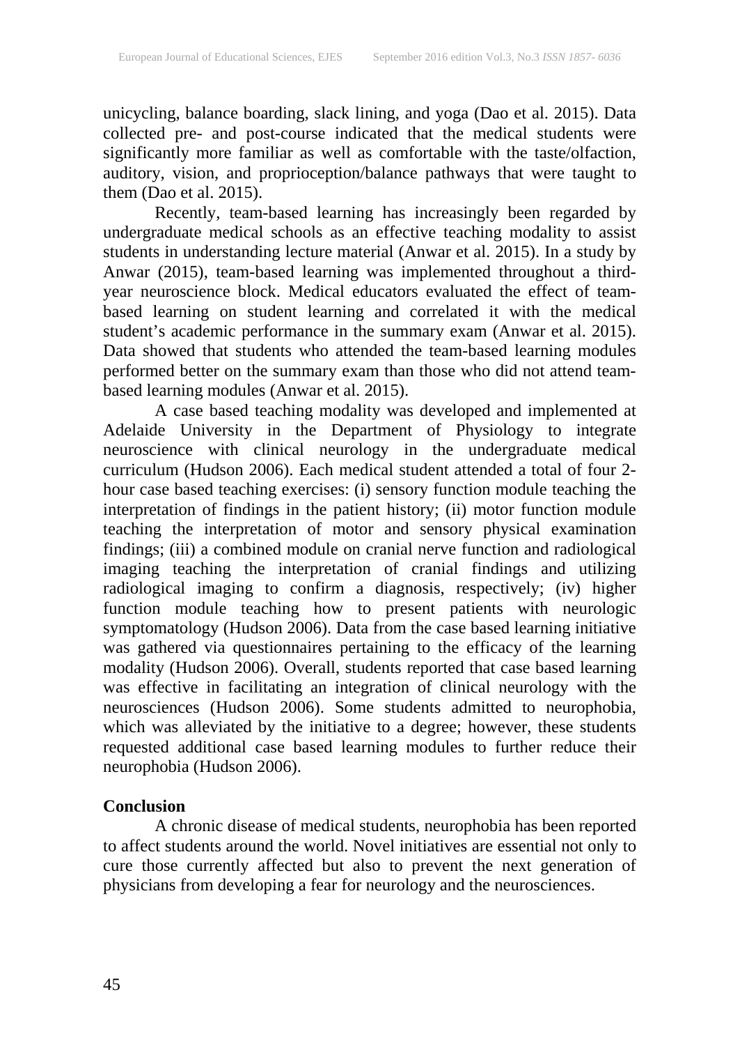unicycling, balance boarding, slack lining, and yoga (Dao et al. 2015). Data collected pre- and post-course indicated that the medical students were significantly more familiar as well as comfortable with the taste/olfaction, auditory, vision, and proprioception/balance pathways that were taught to them (Dao et al. 2015).

Recently, team-based learning has increasingly been regarded by undergraduate medical schools as an effective teaching modality to assist students in understanding lecture material (Anwar et al. 2015). In a study by Anwar (2015), team-based learning was implemented throughout a third-year neuroscience block. Medical educators evaluated the effect of team-based learning on student learning and correlated it with the medical student's academic performance in the summary exam (Anwar et al. 2015). Data showed that students who attended the team-based learning modules performed better on the summary exam than those who did not attend team-based learning modules (Anwar et al. 2015).

A case based teaching modality was developed and implemented at Adelaide University in the Department of Physiology to integrate neuroscience with clinical neurology in the undergraduate medical curriculum (Hudson 2006). Each medical student attended a total of four 2-hour case based teaching exercises: (i) sensory function module teaching the interpretation of findings in the patient history; (ii) motor function module teaching the interpretation of motor and sensory physical examination findings; (iii) a combined module on cranial nerve function and radiological imaging teaching the interpretation of cranial findings and utilizing radiological imaging to confirm a diagnosis, respectively; (iv) higher function module teaching how to present patients with neurologic symptomatology (Hudson 2006). Data from the case based learning initiative was gathered via questionnaires pertaining to the efficacy of the learning modality (Hudson 2006). Overall, students reported that case based learning was effective in facilitating an integration of clinical neurology with the neurosciences (Hudson 2006). Some students admitted to neurophobia, which was alleviated by the initiative to a degree; however, these students requested additional case based learning modules to further reduce their neurophobia (Hudson 2006).

## Conclusion

A chronic disease of medical students, neurophobia has been reported to affect students around the world. Novel initiatives are essential not only to cure those currently affected but also to prevent the next generation of physicians from developing a fear for neurology and the neurosciences.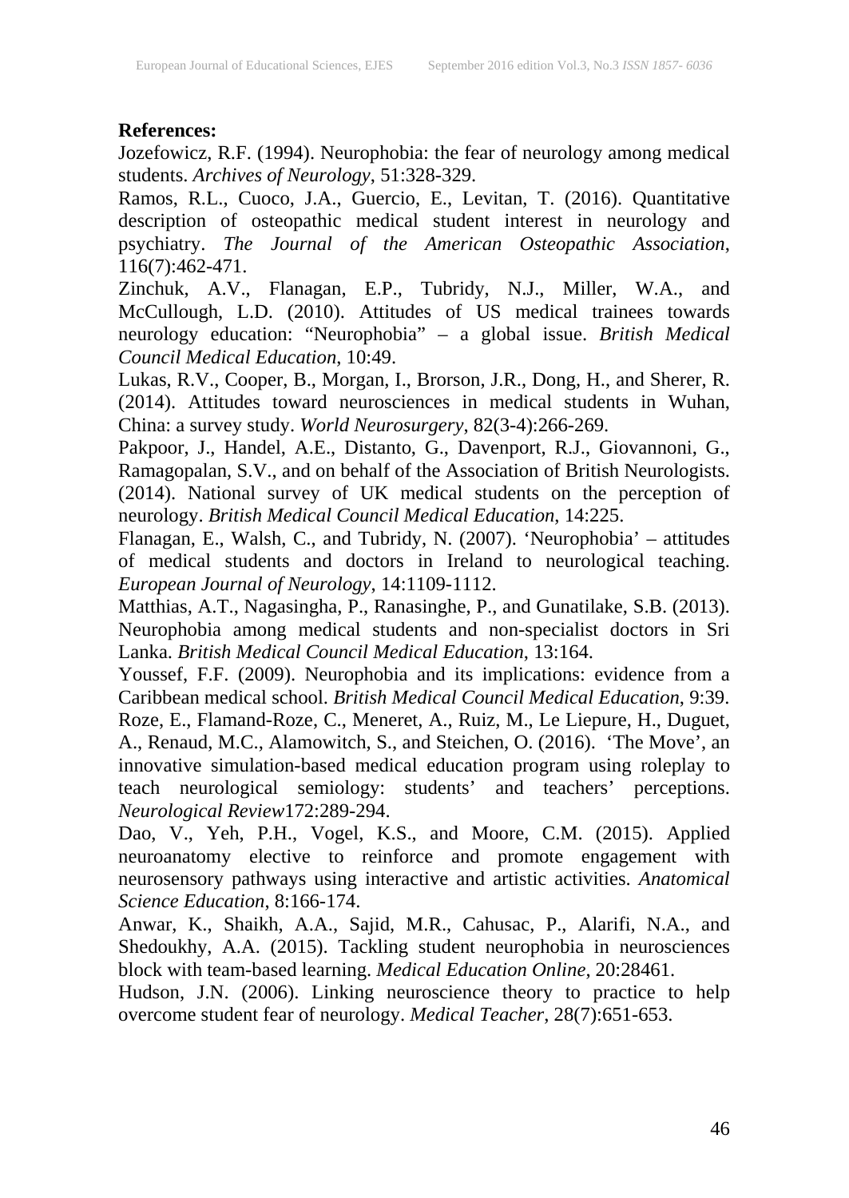**References:**

Jozefowicz, R.F. (1994). Neurophobia: the fear of neurology among medical students. *Archives of Neurology*, 51:328-329.

Ramos, R.L., Cuoco, J.A., Guercio, E., Levitan, T. (2016). Quantitative description of osteopathic medical student interest in neurology and psychiatry. *The Journal of the American Osteopathic Association*, 116(7):462-471.

Zinchuk, A.V., Flanagan, E.P., Tubridy, N.J., Miller, W.A., and McCullough, L.D. (2010). Attitudes of US medical trainees towards neurology education: "Neurophobia" – a global issue. *British Medical Council Medical Education*, 10:49.

Lukas, R.V., Cooper, B., Morgan, I., Brorson, J.R., Dong, H., and Sherer, R. (2014). Attitudes toward neurosciences in medical students in Wuhan, China: a survey study. *World Neurosurgery*, 82(3-4):266-269.

Pakpoor, J., Handel, A.E., Distanto, G., Davenport, R.J., Giovannoni, G., Ramagopalan, S.V., and on behalf of the Association of British Neurologists. (2014). National survey of UK medical students on the perception of neurology. *British Medical Council Medical Education*, 14:225.

Flanagan, E., Walsh, C., and Tubridy, N. (2007). 'Neurophobia' – attitudes of medical students and doctors in Ireland to neurological teaching. *European Journal of Neurology*, 14:1109-1112.

Matthias, A.T., Nagasingha, P., Ranasinghe, P., and Gunatilake, S.B. (2013). Neurophobia among medical students and non-specialist doctors in Sri Lanka. *British Medical Council Medical Education*, 13:164.

Youssef, F.F. (2009). Neurophobia and its implications: evidence from a Caribbean medical school. *British Medical Council Medical Education*, 9:39.

Roze, E., Flamand-Roze, C., Meneret, A., Ruiz, M., Le Liepure, H., Duguet, A., Renaud, M.C., Alamowitch, S., and Steichen, O. (2016). 'The Move', an innovative simulation-based medical education program using roleplay to teach neurological semiology: students' and teachers' perceptions. *Neurological Review*172:289-294.

Dao, V., Yeh, P.H., Vogel, K.S., and Moore, C.M. (2015). Applied neuroanatomy elective to reinforce and promote engagement with neurosensory pathways using interactive and artistic activities. *Anatomical Science Education*, 8:166-174.

Anwar, K., Shaikh, A.A., Sajid, M.R., Cahusac, P., Alarifi, N.A., and Shedoukhy, A.A. (2015). Tackling student neurophobia in neurosciences block with team-based learning. *Medical Education Online*, 20:28461.

Hudson, J.N. (2006). Linking neuroscience theory to practice to help overcome student fear of neurology. *Medical Teacher*, 28(7):651-653.